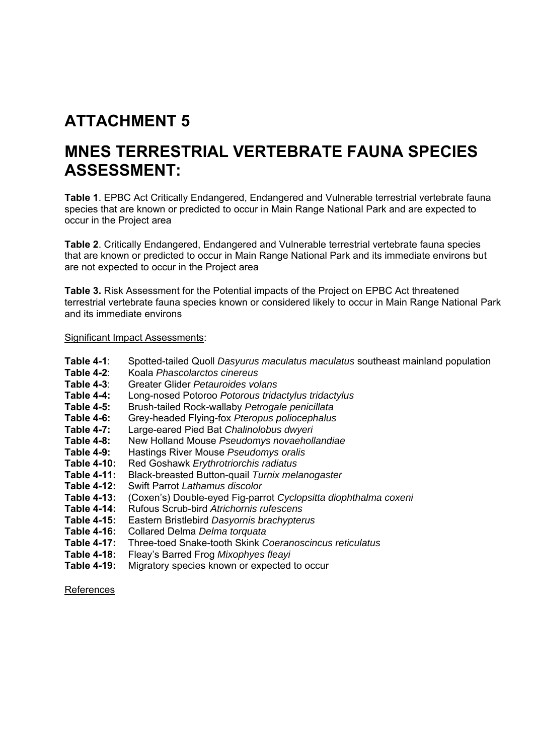# ATTACHMENT 5

# MNES TERRESTRIAL VERTEBRATE FAUNA SPECIES ASSESSMENT:

**Table 1**. EPBC Act Critically Endangered, Endangered and Vulnerable terrestrial vertebrate fauna species that are known or predicted to occur in Main Range National Park and are expected to occur in the Project area

**Table 2**. Critically Endangered, Endangered and Vulnerable terrestrial vertebrate fauna species that are known or predicted to occur in Main Range National Park and its immediate environs but are not expected to occur in the Project area

**Table 3.** Risk Assessment for the Potential impacts of the Project on EPBC Act threatened terrestrial vertebrate fauna species known or considered likely to occur in Main Range National Park and its immediate environs

Significant Impact Assessments:

- **Table 4-1**: Spotted-tailed Quoll *Dasyurus maculatus maculatus* southeast mainland population
- **Table 4-2**: Koala *Phascolarctos cinereus*
- **Table 4-3**: Greater Glider *Petauroides volans*
- **Table 4-4:** Long-nosed Potoroo *Potorous tridactylus tridactylus*
- **Table 4-5:** Brush-tailed Rock-wallaby *Petrogale penicillata*
- **Table 4-6:** Grey-headed Flying-fox *Pteropus poliocephalus*
- **Table 4-7:** Large-eared Pied Bat *Chalinolobus dwyeri*
- **Table 4-8:** New Holland Mouse *Pseudomys novaehollandiae*
- **Table 4-9:** Hastings River Mouse *Pseudomys oralis*
- **Table 4-10:** Red Goshawk *Erythrotriorchis radiatus*
- **Table 4-11:** Black-breasted Button-quail *Turnix melanogaster*
- **Table 4-12:** Swift Parrot *Lathamus discolor*
- **Table 4-13:** (Coxen's) Double-eyed Fig-parrot *Cyclopsitta diophthalma coxeni*
- **Table 4-14:** Rufous Scrub-bird *Atrichornis rufescens*
- **Table 4-15:** Eastern Bristlebird *Dasyornis brachypterus*
- **Table 4-16:** Collared Delma *Delma torquata*
- **Table 4-17:** Three-toed Snake-tooth Skink *Coeranoscincus reticulatus*
- **Table 4-18:** Fleay's Barred Frog *Mixophyes fleayi*
- **Table 4-19:** Migratory species known or expected to occur

References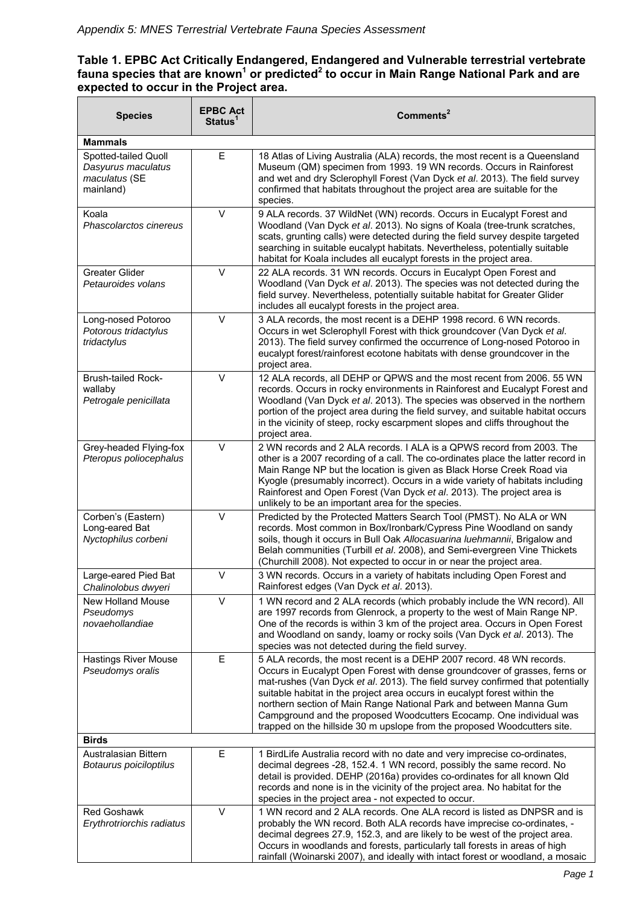*Appendix 5: MNES Terrestrial Vertebrate Fauna Species Assessment*

**Table 1. EPBC Act Critically Endangered, Endangered and Vulnerable terrestrial vertebrate fauna species that are known[1] or predicted[2] to occur in Main Range National Park and are expected to occur in the Project area.**

| Species | EPBC Act Status[1] | Comments[2] |
|---|---|---|
| **Mammals** | | |
| Spotted-tailed Quoll *Dasyurus maculatus maculatus* (SE mainland) | E | 18 Atlas of Living Australia (ALA) records, the most recent is a Queensland Museum (QM) specimen from 1993. 19 WN records. Occurs in Rainforest and wet and dry Sclerophyll Forest (Van Dyck *et al*. 2013). The field survey confirmed that habitats throughout the project area are suitable for the species. |
| Koala *Phascolarctos cinereus* | V | 9 ALA records. 37 WildNet (WN) records. Occurs in Eucalypt Forest and Woodland (Van Dyck *et al*. 2013). No signs of Koala (tree-trunk scratches, scats, grunting calls) were detected during the field survey despite targeted searching in suitable eucalypt habitats. Nevertheless, potentially suitable habitat for Koala includes all eucalypt forests in the project area. |
| Greater Glider *Petauroides volans* | V | 22 ALA records. 31 WN records. Occurs in Eucalypt Open Forest and Woodland (Van Dyck *et al*. 2013). The species was not detected during the field survey. Nevertheless, potentially suitable habitat for Greater Glider includes all eucalypt forests in the project area. |
| Long-nosed Potoroo *Potorous tridactylus tridactylus* | V | 3 ALA records, the most recent is a DEHP 1998 record. 6 WN records. Occurs in wet Sclerophyll Forest with thick groundcover (Van Dyck *et al*. 2013). The field survey confirmed the occurrence of Long-nosed Potoroo in eucalypt forest/rainforest ecotone habitats with dense groundcover in the project area. |
| Brush-tailed Rock-wallaby *Petrogale penicillata* | V | 12 ALA records, all DEHP or QPWS and the most recent from 2006. 55 WN records. Occurs in rocky environments in Rainforest and Eucalypt Forest and Woodland (Van Dyck *et al*. 2013). The species was observed in the northern portion of the project area during the field survey, and suitable habitat occurs in the vicinity of steep, rocky escarpment slopes and cliffs throughout the project area. |
| Grey-headed Flying-fox *Pteropus poliocephalus* | V | 2 WN records and 2 ALA records. I ALA is a QPWS record from 2003. The other is a 2007 recording of a call. The co-ordinates place the latter record in Main Range NP but the location is given as Black Horse Creek Road via Kyogle (presumably incorrect). Occurs in a wide variety of habitats including Rainforest and Open Forest (Van Dyck *et al*. 2013). The project area is unlikely to be an important area for the species. |
| Corben's (Eastern) Long-eared Bat *Nyctophilus corbeni* | V | Predicted by the Protected Matters Search Tool (PMST). No ALA or WN records. Most common in Box/Ironbark/Cypress Pine Woodland on sandy soils, though it occurs in Bull Oak *Allocasuarina luehmannii*, Brigalow and Belah communities (Turbill *et al*. 2008), and Semi-evergreen Vine Thickets (Churchill 2008). Not expected to occur in or near the project area. |
| Large-eared Pied Bat *Chalinolobus dwyeri* | V | 3 WN records. Occurs in a variety of habitats including Open Forest and Rainforest edges (Van Dyck *et al*. 2013). |
| New Holland Mouse *Pseudomys novaehollandiae* | V | 1 WN record and 2 ALA records (which probably include the WN record). All are 1997 records from Glenrock, a property to the west of Main Range NP. One of the records is within 3 km of the project area. Occurs in Open Forest and Woodland on sandy, loamy or rocky soils (Van Dyck *et al*. 2013). The species was not detected during the field survey. |
| Hastings River Mouse *Pseudomys oralis* | E | 5 ALA records, the most recent is a DEHP 2007 record. 48 WN records. Occurs in Eucalypt Open Forest with dense groundcover of grasses, ferns or mat-rushes (Van Dyck *et al*. 2013). The field survey confirmed that potentially suitable habitat in the project area occurs in eucalypt forest within the northern section of Main Range National Park and between Manna Gum Campground and the proposed Woodcutters Ecocamp. One individual was trapped on the hillside 30 m upslope from the proposed Woodcutters site. |
| **Birds** | | |
| Australasian Bittern *Botaurus poiciloptilus* | E | 1 BirdLife Australia record with no date and very imprecise co-ordinates, decimal degrees -28, 152.4. 1 WN record, possibly the same record. No detail is provided. DEHP (2016a) provides co-ordinates for all known Qld records and none is in the vicinity of the project area. No habitat for the species in the project area - not expected to occur. |
| Red Goshawk *Erythrotriorchis radiatus* | V | 1 WN record and 2 ALA records. One ALA record is listed as DNPSR and is probably the WN record. Both ALA records have imprecise co-ordinates, - decimal degrees 27.9, 152.3, and are likely to be west of the project area. Occurs in woodlands and forests, particularly tall forests in areas of high rainfall (Woinarski 2007), and ideally with intact forest or woodland, a mosaic |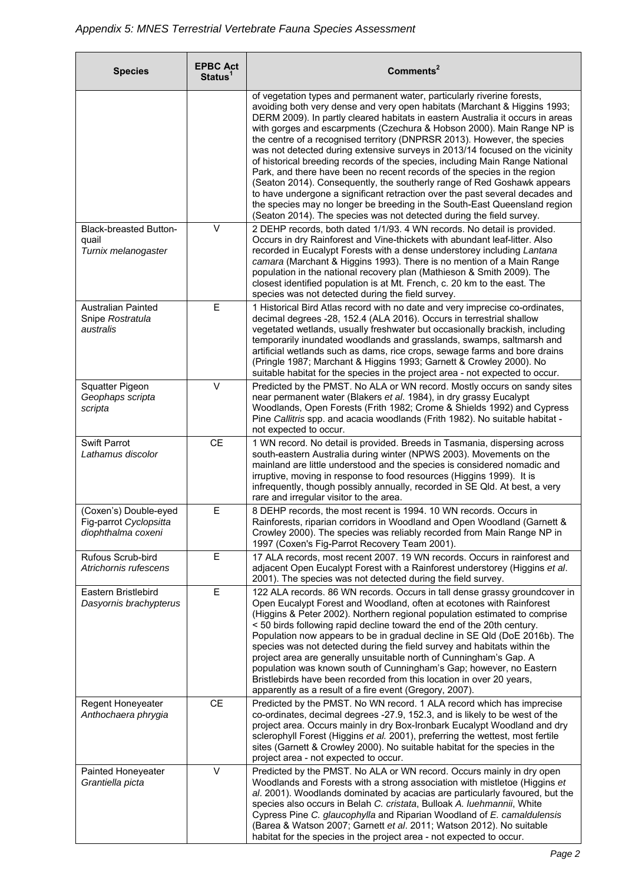## Appendix 5: MNES Terrestrial Vertebrate Fauna Species Assessment

| Species | EPBC Act Status[1] | Comments[2] |
|---|---|---|
| | | of vegetation types and permanent water, particularly riverine forests, avoiding both very dense and very open habitats (Marchant & Higgins 1993; DERM 2009). In partly cleared habitats in eastern Australia it occurs in areas with gorges and escarpments (Czechura & Hobson 2000). Main Range NP is the centre of a recognised territory (DNPRSR 2013). However, the species was not detected during extensive surveys in 2013/14 focused on the vicinity of historical breeding records of the species, including Main Range National Park, and there have been no recent records of the species in the region (Seaton 2014). Consequently, the southerly range of Red Goshawk appears to have undergone a significant retraction over the past several decades and the species may no longer be breeding in the South-East Queensland region (Seaton 2014). The species was not detected during the field survey. |
| Black-breasted Button-quail *Turnix melanogaster* | V | 2 DEHP records, both dated 1/1/93. 4 WN records. No detail is provided. Occurs in dry Rainforest and Vine-thickets with abundant leaf-litter. Also recorded in Eucalypt Forests with a dense understorey including *Lantana camara* (Marchant & Higgins 1993). There is no mention of a Main Range population in the national recovery plan (Mathieson & Smith 2009). The closest identified population is at Mt. French, c. 20 km to the east. The species was not detected during the field survey. |
| Australian Painted Snipe *Rostratula australis* | E | 1 Historical Bird Atlas record with no date and very imprecise co-ordinates, decimal degrees -28, 152.4 (ALA 2016). Occurs in terrestrial shallow vegetated wetlands, usually freshwater but occasionally brackish, including temporarily inundated woodlands and grasslands, swamps, saltmarsh and artificial wetlands such as dams, rice crops, sewage farms and bore drains (Pringle 1987; Marchant & Higgins 1993; Garnett & Crowley 2000). No suitable habitat for the species in the project area - not expected to occur. |
| Squatter Pigeon *Geophaps scripta scripta* | V | Predicted by the PMST. No ALA or WN record. Mostly occurs on sandy sites near permanent water (Blakers *et al*. 1984), in dry grassy Eucalypt Woodlands, Open Forests (Frith 1982; Crome & Shields 1992) and Cypress Pine *Callitris* spp. and acacia woodlands (Frith 1982). No suitable habitat - not expected to occur. |
| Swift Parrot *Lathamus discolor* | CE | 1 WN record. No detail is provided. Breeds in Tasmania, dispersing across south-eastern Australia during winter (NPWS 2003). Movements on the mainland are little understood and the species is considered nomadic and irruptive, moving in response to food resources (Higgins 1999). It is infrequently, though possibly annually, recorded in SE Qld. At best, a very rare and irregular visitor to the area. |
| (Coxen's) Double-eyed Fig-parrot *Cyclopsitta diophthalma coxeni* | E | 8 DEHP records, the most recent is 1994. 10 WN records. Occurs in Rainforests, riparian corridors in Woodland and Open Woodland (Garnett & Crowley 2000). The species was reliably recorded from Main Range NP in 1997 (Coxen's Fig-Parrot Recovery Team 2001). |
| Rufous Scrub-bird *Atrichornis rufescens* | E | 17 ALA records, most recent 2007. 19 WN records. Occurs in rainforest and adjacent Open Eucalypt Forest with a Rainforest understory (Higgins *et al*. 2001). The species was not detected during the field survey. |
| Eastern Bristlebird *Dasyornis brachypterus* | E | 122 ALA records. 86 WN records. Occurs in tall dense grassy groundcover in Open Eucalypt Forest and Woodland, often at ecotones with Rainforest (Higgins & Peter 2002). Northern regional population estimated to comprise < 50 birds following rapid decline toward the end of the 20th century. Population now appears to be in gradual decline in SE Qld (DoE 2016b). The species was not detected during the field survey and habitats within the project area are generally unsuitable north of Cunningham's Gap. A population was known south of Cunningham's Gap; however, no Eastern Bristlebirds have been recorded from this location in over 20 years, apparently as a result of a fire event (Gregory, 2007). |
| Regent Honeyeater *Anthochaera phrygia* | CE | Predicted by the PMST. No WN record. 1 ALA record which has imprecise co-ordinates, decimal degrees -27.9, 152.3, and is likely to be west of the project area. Occurs mainly in dry Box-Ironbark Eucalypt Woodland and dry sclerophyll Forest (Higgins *et al.* 2001), preferring the wettest, most fertile sites (Garnett & Crowley 2000). No suitable habitat for the species in the project area - not expected to occur. |
| Painted Honeyeater *Grantiella picta* | V | Predicted by the PMST. No ALA or WN record. Occurs mainly in dry open Woodlands and Forests with a strong association with mistletoe (Higgins *et al*. 2001). Woodlands dominated by acacias are particularly favoured, but the species also occurs in Belah *C. cristata*, Bulloak *A. luehmannii*, White Cypress Pine *C. glaucophylla* and Riparian Woodland of *E. camaldulensis* (Barea & Watson 2007; Garnett *et al*. 2011; Watson 2012). No suitable habitat for the species in the project area - not expected to occur. |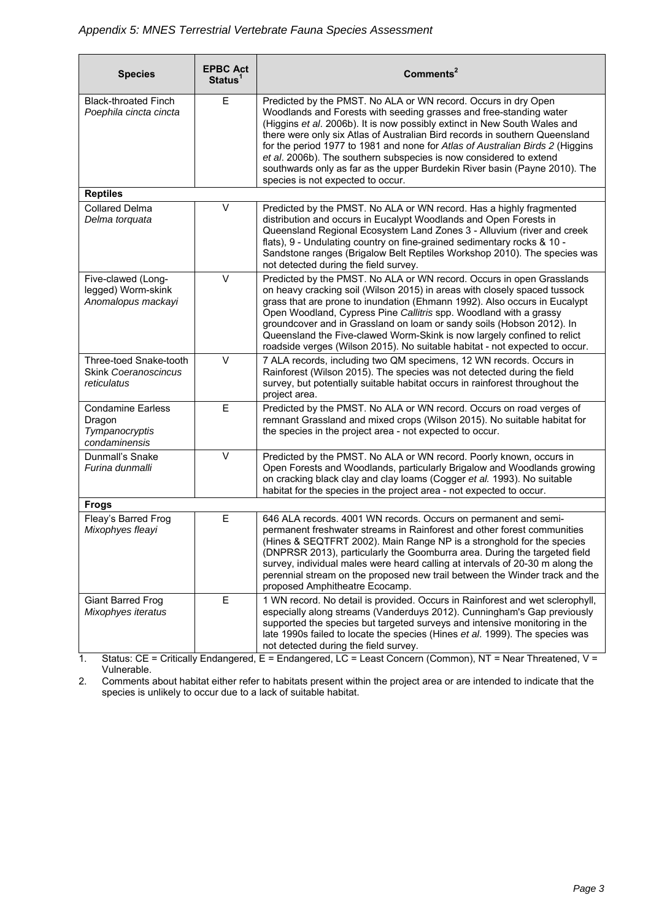| Species | EPBC Act Status[1] | Comments[2] |
|---|---|---|
| Black-throated Finch *Poephila cincta cincta* | E | Predicted by the PMST. No ALA or WN record. Occurs in dry Open Woodlands and Forests with seeding grasses and free-standing water (Higgins *et al*. 2006b). It is now possibly extinct in New South Wales and there were only six Atlas of Australian Bird records in southern Queensland for the period 1977 to 1981 and none for *Atlas of Australian Birds 2* (Higgins *et al*. 2006b). The southern subspecies is now considered to extend southwards only as far as the upper Burdekin River basin (Payne 2010). The species is not expected to occur. |
| **Reptiles** | | |
| Collared Delma *Delma torquata* | V | Predicted by the PMST. No ALA or WN record. Has a highly fragmented distribution and occurs in Eucalypt Woodlands and Open Forests in Queensland Regional Ecosystem Land Zones 3 - Alluvium (river and creek flats), 9 - Undulating country on fine-grained sedimentary rocks & 10 - Sandstone ranges (Brigalow Belt Reptiles Workshop 2010). The species was not detected during the field survey. |
| Five-clawed (Long-legged) Worm-skink *Anomalopus mackayi* | V | Predicted by the PMST. No ALA or WN record. Occurs in open Grasslands on heavy cracking soil (Wilson 2015) in areas with closely spaced tussock grass that are prone to inundation (Ehmann 1992). Also occurs in Eucalypt Open Woodland, Cypress Pine *Callitris* spp. Woodland with a grassy groundcover and in Grassland on loam or sandy soils (Hobson 2012). In Queensland the Five-clawed Worm-Skink is now largely confined to relict roadside verges (Wilson 2015). No suitable habitat - not expected to occur. |
| Three-toed Snake-tooth Skink *Coeranoscincus reticulatus* | V | 7 ALA records, including two QM specimens, 12 WN records. Occurs in Rainforest (Wilson 2015). The species was not detected during the field survey, but potentially suitable habitat occurs in rainforest throughout the project area. |
| Condamine Earless Dragon *Tympanocryptis condaminensis* | E | Predicted by the PMST. No ALA or WN record. Occurs on road verges of remnant Grassland and mixed crops (Wilson 2015). No suitable habitat for the species in the project area - not expected to occur. |
| Dunmall's Snake *Furina dunmalli* | V | Predicted by the PMST. No ALA or WN record. Poorly known, occurs in Open Forests and Woodlands, particularly Brigalow and Woodlands growing on cracking black clay and clay loams (Cogger *et al.* 1993). No suitable habitat for the species in the project area - not expected to occur. |
| **Frogs** | | |
| Fleay's Barred Frog *Mixophyes fleayi* | E | 646 ALA records. 4001 WN records. Occurs on permanent and semi-permanent freshwater streams in Rainforest and other forest communities (Hines & SEQTFRT 2002). Main Range NP is a stronghold for the species (DNPRSR 2013), particularly the Goomburra area. During the targeted field survey, individual males were heard calling at intervals of 20-30 m along the perennial stream on the proposed new trail between the Winder track and the proposed Amphitheatre Ecocamp. |
| Giant Barred Frog *Mixophyes iteratus* | E | 1 WN record. No detail is provided. Occurs in Rainforest and wet sclerophyll, especially along streams (Vanderduys 2012). Cunningham's Gap previously supported the species but targeted surveys and intensive monitoring in the late 1990s failed to locate the species (Hines *et al*. 1999). The species was not detected during the field survey. |

1. Status: CE = Critically Endangered, E = Endangered, LC = Least Concern (Common), NT = Near Threatened, V = Vulnerable.
2. Comments about habitat either refer to habitats present within the project area or are intended to indicate that the species is unlikely to occur due to a lack of suitable habitat.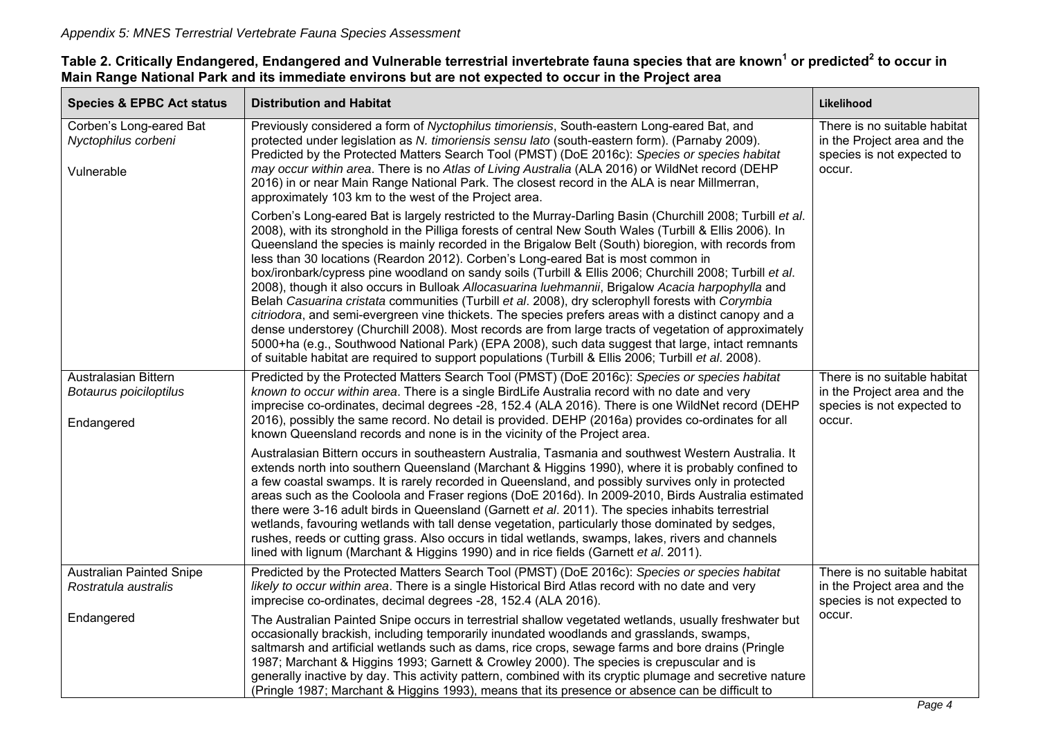*Appendix 5: MNES Terrestrial Vertebrate Fauna Species Assessment*

**Table 2. Critically Endangered, Endangered and Vulnerable terrestrial invertebrate fauna species that are known[1] or predicted[2] to occur in Main Range National Park and its immediate environs but are not expected to occur in the Project area**

| Species & EPBC Act status | Distribution and Habitat | Likelihood |
|---|---|---|
| Corben's Long-eared Bat *Nyctophilus corbeni*<br><br>Vulnerable | Previously considered a form of *Nyctophilus timoriensis*, South-eastern Long-eared Bat, and protected under legislation as *N. timoriensis sensu lato* (south-eastern form). (Parnaby 2009). Predicted by the Protected Matters Search Tool (PMST) (DoE 2016c): *Species or species habitat may occur within area*. There is no *Atlas of Living Australia* (ALA 2016) or WildNet record (DEHP 2016) in or near Main Range National Park. The closest record in the ALA is near Millmerran, approximately 103 km to the west of the Project area.<br><br>Corben's Long-eared Bat is largely restricted to the Murray-Darling Basin (Churchill 2008; Turbill *et al*. 2008), with its stronghold in the Pilliga forests of central New South Wales (Turbill & Ellis 2006). In Queensland the species is mainly recorded in the Brigalow Belt (South) bioregion, with records from less than 30 locations (Reardon 2012). Corben's Long-eared Bat is most common in box/ironbark/cypress pine woodland on sandy soils (Turbill & Ellis 2006; Churchill 2008; Turbill *et al*. 2008), though it also occurs in Bulloak *Allocasuarina luehmannii*, Brigalow *Acacia harpophylla* and Belah *Casuarina cristata* communities (Turbill et al. 2008), dry sclerophyll forests with *Corymbia citriodora*, and semi-evergreen vine thickets. The species prefers areas with a distinct canopy and a dense understorey (Churchill 2008). Most records are from large tracts of vegetation of approximately 5000+ha (e.g., Southwood National Park) (EPA 2008), such data suggest that large, intact remnants of suitable habitat are required to support populations (Turbill & Ellis 2006; Turbill *et al*. 2008). | There is no suitable habitat in the Project area and the species is not expected to occur. |
| Australasian Bittern *Botaurus poiciloptilus*<br><br>Endangered | Predicted by the Protected Matters Search Tool (PMST) (DoE 2016c): *Species or species habitat known to occur within area*. There is a single BirdLife Australia record with no date and very imprecise co-ordinates, decimal degrees -28, 152.4 (ALA 2016). There is one WildNet record (DEHP 2016), possibly the same record. No detail is provided. DEHP (2016a) provides co-ordinates for all known Queensland records and none is in the vicinity of the Project area.<br><br>Australasian Bittern occurs in southeastern Australia, Tasmania and southwest Western Australia. It extends north into southern Queensland (Marchant & Higgins 1990), where it is probably confined to a few coastal swamps. It is rarely recorded in Queensland, and possibly survives only in protected areas such as the Cooloola and Fraser regions (DoE 2016d). In 2009-2010, Birds Australia estimated there were 3-16 adult birds in Queensland (Garnett *et al*. 2011). The species inhabits terrestrial wetlands, favouring wetlands with tall dense vegetation, particularly those dominated by sedges, rushes, reeds or cutting grass. Also occurs in tidal wetlands, swamps, lakes, rivers and channels lined with lignum (Marchant & Higgins 1990) and in rice fields (Garnett *et al*. 2011). | There is no suitable habitat in the Project area and the species is not expected to occur. |
| Australian Painted Snipe *Rostratula australis*<br><br>Endangered | Predicted by the Protected Matters Search Tool (PMST) (DoE 2016c): *Species or species habitat likely to occur within area*. There is a single Historical Bird Atlas record with no date and very imprecise co-ordinates, decimal degrees -28, 152.4 (ALA 2016).<br><br>The Australian Painted Snipe occurs in terrestrial shallow vegetated wetlands, usually freshwater but occasionally brackish, including temporarily inundated woodlands and grasslands, swamps, saltmarsh and artificial wetlands such as dams, rice crops, sewage farms and bore drains (Pringle 1987; Marchant & Higgins 1993; Garnett & Crowley 2000). The species is crepuscular and is generally inactive by day. This activity pattern, combined with its cryptic plumage and secretive nature (Pringle 1987; Marchant & Higgins 1993), means that its presence or absence can be difficult to | There is no suitable habitat in the Project area and the species is not expected to occur. |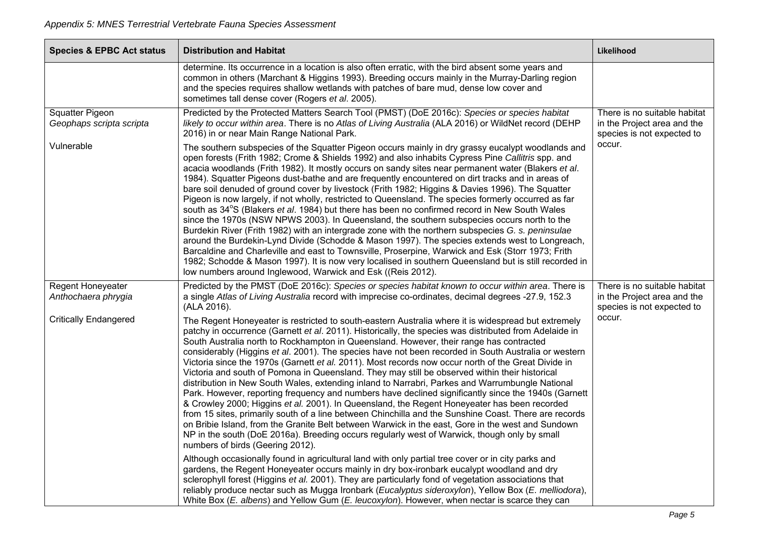| Species & EPBC Act status | Distribution and Habitat | Likelihood |
|---|---|---|
| | determine. Its occurrence in a location is also often erratic, with the bird absent some years and common in others (Marchant & Higgins 1993). Breeding occurs mainly in the Murray-Darling region and the species requires shallow wetlands with patches of bare mud, dense low cover and sometimes tall dense cover (Rogers *et al*. 2005). | |
| Squatter Pigeon *Geophaps scripta scripta*<br><br>Vulnerable | Predicted by the Protected Matters Search Tool (PMST) (DoE 2016c): *Species or species habitat likely to occur within area*. There is no *Atlas of Living Australia* (ALA 2016) or WildNet record (DEHP 2016) in or near Main Range National Park.<br><br>The southern subspecies of the Squatter Pigeon occurs mainly in dry grassy eucalypt woodlands and open forests (Frith 1982; Crome & Shields 1992) and also inhabits Cypress Pine *Callitris* spp. and acacia woodlands (Frith 1982). It mostly occurs on sandy sites near permanent water (Blakers *et al*. 1984). Squatter Pigeons dust-bathe and are frequently encountered on dirt tracks and in areas of bare soil denuded of ground cover by livestock (Frith 1982; Higgins & Davies 1996). The Squatter Pigeon is now largely, if not wholly, restricted to Queensland. The species formerly occurred as far south as 34°S (Blakers *et al*. 1984) but there has been no confirmed record in New South Wales since the 1970s (NSW NPWS 2003). In Queensland, the southern subspecies occurs north to the Burdekin River (Frith 1982) with an intergrade zone with the northern subspecies *G. s. peninsulae* around the Burdekin-Lynd Divide (Schodde & Mason 1997). The species extends west to Longreach, Barcaldine and Charleville and east to Townsville, Proserpine, Warwick and Esk (Storr 1973; Frith 1982; Schodde & Mason 1997). It is now very localised in southern Queensland but is still recorded in low numbers around Inglewood, Warwick and Esk ((Reis 2012). | There is no suitable habitat in the Project area and the species is not expected to occur. |
| Regent Honeyeater *Anthochaera phrygia*<br><br>Critically Endangered | Predicted by the PMST (DoE 2016c): *Species or species habitat known to occur within area*. There is a single *Atlas of Living Australia* record with imprecise co-ordinates, decimal degrees -27.9, 152.3 (ALA 2016).<br><br>The Regent Honeyeater is restricted to south-eastern Australia where it is widespread but extremely patchy in occurrence (Garnett *et al*. 2011). Historically, the species was distributed from Adelaide in South Australia north to Rockhampton in Queensland. However, their range has contracted considerably (Higgins *et al*. 2001). The species have not been recorded in South Australia or western Victoria since the 1970s (Garnett *et al.* 2011). Most records now occur north of the Great Divide in Victoria and south of Pomona in Queensland. They may still be observed within their historical distribution in New South Wales, extending inland to Narrabri, Parkes and Warrumbungle National Park. However, reporting frequency and numbers have declined significantly since the 1940s (Garnett & Crowley 2000; Higgins *et al.* 2001). In Queensland, the Regent Honeyeater has been recorded from 15 sites, primarily south of a line between Chinchilla and the Sunshine Coast. There are records on Bribie Island, from the Granite Belt between Warwick in the east, Gore in the west and Sundown NP in the south (DoE 2016a). Breeding occurs regularly west of Warwick, though only by small numbers of birds (Geering 2012).<br><br>Although occasionally found in agricultural land with only partial tree cover or in city parks and gardens, the Regent Honeyeater occurs mainly in dry box-ironbark eucalypt woodland and dry sclerophyll forest (Higgins *et al.* 2001). They are particularly fond of vegetation associations that reliably produce nectar such as Mugga Ironbark (*Eucalyptus sideroxylon*), Yellow Box (*E. melliodora*), White Box (*E. albens*) and Yellow Gum (*E. leucoxylon*). However, when nectar is scarce they can | There is no suitable habitat in the Project area and the species is not expected to occur. |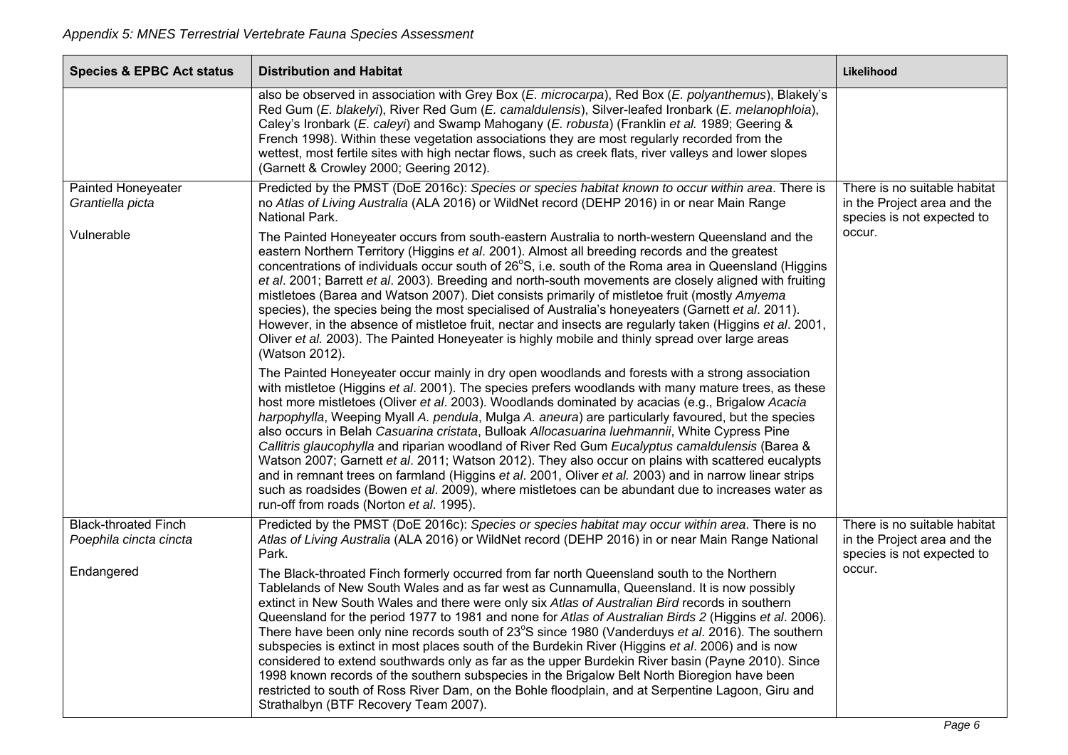*Appendix 5: MNES Terrestrial Vertebrate Fauna Species Assessment*

| Species & EPBC Act status | Distribution and Habitat | Likelihood |
|---|---|---|
| | also be observed in association with Grey Box (*E. microcarpa*), Red Box (*E. polyanthemus*), Blakely's Red Gum (*E. blakelyi*), River Red Gum (*E. camaldulensis*), Silver-leafed Ironbark (*E. melanophloia*), Caley's Ironbark (*E. caleyi*) and Swamp Mahogany (*E. robusta*) (Franklin *et al.* 1989; Geering & French 1998). Within these vegetation associations they are most regularly recorded from the wettest, most fertile sites with high nectar flows, such as creek flats, river valleys and lower slopes (Garnett & Crowley 2000; Geering 2012). | |
| Painted Honeyeater *Grantiella picta*<br><br>Vulnerable | Predicted by the PMST (DoE 2016c): *Species or species habitat known to occur within area*. There is no *Atlas of Living Australia* (ALA 2016) or WildNet record (DEHP 2016) in or near Main Range National Park.<br><br>The Painted Honeyeater occurs from south-eastern Australia to north-western Queensland and the eastern Northern Territory (Higgins *et al*. 2001). Almost all breeding records and the greatest concentrations of individuals occur south of 26°S, i.e. south of the Roma area in Queensland (Higgins *et al*. 2001; Barrett *et al*. 2003). Breeding and north-south movements are closely aligned with fruiting mistletoes (Barea and Watson 2007). Diet consists primarily of mistletoe fruit (mostly *Amyema* species), the species being the most specialised of Australia's honeyeaters (Garnett *et al*. 2011). However, in the absence of mistletoe fruit, nectar and insects are regularly taken (Higgins *et al*. 2001, Oliver *et al.* 2003). The Painted Honeyeater is highly mobile and thinly spread over large areas (Watson 2012).<br><br>The Painted Honeyeater occur mainly in dry open woodlands and forests with a strong association with mistletoe (Higgins *et al*. 2001). The species prefers woodlands with many mature trees, as these host more mistletoes (Oliver *et al*. 2003). Woodlands dominated by acacias (e.g., Brigalow *Acacia harpophylla*, Weeping Myall *A. pendula*, Mulga *A. aneura*) are particularly favoured, but the species also occurs in Belah *Casuarina cristata*, Bulloak *Allocasuarina luehmannii*, White Cypress Pine *Callitris glaucophylla* and riparian woodland of River Red Gum *Eucalyptus camaldulensis* (Barea & Watson 2007; Garnett *et al*. 2011; Watson 2012). They also occur on plains with scattered eucalypts and in remnant trees on farmland (Higgins *et al*. 2001, Oliver *et al.* 2003) and in narrow linear strips such as roadsides (Bowen *et al*. 2009), where mistletoes can be abundant due to increases water as run-off from roads (Norton *et al*. 1995). | There is no suitable habitat in the Project area and the species is not expected to occur. |
| Black-throated Finch *Poephila cincta cincta*<br><br>Endangered | Predicted by the PMST (DoE 2016c): *Species or species habitat may occur within area*. There is no *Atlas of Living Australia* (ALA 2016) or WildNet record (DEHP 2016) in or near Main Range National Park.<br><br>The Black-throated Finch formerly occurred from far north Queensland south to the Northern Tablelands of New South Wales and as far west as Cunnamulla, Queensland. It is now possibly extinct in New South Wales and there were only six *Atlas of Australian Bird* records in southern Queensland for the period 1977 to 1981 and none for *Atlas of Australian Birds 2* (Higgins *et al*. 2006). There have been only nine records south of 23°S since 1980 (Vanderduys *et al*. 2016). The southern subspecies is extinct in most places south of the Burdekin River (Higgins *et al*. 2006) and is now considered to extend southwards only as far as the upper Burdekin River basin (Payne 2010). Since 1998 known records of the southern subspecies in the Brigalow Belt North Bioregion have been restricted to south of Ross River Dam, on the Bohle floodplain, and at Serpentine Lagoon, Giru and Strathalbyn (BTF Recovery Team 2007). | There is no suitable habitat in the Project area and the species is not expected to occur. |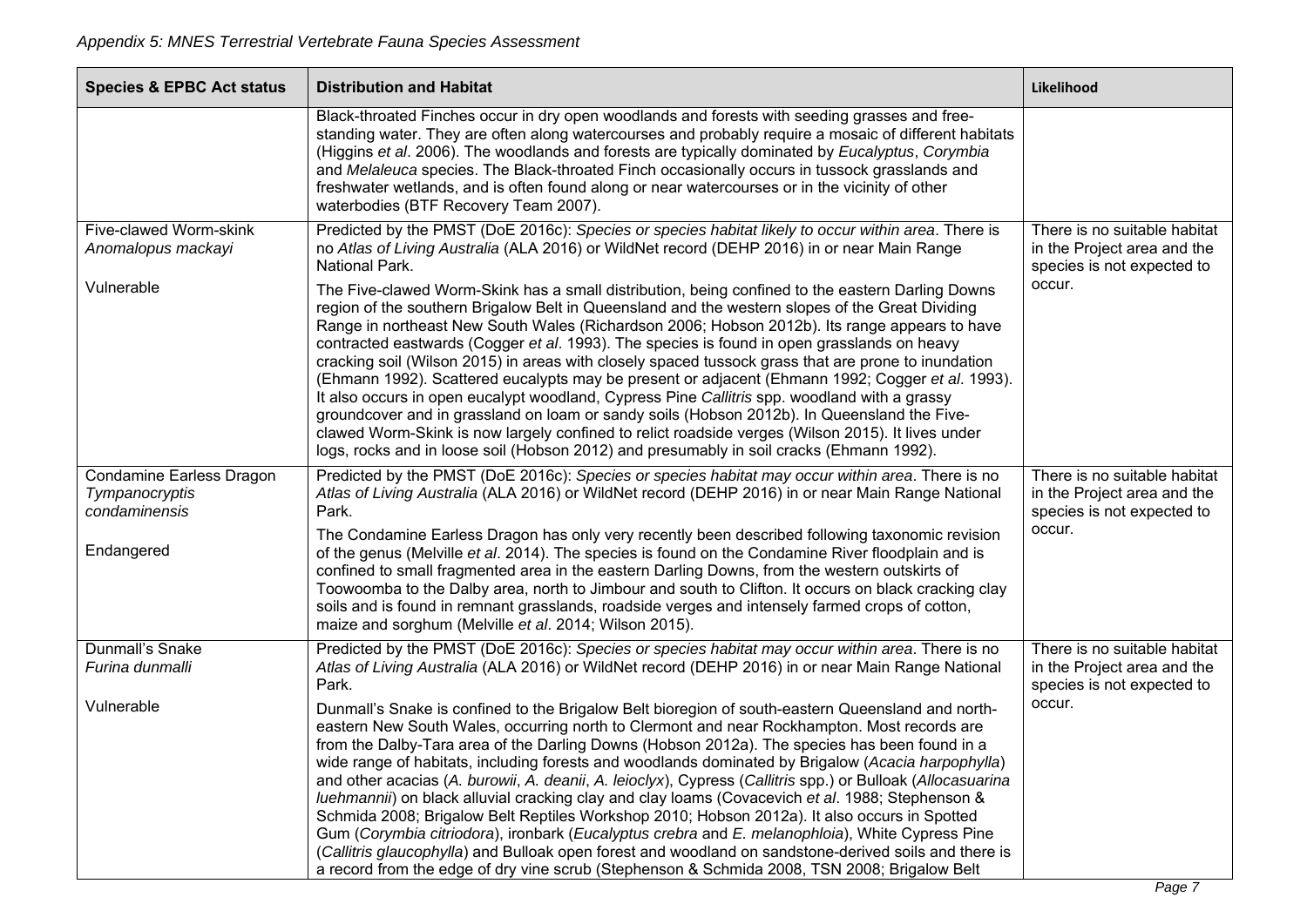*Appendix 5: MNES Terrestrial Vertebrate Fauna Species Assessment*

| Species & EPBC Act status | Distribution and Habitat | Likelihood |
| --- | --- | --- |
| | Black-throated Finches occur in dry open woodlands and forests with seeding grasses and free-standing water. They are often along watercourses and probably require a mosaic of different habitats (Higgins *et al*. 2006). The woodlands and forests are typically dominated by *Eucalyptus*, *Corymbia* and *Melaleuca* species. The Black-throated Finch occasionally occurs in tussock grasslands and freshwater wetlands, and is often found along or near watercourses or in the vicinity of other waterbodies (BTF Recovery Team 2007). | |
| Five-clawed Worm-skink *Anomalopus mackayi* <br><br> Vulnerable | Predicted by the PMST (DoE 2016c): *Species or species habitat likely to occur within area*. There is no *Atlas of Living Australia* (ALA 2016) or WildNet record (DEHP 2016) in or near Main Range National Park. <br><br> The Five-clawed Worm-Skink has a small distribution, being confined to the eastern Darling Downs region of the southern Brigalow Belt in Queensland and the western slopes of the Great Dividing Range in northeast New South Wales (Richardson 2006; Hobson 2012b). Its range appears to have contracted eastwards (Cogger *et al*. 1993). The species is found in open grasslands on heavy cracking soil (Wilson 2015) in areas with closely spaced tussock grass that are prone to inundation (Ehmann 1992). Scattered eucalypts may be present or adjacent (Ehmann 1992; Cogger *et al*. 1993). It also occurs in open eucalypt woodland, Cypress Pine *Callitris* spp. woodland with a grassy groundcover and in grassland on loam or sandy soils (Hobson 2012b). In Queensland the Five-clawed Worm-Skink is now largely confined to relict roadside verges (Wilson 2015). It lives under logs, rocks and in loose soil (Hobson 2012) and presumably in soil cracks (Ehmann 1992). | There is no suitable habitat in the Project area and the species is not expected to occur. |
| Condamine Earless Dragon *Tympanocryptis condaminensis* <br><br> Endangered | Predicted by the PMST (DoE 2016c): *Species or species habitat may occur within area*. There is no *Atlas of Living Australia* (ALA 2016) or WildNet record (DEHP 2016) in or near Main Range National Park. <br><br> The Condamine Earless Dragon has only very recently been described following taxonomic revision of the genus (Melville *et al*. 2014). The species is found on the Condamine River floodplain and is confined to small fragmented area in the eastern Darling Downs, from the western outskirts of Toowoomba to the Dalby area, north to Jimbour and south to Clifton. It occurs on black cracking clay soils and is found in remnant grasslands, roadside verges and intensely farmed crops of cotton, maize and sorghum (Melville *et al*. 2014; Wilson 2015). | There is no suitable habitat in the Project area and the species is not expected to occur. |
| Dunmall's Snake *Furina dunmalli* <br><br> Vulnerable | Predicted by the PMST (DoE 2016c): *Species or species habitat may occur within area*. There is no *Atlas of Living Australia* (ALA 2016) or WildNet record (DEHP 2016) in or near Main Range National Park. <br><br> Dunmall's Snake is confined to the Brigalow Belt bioregion of south-eastern Queensland and north-eastern New South Wales, occurring north to Clermont and near Rockhampton. Most records are from the Dalby-Tara area of the Darling Downs (Hobson 2012a). The species has been found in a wide range of habitats, including forests and woodlands dominated by Brigalow (*Acacia harpophylla*) and other acacias (*A. burowii*, *A. deanii*, *A. leioclyx*), Cypress (*Callitris* spp.) or Bulloak (*Allocasuarina luehmannii*) on black alluvial cracking clay and clay loams (Covacevich *et al*. 1988; Stephenson & Schmida 2008; Brigalow Belt Reptiles Workshop 2010; Hobson 2012a). It also occurs in Spotted Gum (*Corymbia citriodora*), ironbark (*Eucalyptus crebra* and *E. melanophloia*), White Cypress Pine (*Callitris glaucophylla*) and Bulloak open forest and woodland on sandstone-derived soils and there is a record from the edge of dry vine scrub (Stephenson & Schmida 2008, TSN 2008; Brigalow Belt | There is no suitable habitat in the Project area and the species is not expected to occur. |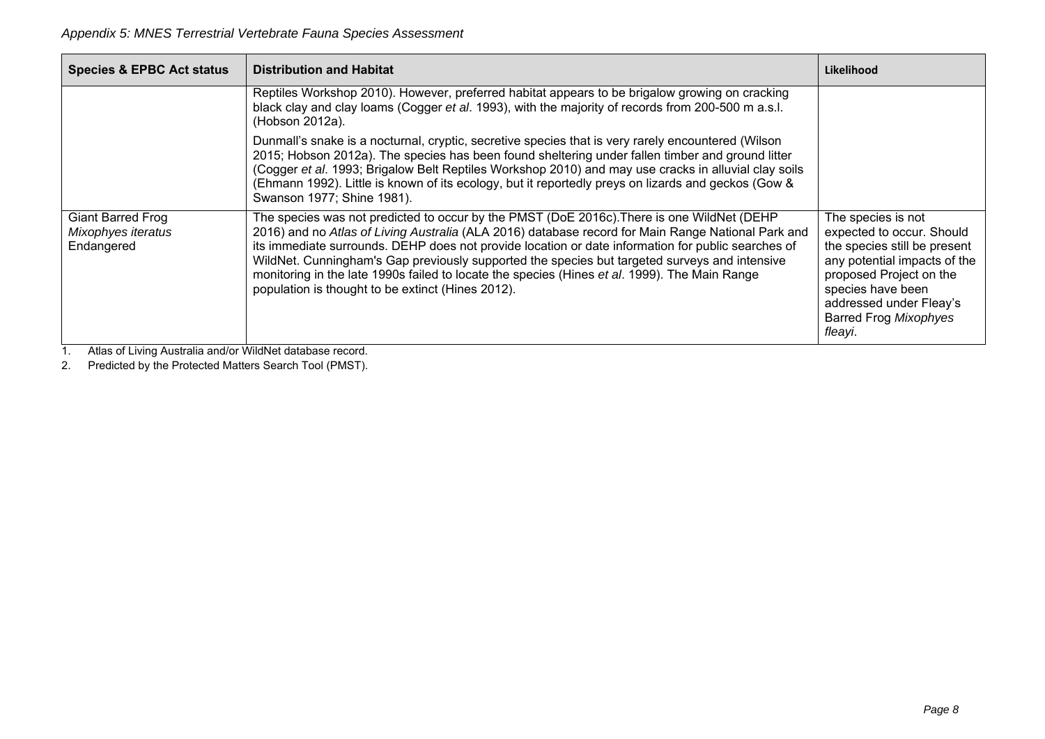| Species & EPBC Act status | Distribution and Habitat | Likelihood |
|---|---|---|
| | Reptiles Workshop 2010). However, preferred habitat appears to be brigalow growing on cracking black clay and clay loams (Cogger *et al*. 1993), with the majority of records from 200-500 m a.s.l. (Hobson 2012a).<br><br>Dunmall's snake is a nocturnal, cryptic, secretive species that is very rarely encountered (Wilson 2015; Hobson 2012a). The species has been found sheltering under fallen timber and ground litter (Cogger *et al*. 1993; Brigalow Belt Reptiles Workshop 2010) and may use cracks in alluvial clay soils (Ehmann 1992). Little is known of its ecology, but it reportedly preys on lizards and geckos (Gow & Swanson 1977; Shine 1981). | |
| Giant Barred Frog<br>*Mixophyes iteratus*<br>Endangered | The species was not predicted to occur by the PMST (DoE 2016c).There is one WildNet (DEHP 2016) and no *Atlas of Living Australia* (ALA 2016) database record for Main Range National Park and its immediate surrounds. DEHP does not provide location or date information for public searches of WildNet. Cunningham's Gap previously supported the species but targeted surveys and intensive monitoring in the late 1990s failed to locate the species (Hines *et al*. 1999). The Main Range population is thought to be extinct (Hines 2012). | The species is not expected to occur. Should the species still be present any potential impacts of the proposed Project on the species have been addressed under Fleay's Barred Frog *Mixophyes fleayi*. |

1. Atlas of Living Australia and/or WildNet database record.
2. Predicted by the Protected Matters Search Tool (PMST).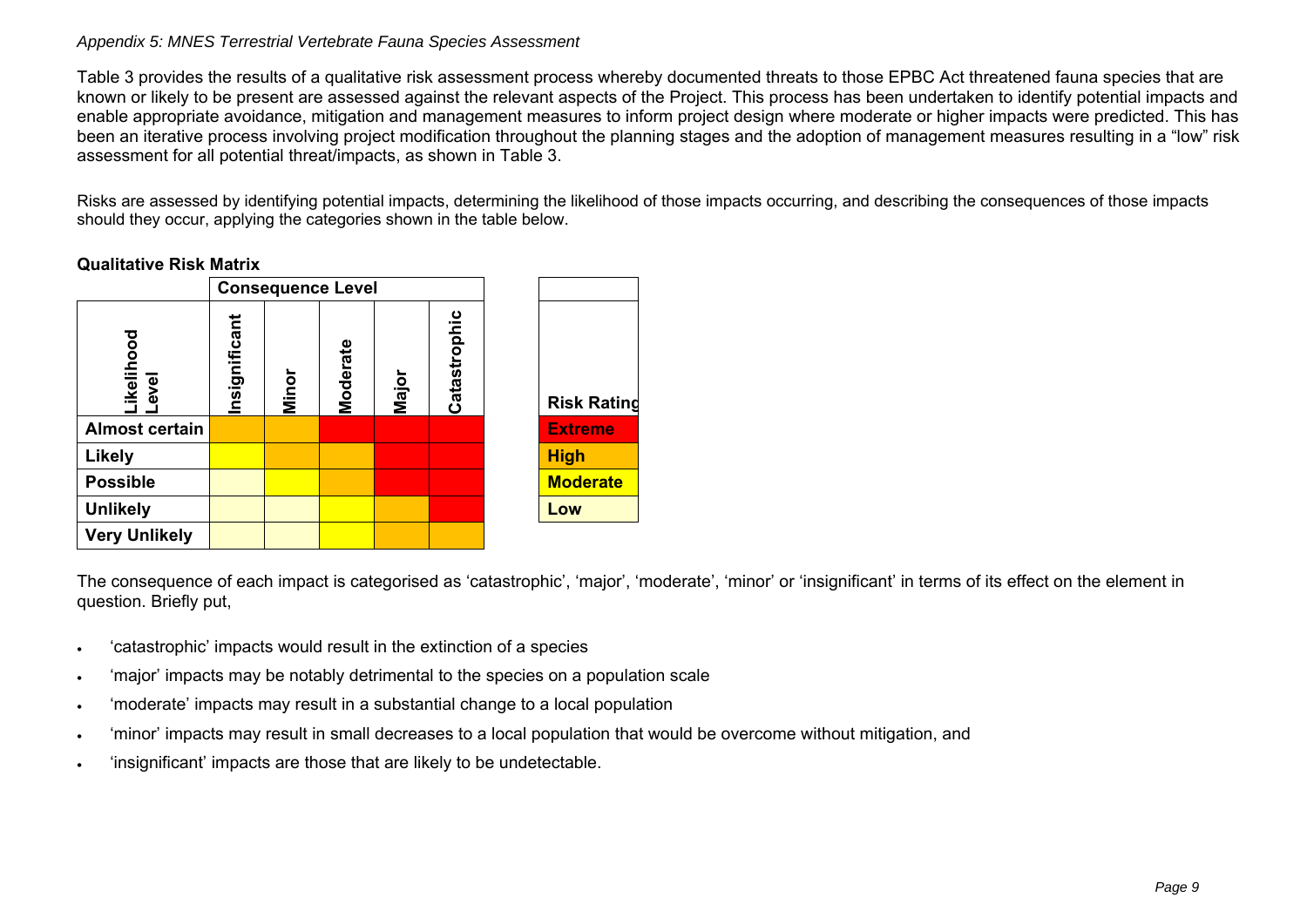Table 3 provides the results of a qualitative risk assessment process whereby documented threats to those EPBC Act threatened fauna species that are known or likely to be present are assessed against the relevant aspects of the Project. This process has been undertaken to identify potential impacts and enable appropriate avoidance, mitigation and management measures to inform project design where moderate or higher impacts were predicted. This has been an iterative process involving project modification throughout the planning stages and the adoption of management measures resulting in a "low" risk assessment for all potential threat/impacts, as shown in Table 3.

Risks are assessed by identifying potential impacts, determining the likelihood of those impacts occurring, and describing the consequences of those impacts should they occur, applying the categories shown in the table below.

**Qualitative Risk Matrix**

| | **Consequence Level** | | | | |
|---|---|---|---|---|---|
| **Likelihood Level** | **Insignificant** | **Minor** | **Moderate** | **Major** | **Catastrophic** |
| **Almost certain** | High | High | Extreme | Extreme | Extreme |
| **Likely** | Moderate | High | High | Extreme | Extreme |
| **Possible** | Low | Moderate | High | Extreme | Extreme |
| **Unlikely** | Low | Low | Moderate | High | Extreme |
| **Very Unlikely** | Low | Low | Moderate | High | High |

| **Risk Rating** |
|---|
| **Extreme** |
| **High** |
| **Moderate** |
| **Low** |

The consequence of each impact is categorised as 'catastrophic', 'major', 'moderate', 'minor' or 'insignificant' in terms of its effect on the element in question. Briefly put,

- 'catastrophic' impacts would result in the extinction of a species
- 'major' impacts may be notably detrimental to the species on a population scale
- 'moderate' impacts may result in a substantial change to a local population
- 'minor' impacts may result in small decreases to a local population that would be overcome without mitigation, and
- 'insignificant' impacts are those that are likely to be undetectable.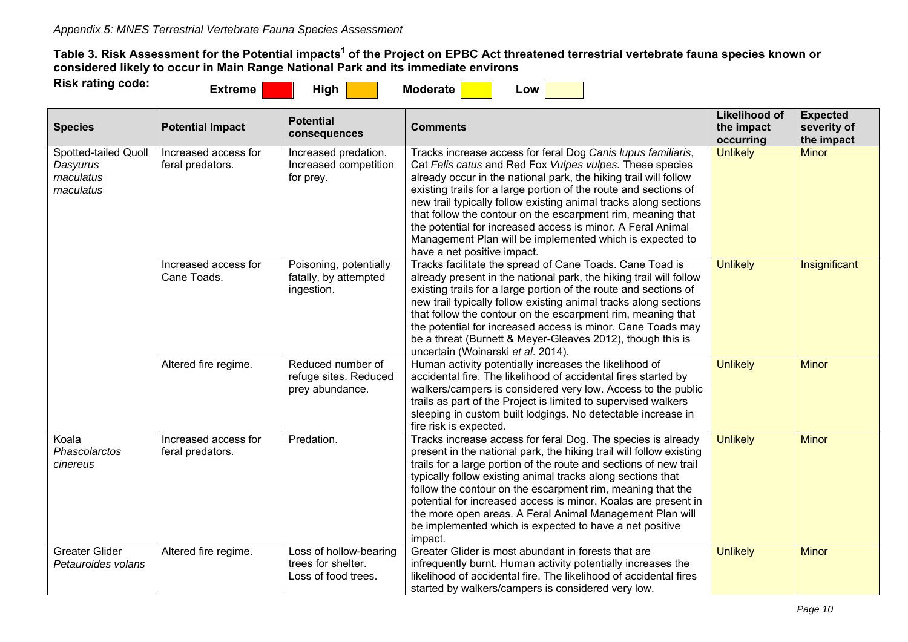*Appendix 5: MNES Terrestrial Vertebrate Fauna Species Assessment*

**Table 3. Risk Assessment for the Potential impacts[1] of the Project on EPBC Act threatened terrestrial vertebrate fauna species known or considered likely to occur in Main Range National Park and its immediate environs**

**Risk rating code:** **Extreme** **High** **Moderate** **Low**

| Species | Potential Impact | Potential consequences | Comments | Likelihood of the impact occurring | Expected severity of the impact |
|---|---|---|---|---|---|
| Spotted-tailed Quoll *Dasyurus maculatus maculatus* | Increased access for feral predators. | Increased predation. Increased competition for prey. | Tracks increase access for feral Dog *Canis lupus familiaris*, Cat *Felis catus* and Red Fox *Vulpes vulpes.* These species already occur in the national park, the hiking trail will follow existing trails for a large portion of the route and sections of new trail typically follow existing animal tracks along sections that follow the contour on the escarpment rim, meaning that the potential for increased access is minor. A Feral Animal Management Plan will be implemented which is expected to have a net positive impact. | Unlikely | Minor |
| | Increased access for Cane Toads. | Poisoning, potentially fatally, by attempted ingestion. | Tracks facilitate the spread of Cane Toads. Cane Toad is already present in the national park, the hiking trail will follow existing trails for a large portion of the route and sections of new trail typically follow existing animal tracks along sections that follow the contour on the escarpment rim, meaning that the potential for increased access is minor. Cane Toads may be a threat (Burnett & Meyer-Gleaves 2012), though this is uncertain (Woinarski *et al*. 2014). | Unlikely | Insignificant |
| | Altered fire regime. | Reduced number of refuge sites. Reduced prey abundance. | Human activity potentially increases the likelihood of accidental fire. The likelihood of accidental fires started by walkers/campers is considered very low. Access to the public trails as part of the Project is limited to supervised walkers sleeping in custom built lodgings. No detectable increase in fire risk is expected. | Unlikely | Minor |
| Koala *Phascolarctos cinereus* | Increased access for feral predators. | Predation. | Tracks increase access for feral Dog. The species is already present in the national park, the hiking trail will follow existing trails for a large portion of the route and sections of new trail typically follow existing animal tracks along sections that follow the contour on the escarpment rim, meaning that the potential for increased access is minor. Koalas are present in the more open areas. A Feral Animal Management Plan will be implemented which is expected to have a net positive impact. | Unlikely | Minor |
| Greater Glider *Petauroides volans* | Altered fire regime. | Loss of hollow-bearing trees for shelter. Loss of food trees. | Greater Glider is most abundant in forests that are infrequently burnt. Human activity potentially increases the likelihood of accidental fire. The likelihood of accidental fires started by walkers/campers is considered very low. | Unlikely | Minor |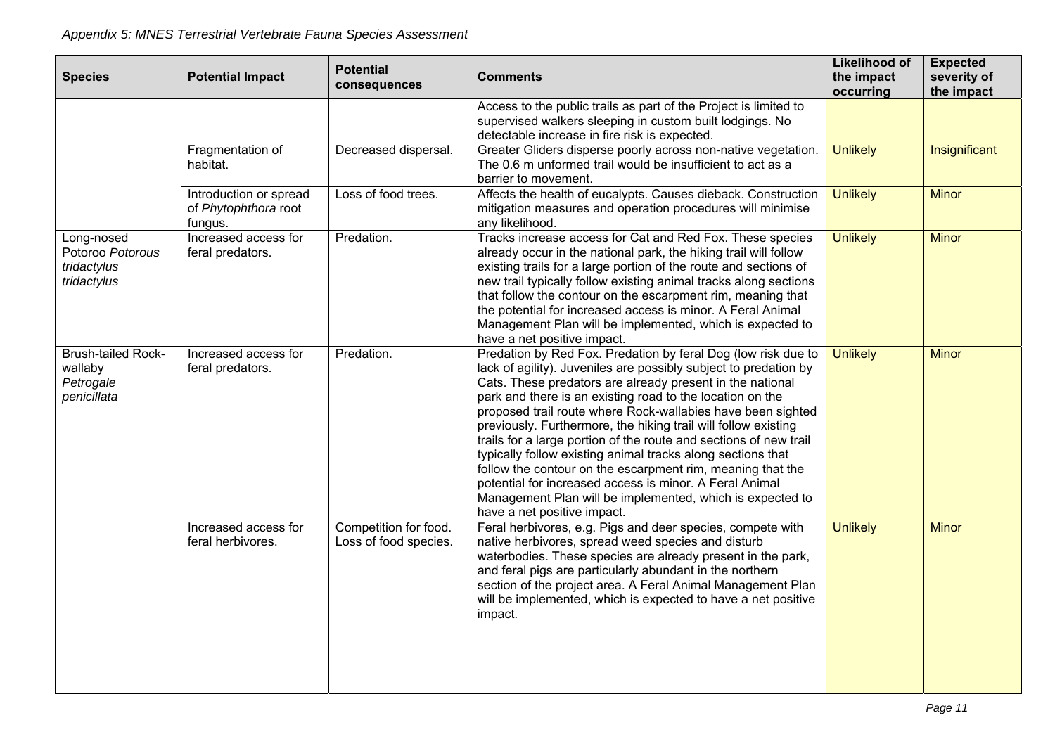*Appendix 5: MNES Terrestrial Vertebrate Fauna Species Assessment*

| Species | Potential Impact | Potential consequences | Comments | Likelihood of the impact occurring | Expected severity of the impact |
|---|---|---|---|---|---|
| | | | Access to the public trails as part of the Project is limited to supervised walkers sleeping in custom built lodgings. No detectable increase in fire risk is expected. | | |
| | Fragmentation of habitat. | Decreased dispersal. | Greater Gliders disperse poorly across non-native vegetation. The 0.6 m unformed trail would be insufficient to act as a barrier to movement. | Unlikely | Insignificant |
| | Introduction or spread of *Phytophthora* root fungus. | Loss of food trees. | Affects the health of eucalypts. Causes dieback. Construction mitigation measures and operation procedures will minimise any likelihood. | Unlikely | Minor |
| Long-nosed Potoroo *Potorous tridactylus tridactylus* | Increased access for feral predators. | Predation. | Tracks increase access for Cat and Red Fox. These species already occur in the national park, the hiking trail will follow existing trails for a large portion of the route and sections of new trail typically follow existing animal tracks along sections that follow the contour on the escarpment rim, meaning that the potential for increased access is minor. A Feral Animal Management Plan will be implemented, which is expected to have a net positive impact. | Unlikely | Minor |
| Brush-tailed Rock-wallaby *Petrogale penicillata* | Increased access for feral predators. | Predation. | Predation by Red Fox. Predation by feral Dog (low risk due to lack of agility). Juveniles are possibly subject to predation by Cats. These predators are already present in the national park and there is an existing road to the location on the proposed trail route where Rock-wallabies have been sighted previously. Furthermore, the hiking trail will follow existing trails for a large portion of the route and sections of new trail typically follow existing animal tracks along sections that follow the contour on the escarpment rim, meaning that the potential for increased access is minor. A Feral Animal Management Plan will be implemented, which is expected to have a net positive impact. | Unlikely | Minor |
| | Increased access for feral herbivores. | Competition for food. Loss of food species. | Feral herbivores, e.g. Pigs and deer species, compete with native herbivores, spread weed species and disturb waterbodies. These species are already present in the park, and feral pigs are particularly abundant in the northern section of the project area. A Feral Animal Management Plan will be implemented, which is expected to have a net positive impact. | Unlikely | Minor |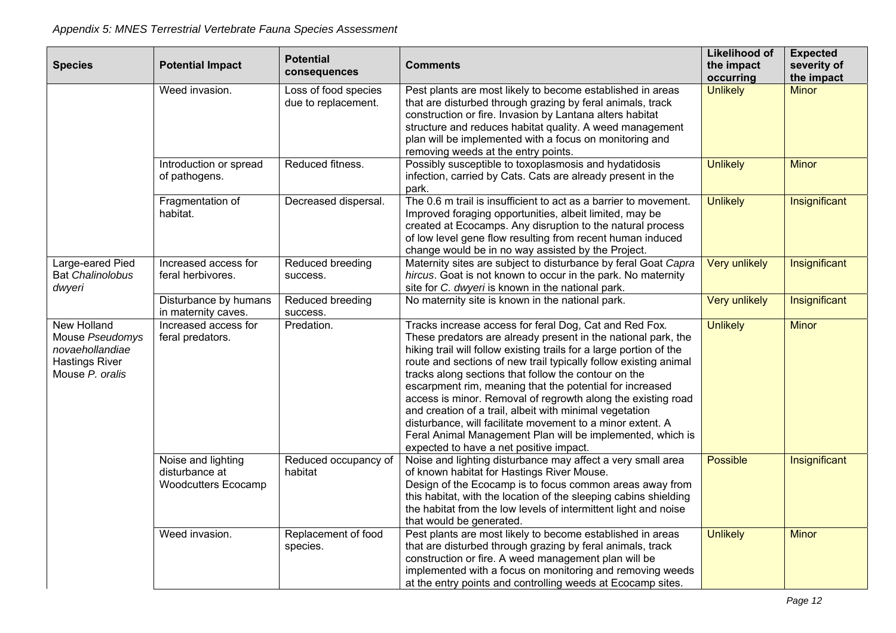*Appendix 5: MNES Terrestrial Vertebrate Fauna Species Assessment*

| Species | Potential Impact | Potential consequences | Comments | Likelihood of the impact occurring | Expected severity of the impact |
|---|---|---|---|---|---|
| | Weed invasion. | Loss of food species due to replacement. | Pest plants are most likely to become established in areas that are disturbed through grazing by feral animals, track construction or fire. Invasion by Lantana alters habitat structure and reduces habitat quality. A weed management plan will be implemented with a focus on monitoring and removing weeds at the entry points. | Unlikely | Minor |
| | Introduction or spread of pathogens. | Reduced fitness. | Possibly susceptible to toxoplasmosis and hydatidosis infection, carried by Cats. Cats are already present in the park. | Unlikely | Minor |
| | Fragmentation of habitat. | Decreased dispersal. | The 0.6 m trail is insufficient to act as a barrier to movement. Improved foraging opportunities, albeit limited, may be created at Ecocamps. Any disruption to the natural process of low level gene flow resulting from recent human induced change would be in no way assisted by the Project. | Unlikely | Insignificant |
| Large-eared Pied Bat *Chalinolobus dwyeri* | Increased access for feral herbivores. | Reduced breeding success. | Maternity sites are subject to disturbance by feral Goat *Capra hircus*. Goat is not known to occur in the park. No maternity site for *C. dwyeri* is known in the national park. | Very unlikely | Insignificant |
| | Disturbance by humans in maternity caves. | Reduced breeding success. | No maternity site is known in the national park. | Very unlikely | Insignificant |
| New Holland Mouse *Pseudomys novaehollandiae* Hastings River Mouse *P. oralis* | Increased access for feral predators. | Predation. | Tracks increase access for feral Dog, Cat and Red Fox. These predators are already present in the national park, the hiking trail will follow existing trails for a large portion of the route and sections of new trail typically follow existing animal tracks along sections that follow the contour on the escarpment rim, meaning that the potential for increased access is minor. Removal of regrowth along the existing road and creation of a trail, albeit with minimal vegetation disturbance, will facilitate movement to a minor extent. A Feral Animal Management Plan will be implemented, which is expected to have a net positive impact. | Unlikely | Minor |
| | Noise and lighting disturbance at Woodcutters Ecocamp | Reduced occupancy of habitat | Noise and lighting disturbance may affect a very small area of known habitat for Hastings River Mouse. Design of the Ecocamp is to focus common areas away from this habitat, with the location of the sleeping cabins shielding the habitat from the low levels of intermittent light and noise that would be generated. | Possible | Insignificant |
| | Weed invasion. | Replacement of food species. | Pest plants are most likely to become established in areas that are disturbed through grazing by feral animals, track construction or fire. A weed management plan will be implemented with a focus on monitoring and removing weeds at the entry points and controlling weeds at Ecocamp sites. | Unlikely | Minor |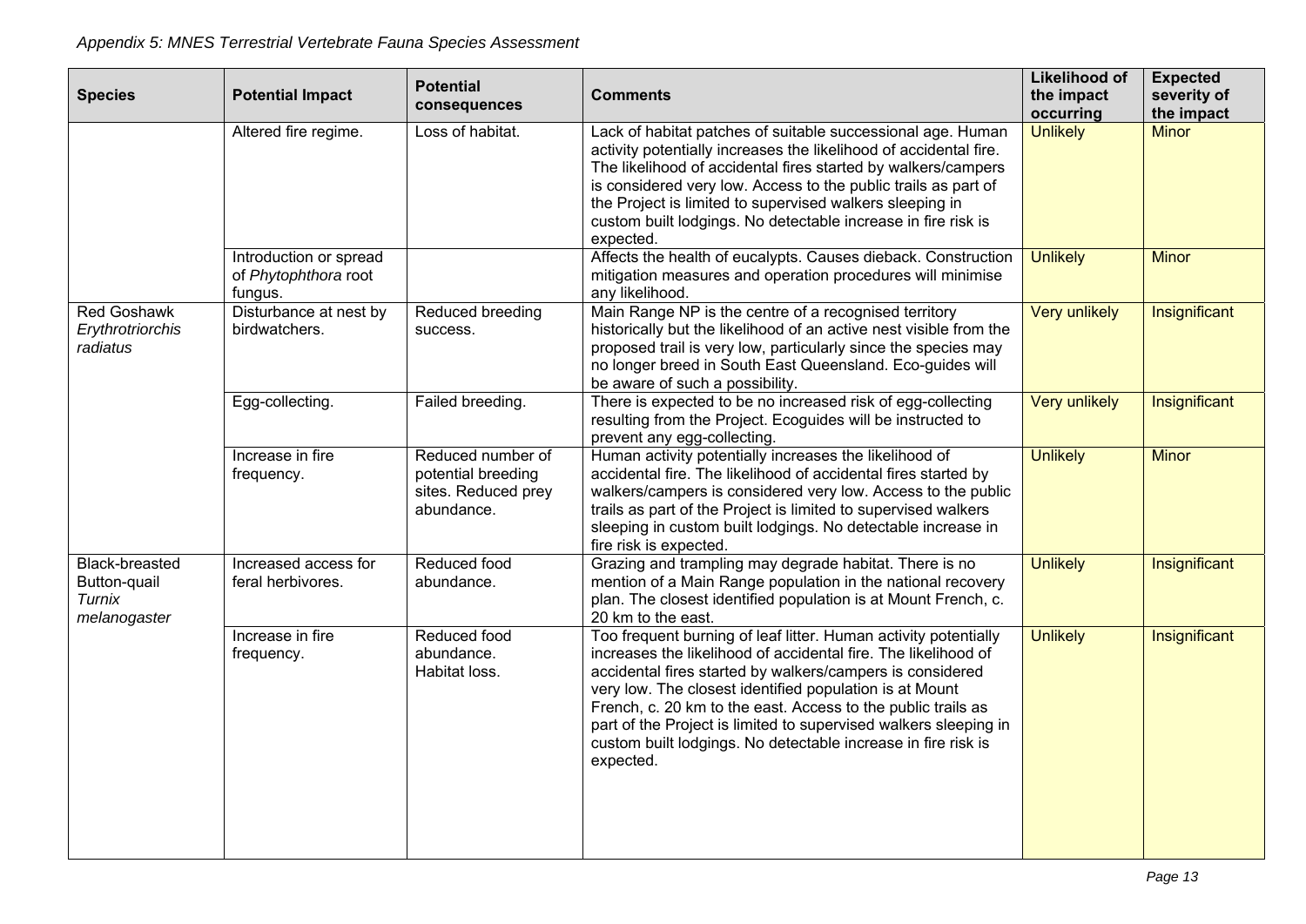*Appendix 5: MNES Terrestrial Vertebrate Fauna Species Assessment*

| Species | Potential Impact | Potential consequences | Comments | Likelihood of the impact occurring | Expected severity of the impact |
|---|---|---|---|---|---|
| | Altered fire regime. | Loss of habitat. | Lack of habitat patches of suitable successional age. Human activity potentially increases the likelihood of accidental fire. The likelihood of accidental fires started by walkers/campers is considered very low. Access to the public trails as part of the Project is limited to supervised walkers sleeping in custom built lodgings. No detectable increase in fire risk is expected. | Unlikely | Minor |
| | Introduction or spread of *Phytophthora* root fungus. | | Affects the health of eucalypts. Causes dieback. Construction mitigation measures and operation procedures will minimise any likelihood. | Unlikely | Minor |
| Red Goshawk *Erythrotriorchis radiatus* | Disturbance at nest by birdwatchers. | Reduced breeding success. | Main Range NP is the centre of a recognised territory historically but the likelihood of an active nest visible from the proposed trail is very low, particularly since the species may no longer breed in South East Queensland. Eco-guides will be aware of such a possibility. | Very unlikely | Insignificant |
| | Egg-collecting. | Failed breeding. | There is expected to be no increased risk of egg-collecting resulting from the Project. Ecoguides will be instructed to prevent any egg-collecting. | Very unlikely | Insignificant |
| | Increase in fire frequency. | Reduced number of potential breeding sites. Reduced prey abundance. | Human activity potentially increases the likelihood of accidental fire. The likelihood of accidental fires started by walkers/campers is considered very low. Access to the public trails as part of the Project is limited to supervised walkers sleeping in custom built lodgings. No detectable increase in fire risk is expected. | Unlikely | Minor |
| Black-breasted Button-quail *Turnix melanogaster* | Increased access for feral herbivores. | Reduced food abundance. | Grazing and trampling may degrade habitat. There is no mention of a Main Range population in the national recovery plan. The closest identified population is at Mount French, c. 20 km to the east. | Unlikely | Insignificant |
| | Increase in fire frequency. | Reduced food abundance. Habitat loss. | Too frequent burning of leaf litter. Human activity potentially increases the likelihood of accidental fire. The likelihood of accidental fires started by walkers/campers is considered very low. The closest identified population is at Mount French, c. 20 km to the east. Access to the public trails as part of the Project is limited to supervised walkers sleeping in custom built lodgings. No detectable increase in fire risk is expected. | Unlikely | Insignificant |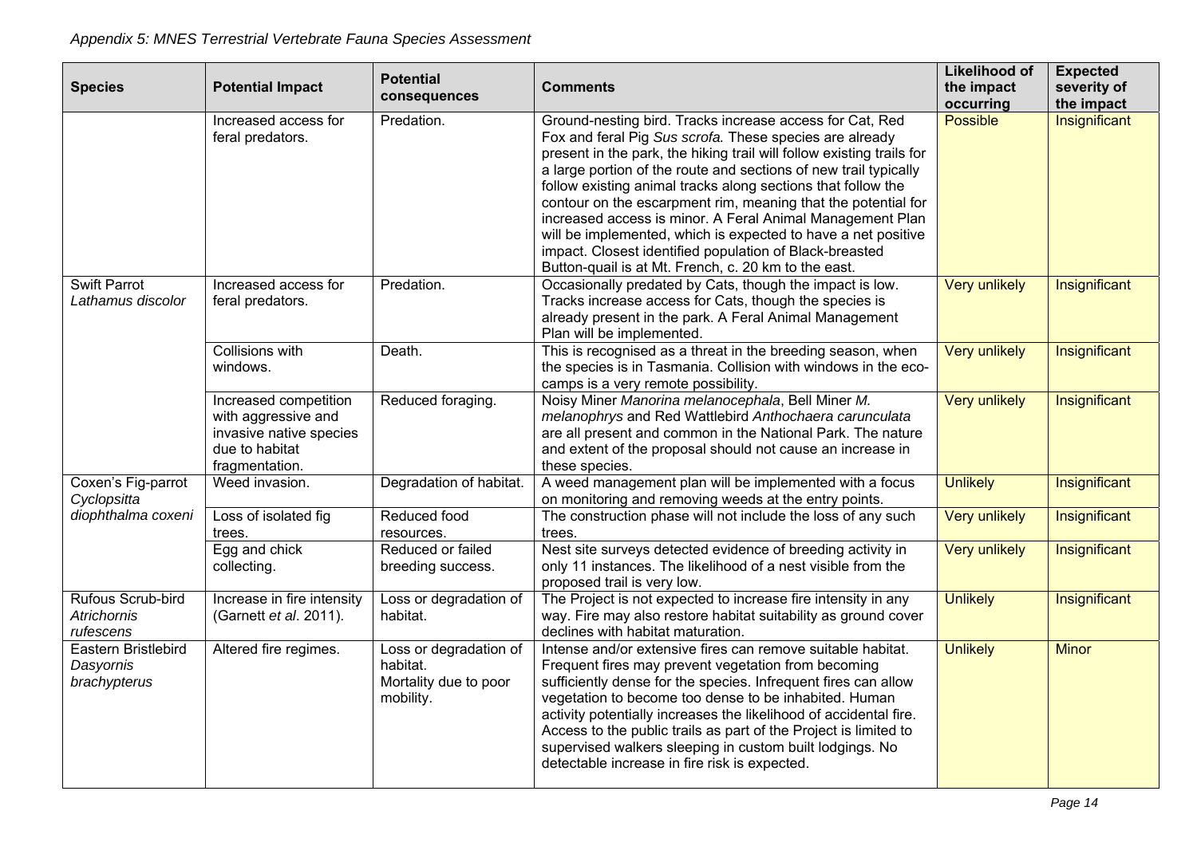*Appendix 5: MNES Terrestrial Vertebrate Fauna Species Assessment*

| Species | Potential Impact | Potential consequences | Comments | Likelihood of the impact occurring | Expected severity of the impact |
|---|---|---|---|---|---|
| | Increased access for feral predators. | Predation. | Ground-nesting bird. Tracks increase access for Cat, Red Fox and feral Pig *Sus scrofa.* These species are already present in the park, the hiking trail will follow existing trails for a large portion of the route and sections of new trail typically follow existing animal tracks along sections that follow the contour on the escarpment rim, meaning that the potential for increased access is minor. A Feral Animal Management Plan will be implemented, which is expected to have a net positive impact. Closest identified population of Black-breasted Button-quail is at Mt. French, c. 20 km to the east. | Possible | Insignificant |
| Swift Parrot *Lathamus discolor* | Increased access for feral predators. | Predation. | Occasionally predated by Cats, though the impact is low. Tracks increase access for Cats, though the species is already present in the park. A Feral Animal Management Plan will be implemented. | Very unlikely | Insignificant |
| | Collisions with windows. | Death. | This is recognised as a threat in the breeding season, when the species is in Tasmania. Collision with windows in the eco-camps is a very remote possibility. | Very unlikely | Insignificant |
| | Increased competition with aggressive and invasive native species due to habitat fragmentation. | Reduced foraging. | Noisy Miner *Manorina melanocephala*, Bell Miner *M. melanophrys* and Red Wattlebird *Anthochaera carunculata* are all present and common in the National Park. The nature and extent of the proposal should not cause an increase in these species. | Very unlikely | Insignificant |
| Coxen's Fig-parrot *Cyclopsitta diophthalma coxeni* | Weed invasion. | Degradation of habitat. | A weed management plan will be implemented with a focus on monitoring and removing weeds at the entry points. | Unlikely | Insignificant |
| | Loss of isolated fig trees. | Reduced food resources. | The construction phase will not include the loss of any such trees. | Very unlikely | Insignificant |
| | Egg and chick collecting. | Reduced or failed breeding success. | Nest site surveys detected evidence of breeding activity in only 11 instances. The likelihood of a nest visible from the proposed trail is very low. | Very unlikely | Insignificant |
| Rufous Scrub-bird *Atrichornis rufescens* | Increase in fire intensity (Garnett *et al*. 2011). | Loss or degradation of habitat. | The Project is not expected to increase fire intensity in any way. Fire may also restore habitat suitability as ground cover declines with habitat maturation. | Unlikely | Insignificant |
| Eastern Bristlebird *Dasyornis brachypterus* | Altered fire regimes. | Loss or degradation of habitat.<br>Mortality due to poor mobility. | Intense and/or extensive fires can remove suitable habitat. Frequent fires may prevent vegetation from becoming sufficiently dense for the species. Infrequent fires can allow vegetation to become too dense to be inhabited. Human activity potentially increases the likelihood of accidental fire. Access to the public trails as part of the Project is limited to supervised walkers sleeping in custom built lodgings. No detectable increase in fire risk is expected. | Unlikely | Minor |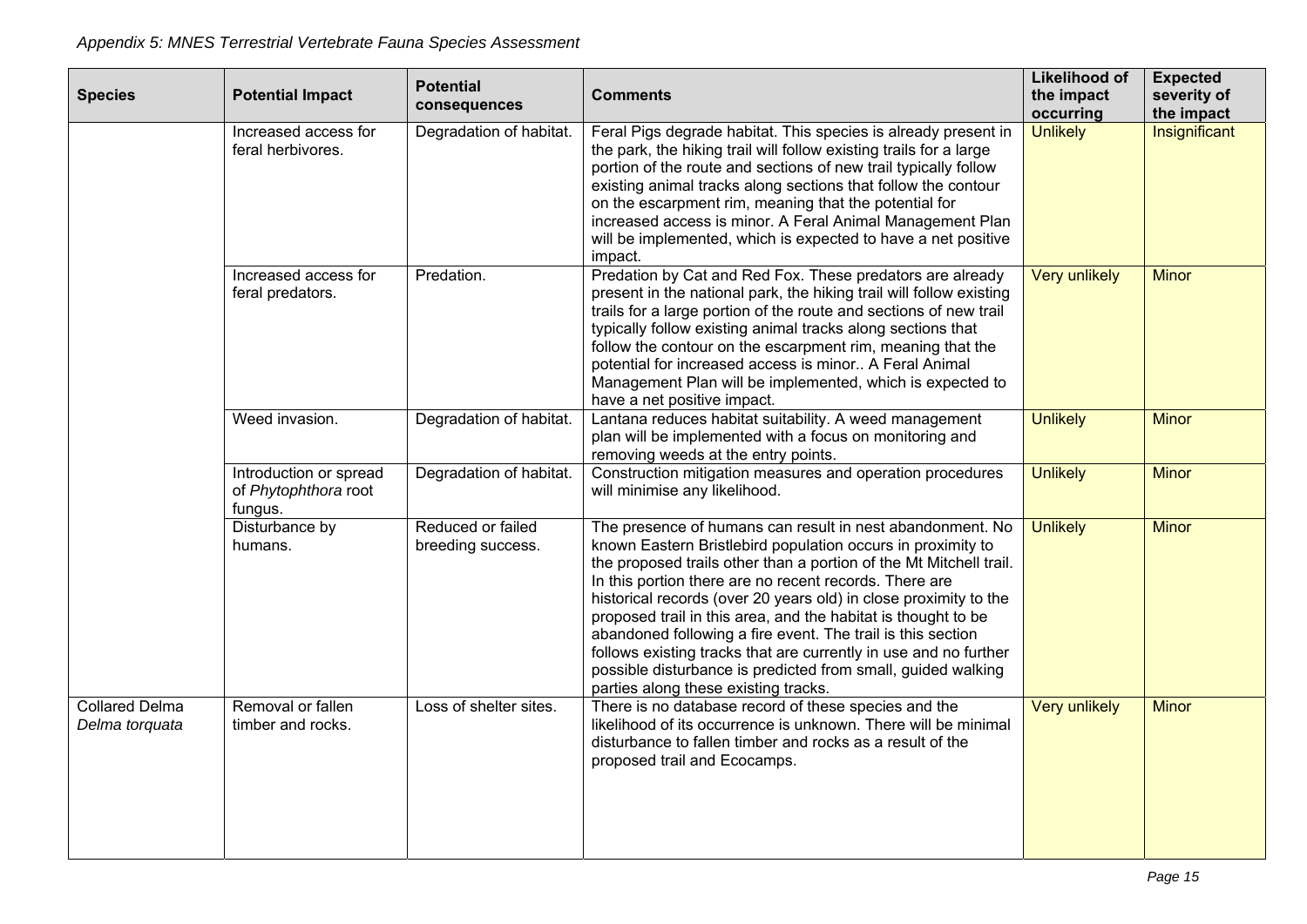*Appendix 5: MNES Terrestrial Vertebrate Fauna Species Assessment*

| Species | Potential Impact | Potential consequences | Comments | Likelihood of the impact occurring | Expected severity of the impact |
|---|---|---|---|---|---|
| | Increased access for feral herbivores. | Degradation of habitat. | Feral Pigs degrade habitat. This species is already present in the park, the hiking trail will follow existing trails for a large portion of the route and sections of new trail typically follow existing animal tracks along sections that follow the contour on the escarpment rim, meaning that the potential for increased access is minor. A Feral Animal Management Plan will be implemented, which is expected to have a net positive impact. | Unlikely | Insignificant |
| | Increased access for feral predators. | Predation. | Predation by Cat and Red Fox. These predators are already present in the national park, the hiking trail will follow existing trails for a large portion of the route and sections of new trail typically follow existing animal tracks along sections that follow the contour on the escarpment rim, meaning that the potential for increased access is minor.. A Feral Animal Management Plan will be implemented, which is expected to have a net positive impact. | Very unlikely | Minor |
| | Weed invasion. | Degradation of habitat. | Lantana reduces habitat suitability. A weed management plan will be implemented with a focus on monitoring and removing weeds at the entry points. | Unlikely | Minor |
| | Introduction or spread of *Phytophthora* root fungus. | Degradation of habitat. | Construction mitigation measures and operation procedures will minimise any likelihood. | Unlikely | Minor |
| | Disturbance by humans. | Reduced or failed breeding success. | The presence of humans can result in nest abandonment. No known Eastern Bristlebird population occurs in proximity to the proposed trails other than a portion of the Mt Mitchell trail. In this portion there are no recent records. There are historical records (over 20 years old) in close proximity to the proposed trail in this area, and the habitat is thought to be abandoned following a fire event. The trail is this section follows existing tracks that are currently in use and no further possible disturbance is predicted from small, guided walking parties along these existing tracks. | Unlikely | Minor |
| Collared Delma *Delma torquata* | Removal or fallen timber and rocks. | Loss of shelter sites. | There is no database record of these species and the likelihood of its occurrence is unknown. There will be minimal disturbance to fallen timber and rocks as a result of the proposed trail and Ecocamps. | Very unlikely | Minor |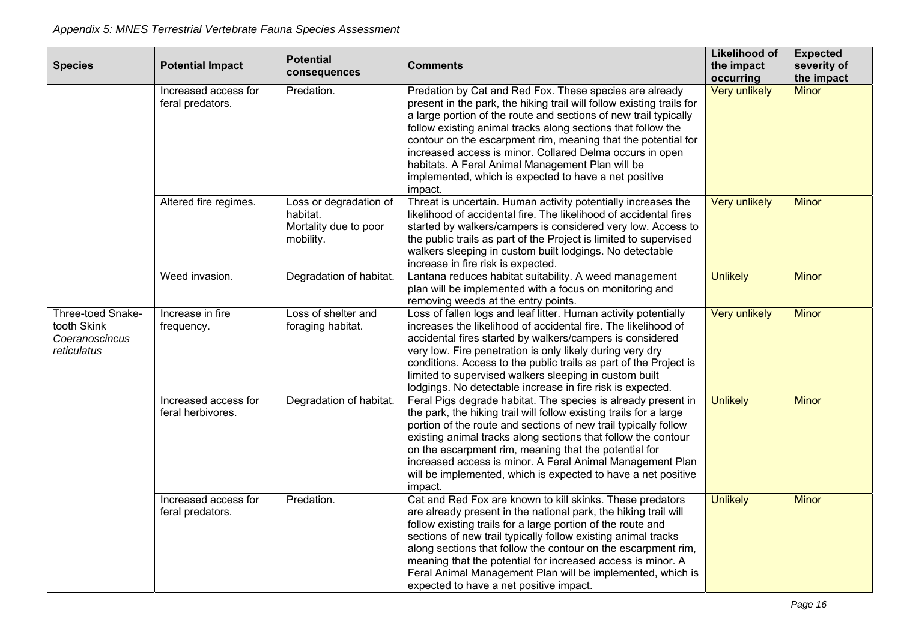*Appendix 5: MNES Terrestrial Vertebrate Fauna Species Assessment*

| Species | Potential Impact | Potential consequences | Comments | Likelihood of the impact occurring | Expected severity of the impact |
|---|---|---|---|---|---|
| | Increased access for feral predators. | Predation. | Predation by Cat and Red Fox. These species are already present in the park, the hiking trail will follow existing trails for a large portion of the route and sections of new trail typically follow existing animal tracks along sections that follow the contour on the escarpment rim, meaning that the potential for increased access is minor. Collared Delma occurs in open habitats. A Feral Animal Management Plan will be implemented, which is expected to have a net positive impact. | Very unlikely | Minor |
| | Altered fire regimes. | Loss or degradation of habitat. Mortality due to poor mobility. | Threat is uncertain. Human activity potentially increases the likelihood of accidental fire. The likelihood of accidental fires started by walkers/campers is considered very low. Access to the public trails as part of the Project is limited to supervised walkers sleeping in custom built lodgings. No detectable increase in fire risk is expected. | Very unlikely | Minor |
| | Weed invasion. | Degradation of habitat. | Lantana reduces habitat suitability. A weed management plan will be implemented with a focus on monitoring and removing weeds at the entry points. | Unlikely | Minor |
| Three-toed Snake-tooth Skink *Coeranoscincus reticulatus* | Increase in fire frequency. | Loss of shelter and foraging habitat. | Loss of fallen logs and leaf litter. Human activity potentially increases the likelihood of accidental fire. The likelihood of accidental fires started by walkers/campers is considered very low. Fire penetration is only likely during very dry conditions. Access to the public trails as part of the Project is limited to supervised walkers sleeping in custom built lodgings. No detectable increase in fire risk is expected. | Very unlikely | Minor |
| | Increased access for feral herbivores. | Degradation of habitat. | Feral Pigs degrade habitat. The species is already present in the park, the hiking trail will follow existing trails for a large portion of the route and sections of new trail typically follow existing animal tracks along sections that follow the contour on the escarpment rim, meaning that the potential for increased access is minor. A Feral Animal Management Plan will be implemented, which is expected to have a net positive impact. | Unlikely | Minor |
| | Increased access for feral predators. | Predation. | Cat and Red Fox are known to kill skinks. These predators are already present in the national park, the hiking trail will follow existing trails for a large portion of the route and sections of new trail typically follow existing animal tracks along sections that follow the contour on the escarpment rim, meaning that the potential for increased access is minor. A Feral Animal Management Plan will be implemented, which is expected to have a net positive impact. | Unlikely | Minor |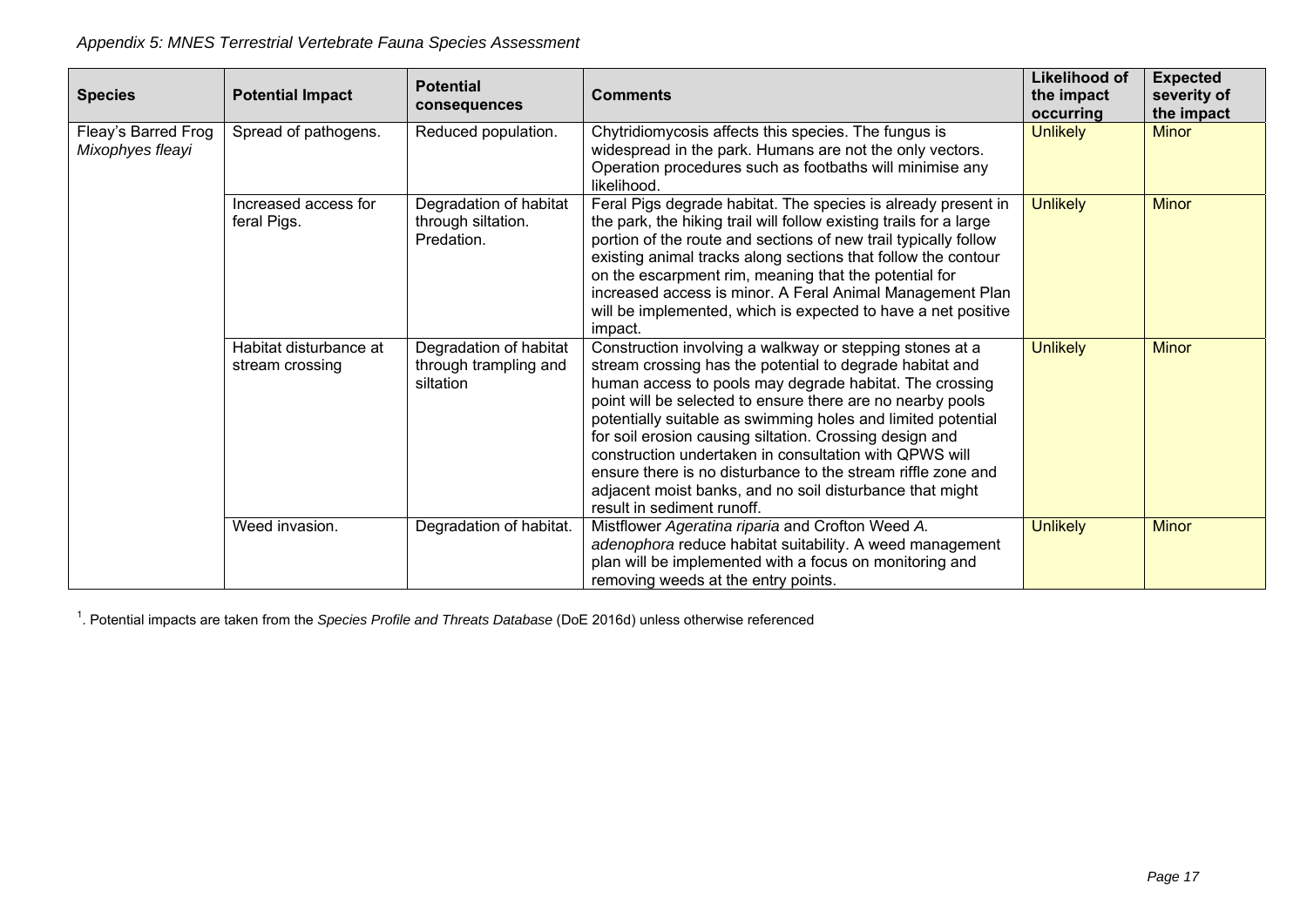*Appendix 5: MNES Terrestrial Vertebrate Fauna Species Assessment*

| Species | Potential Impact | Potential consequences | Comments | Likelihood of the impact occurring | Expected severity of the impact |
|---|---|---|---|---|---|
| Fleay's Barred Frog *Mixophyes fleayi* | Spread of pathogens. | Reduced population. | Chytridiomycosis affects this species. The fungus is widespread in the park. Humans are not the only vectors. Operation procedures such as footbaths will minimise any likelihood. | Unlikely | Minor |
| | Increased access for feral Pigs. | Degradation of habitat through siltation. Predation. | Feral Pigs degrade habitat. The species is already present in the park, the hiking trail will follow existing trails for a large portion of the route and sections of new trail typically follow existing animal tracks along sections that follow the contour on the escarpment rim, meaning that the potential for increased access is minor. A Feral Animal Management Plan will be implemented, which is expected to have a net positive impact. | Unlikely | Minor |
| | Habitat disturbance at stream crossing | Degradation of habitat through trampling and siltation | Construction involving a walkway or stepping stones at a stream crossing has the potential to degrade habitat and human access to pools may degrade habitat. The crossing point will be selected to ensure there are no nearby pools potentially suitable as swimming holes and limited potential for soil erosion causing siltation. Crossing design and construction undertaken in consultation with QPWS will ensure there is no disturbance to the stream riffle zone and adjacent moist banks, and no soil disturbance that might result in sediment runoff. | Unlikely | Minor |
| | Weed invasion. | Degradation of habitat. | Mistflower *Ageratina riparia* and Crofton Weed *A. adenophora* reduce habitat suitability. A weed management plan will be implemented with a focus on monitoring and removing weeds at the entry points. | Unlikely | Minor |

[1]. Potential impacts are taken from the *Species Profile and Threats Database* (DoE 2016d) unless otherwise referenced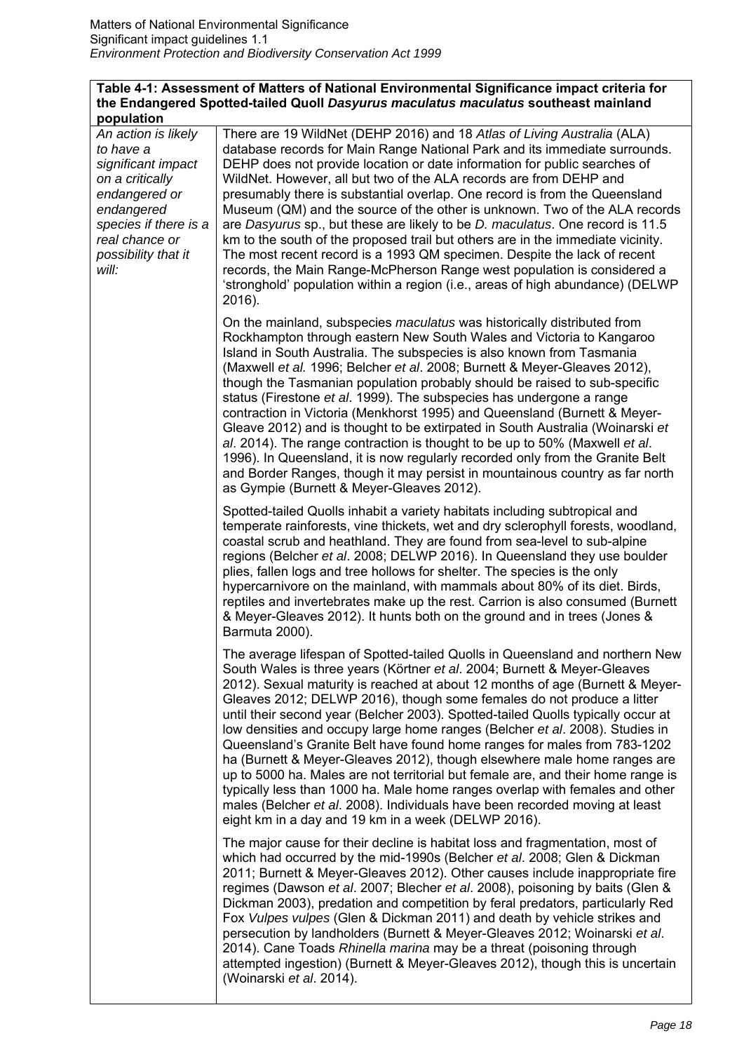| Table 4-1: Assessment of Matters of National Environmental Significance impact criteria for the Endangered Spotted-tailed Quoll *Dasyurus maculatus maculatus* southeast mainland population | |
|---|---|
| *An action is likely to have a significant impact on a critically endangered or endangered species if there is a real chance or possibility that it will:* | There are 19 WildNet (DEHP 2016) and 18 *Atlas of Living Australia* (ALA) database records for Main Range National Park and its immediate surrounds. DEHP does not provide location or date information for public searches of WildNet. However, all but two of the ALA records are from DEHP and presumably there is substantial overlap. One record is from the Queensland Museum (QM) and the source of the other is unknown. Two of the ALA records are *Dasyurus* sp., but these are likely to be *D. maculatus*. One record is 11.5 km to the south of the proposed trail but others are in the immediate vicinity. The most recent record is a 1993 QM specimen. Despite the lack of recent records, the Main Range-McPherson Range west population is considered a 'stronghold' population within a region (i.e., areas of high abundance) (DELWP 2016).<br><br>On the mainland, subspecies *maculatus* was historically distributed from Rockhampton through eastern New South Wales and Victoria to Kangaroo Island in South Australia. The subspecies is also known from Tasmania (Maxwell *et al.* 1996; Belcher *et al*. 2008; Burnett & Meyer-Gleaves 2012), though the Tasmanian population probably should be raised to sub-specific status (Firestone *et al*. 1999). The subspecies has undergone a range contraction in Victoria (Menkhorst 1995) and Queensland (Burnett & Meyer-Gleave 2012) and is thought to be extirpated in South Australia (Woinarski *et al*. 2014). The range contraction is thought to be up to 50% (Maxwell *et al*. 1996). In Queensland, it is now regularly recorded only from the Granite Belt and Border Ranges, though it may persist in mountainous country as far north as Gympie (Burnett & Meyer-Gleaves 2012).<br><br>Spotted-tailed Quolls inhabit a variety habitats including subtropical and temperate rainforests, vine thickets, wet and dry sclerophyll forests, woodland, coastal scrub and heathland. They are found from sea-level to sub-alpine regions (Belcher *et al*. 2008; DELWP 2016). In Queensland they use boulder plies, fallen logs and tree hollows for shelter. The species is the only hypercarnivore on the mainland, with mammals about 80% of its diet. Birds, reptiles and invertebrates make up the rest. Carrion is also consumed (Burnett & Meyer-Gleaves 2012). It hunts both on the ground and in trees (Jones & Barmuta 2000).<br><br>The average lifespan of Spotted-tailed Quolls in Queensland and northern New South Wales is three years (Körtner *et al*. 2004; Burnett & Meyer-Gleaves 2012). Sexual maturity is reached at about 12 months of age (Burnett & Meyer-Gleaves 2012; DELWP 2016), though some females do not produce a litter until their second year (Belcher 2003). Spotted-tailed Quolls typically occur at low densities and occupy large home ranges (Belcher *et al*. 2008). Studies in Queensland's Granite Belt have found home ranges for males from 783-1202 ha (Burnett & Meyer-Gleaves 2012), though elsewhere male home ranges are up to 5000 ha. Males are not territorial but female are, and their home range is typically less than 1000 ha. Male home ranges overlap with females and other males (Belcher *et al*. 2008). Individuals have been recorded moving at least eight km in a day and 19 km in a week (DELWP 2016).<br><br>The major cause for their decline is habitat loss and fragmentation, most of which had occurred by the mid-1990s (Belcher *et al*. 2008; Glen & Dickman 2011; Burnett & Meyer-Gleaves 2012). Other causes include inappropriate fire regimes (Dawson *et al*. 2007; Blecher *et al*. 2008), poisoning by baits (Glen & Dickman 2003), predation and competition by feral predators, particularly Red Fox *Vulpes vulpes* (Glen & Dickman 2011) and death by vehicle strikes and persecution by landholders (Burnett & Meyer-Gleaves 2012; Woinarski *et al*. 2014). Cane Toads *Rhinella marina* may be a threat (poisoning through attempted ingestion) (Burnett & Meyer-Gleaves 2012), though this is uncertain (Woinarski *et al*. 2014). |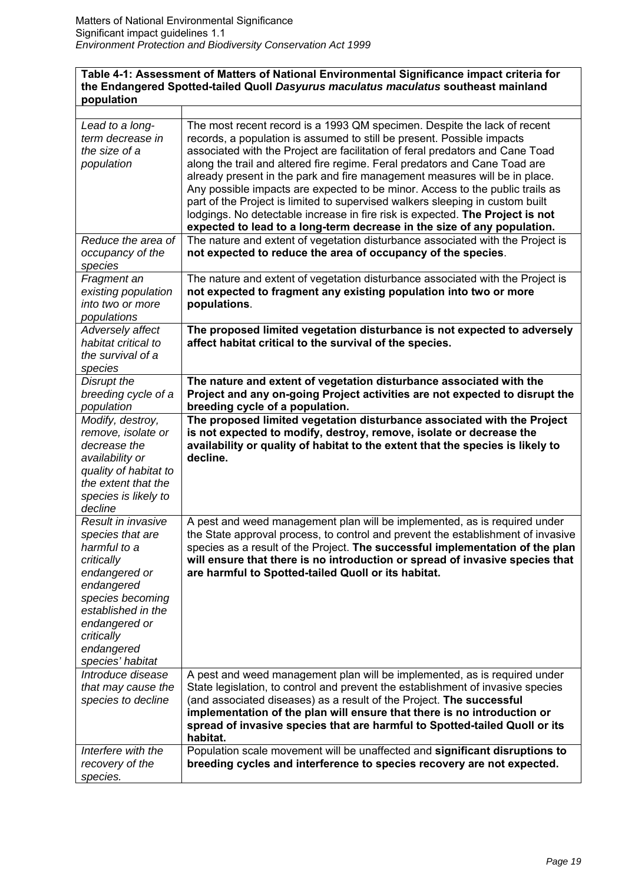**Table 4-1: Assessment of Matters of National Environmental Significance impact criteria for the Endangered Spotted-tailed Quoll *Dasyurus maculatus maculatus* southeast mainland population**

| | |
|---|---|
| *Lead to a long-term decrease in the size of a population* | The most recent record is a 1993 QM specimen. Despite the lack of recent records, a population is assumed to still be present. Possible impacts associated with the Project are facilitation of feral predators and Cane Toad along the trail and altered fire regime. Feral predators and Cane Toad are already present in the park and fire management measures will be in place. Any possible impacts are expected to be minor. Access to the public trails as part of the Project is limited to supervised walkers sleeping in custom built lodgings. No detectable increase in fire risk is expected. **The Project is not expected to lead to a long-term decrease in the size of any population.** |
| *Reduce the area of occupancy of the species* | The nature and extent of vegetation disturbance associated with the Project is **not expected to reduce the area of occupancy of the species**. |
| *Fragment an existing population into two or more populations* | The nature and extent of vegetation disturbance associated with the Project is **not expected to fragment any existing population into two or more populations**. |
| *Adversely affect habitat critical to the survival of a species* | **The proposed limited vegetation disturbance is not expected to adversely affect habitat critical to the survival of the species.** |
| *Disrupt the breeding cycle of a population* | **The nature and extent of vegetation disturbance associated with the Project and any on-going Project activities are not expected to disrupt the breeding cycle of a population.** |
| *Modify, destroy, remove, isolate or decrease the availability or quality of habitat to the extent that the species is likely to decline* | **The proposed limited vegetation disturbance associated with the Project is not expected to modify, destroy, remove, isolate or decrease the availability or quality of habitat to the extent that the species is likely to decline.** |
| *Result in invasive species that are harmful to a critically endangered or endangered species becoming established in the endangered or critically endangered species' habitat* | A pest and weed management plan will be implemented, as is required under the State approval process, to control and prevent the establishment of invasive species as a result of the Project. **The successful implementation of the plan will ensure that there is no introduction or spread of invasive species that are harmful to Spotted-tailed Quoll or its habitat.** |
| *Introduce disease that may cause the species to decline* | A pest and weed management plan will be implemented, as is required under State legislation, to control and prevent the establishment of invasive species (and associated diseases) as a result of the Project. **The successful implementation of the plan will ensure that there is no introduction or spread of invasive species that are harmful to Spotted-tailed Quoll or its habitat.** |
| *Interfere with the recovery of the species.* | Population scale movement will be unaffected and **significant disruptions to breeding cycles and interference to species recovery are not expected.** |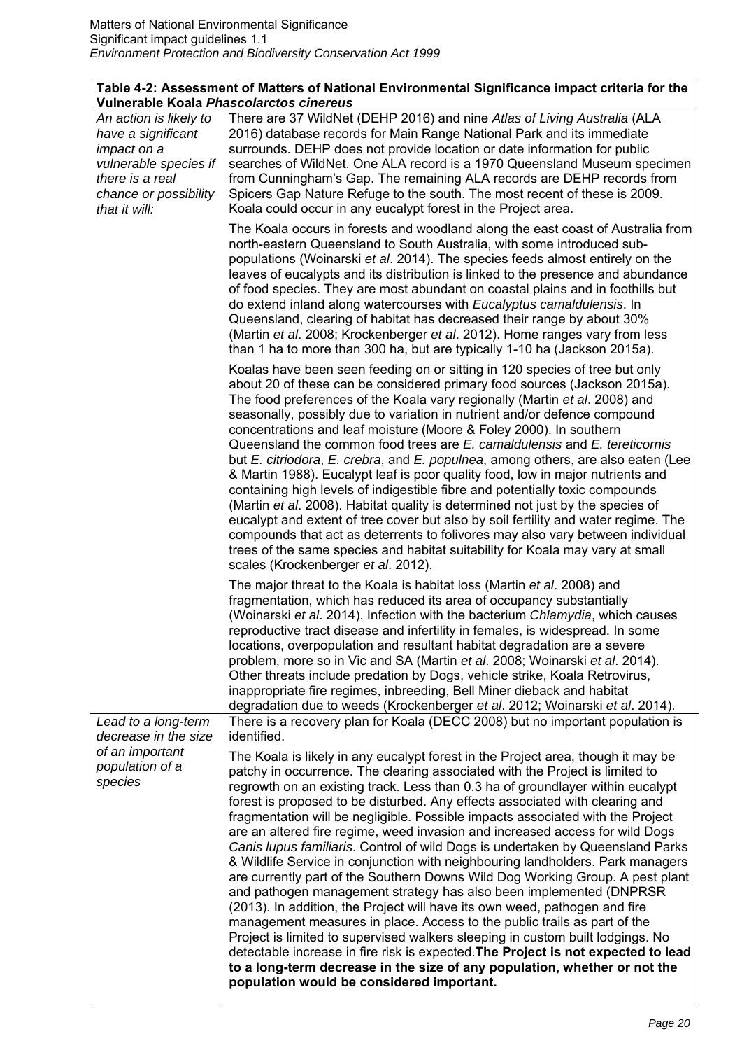| **Table 4-2: Assessment of Matters of National Environmental Significance impact criteria for the Vulnerable Koala *Phascolarctos cinereus*** | |
|---|---|
| *An action is likely to have a significant impact on a vulnerable species if there is a real chance or possibility that it will:* | There are 37 WildNet (DEHP 2016) and nine *Atlas of Living Australia* (ALA 2016) database records for Main Range National Park and its immediate surrounds. DEHP does not provide location or date information for public searches of WildNet. One ALA record is a 1970 Queensland Museum specimen from Cunningham's Gap. The remaining ALA records are DEHP records from Spicers Gap Nature Refuge to the south. The most recent of these is 2009. Koala could occur in any eucalypt forest in the Project area.<br><br>The Koala occurs in forests and woodland along the east coast of Australia from north-eastern Queensland to South Australia, with some introduced sub-populations (Woinarski *et al*. 2014). The species feeds almost entirely on the leaves of eucalypts and its distribution is linked to the presence and abundance of food species. They are most abundant on coastal plains and in foothills but do extend inland along watercourses with *Eucalyptus camaldulensis*. In Queensland, clearing of habitat has decreased their range by about 30% (Martin *et al*. 2008; Krockenberger *et al*. 2012). Home ranges vary from less than 1 ha to more than 300 ha, but are typically 1-10 ha (Jackson 2015a).<br><br>Koalas have been seen feeding on or sitting in 120 species of tree but only about 20 of these can be considered primary food sources (Jackson 2015a). The food preferences of the Koala vary regionally (Martin *et al*. 2008) and seasonally, possibly due to variation in nutrient and/or defence compound concentrations and leaf moisture (Moore & Foley 2000). In southern Queensland the common food trees are *E. camaldulensis* and *E. tereticornis* but *E. citriodora*, *E. crebra*, and *E. populnea*, among others, are also eaten (Lee & Martin 1988). Eucalypt leaf is poor quality food, low in major nutrients and containing high levels of indigestible fibre and potentially toxic compounds (Martin *et al*. 2008). Habitat quality is determined not just by the species of eucalypt and extent of tree cover but also by soil fertility and water regime. The compounds that act as deterrents to folivores may also vary between individual trees of the same species and habitat suitability for Koala may vary at small scales (Krockenberger *et al*. 2012).<br><br>The major threat to the Koala is habitat loss (Martin *et al*. 2008) and fragmentation, which has reduced its area of occupancy substantially (Woinarski *et al*. 2014). Infection with the bacterium *Chlamydia*, which causes reproductive tract disease and infertility in females, is widespread. In some locations, overpopulation and resultant habitat degradation are a severe problem, more so in Vic and SA (Martin *et al*. 2008; Woinarski *et al*. 2014). Other threats include predation by Dogs, vehicle strike, Koala Retrovirus, inappropriate fire regimes, inbreeding, Bell Miner dieback and habitat degradation due to weeds (Krockenberger *et al*. 2012; Woinarski *et al*. 2014). |
| *Lead to a long-term decrease in the size of an important population of a species* | There is a recovery plan for Koala (DECC 2008) but no important population is identified.<br><br>The Koala is likely in any eucalypt forest in the Project area, though it may be patchy in occurrence. The clearing associated with the Project is limited to regrowth on an existing track. Less than 0.3 ha of groundlayer within eucalypt forest is proposed to be disturbed. Any effects associated with clearing and fragmentation will be negligible. Possible impacts associated with the Project are an altered fire regime, weed invasion and increased access for wild Dogs *Canis lupus familiaris*. Control of wild Dogs is undertaken by Queensland Parks & Wildlife Service in conjunction with neighbouring landholders. Park managers are currently part of the Southern Downs Wild Dog Working Group. A pest plant and pathogen management strategy has also been implemented (DNPRSR (2013). In addition, the Project will have its own weed, pathogen and fire management measures in place. Access to the public trails as part of the Project is limited to supervised walkers sleeping in custom built lodgings. No detectable increase in fire risk is expected.**The Project is not expected to lead to a long-term decrease in the size of any population, whether or not the population would be considered important.** |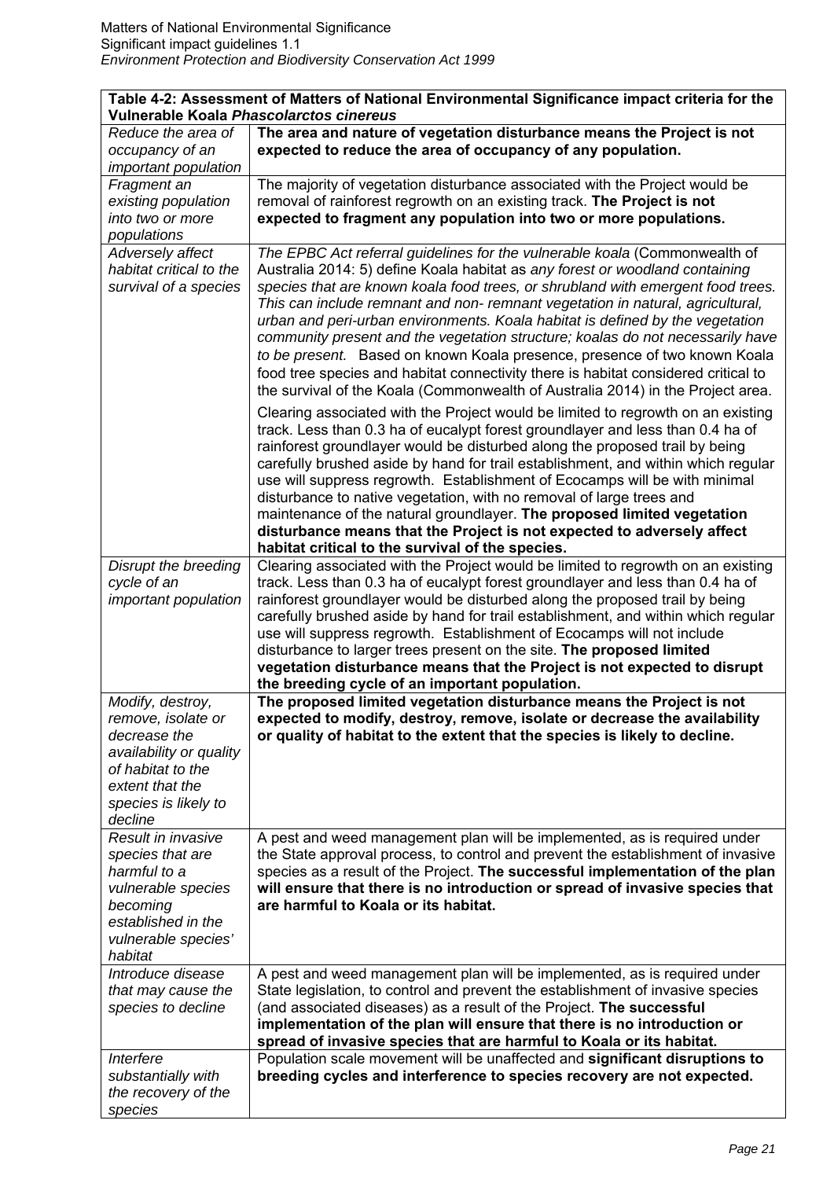| Table 4-2: Assessment of Matters of National Environmental Significance impact criteria for the Vulnerable Koala *Phascolarctos cinereus* | |
|---|---|
| *Reduce the area of occupancy of an important population* | **The area and nature of vegetation disturbance means the Project is not expected to reduce the area of occupancy of any population.** |
| *Fragment an existing population into two or more populations* | The majority of vegetation disturbance associated with the Project would be removal of rainforest regrowth on an existing track. **The Project is not expected to fragment any population into two or more populations.** |
| *Adversely affect habitat critical to the survival of a species* | *The EPBC Act referral guidelines for the vulnerable koala* (Commonwealth of Australia 2014: 5) define Koala habitat as *any forest or woodland containing species that are known koala food trees, or shrubland with emergent food trees. This can include remnant and non- remnant vegetation in natural, agricultural, urban and peri-urban environments. Koala habitat is defined by the vegetation community present and the vegetation structure; koalas do not necessarily have to be present.* Based on known Koala presence, presence of two known Koala food tree species and habitat connectivity there is habitat considered critical to the survival of the Koala (Commonwealth of Australia 2014) in the Project area.<br><br>Clearing associated with the Project would be limited to regrowth on an existing track. Less than 0.3 ha of eucalypt forest groundlayer and less than 0.4 ha of rainforest groundlayer would be disturbed along the proposed trail by being carefully brushed aside by hand for trail establishment, and within which regular use will suppress regrowth. Establishment of Ecocamps will be with minimal disturbance to native vegetation, with no removal of large trees and maintenance of the natural groundlayer. **The proposed limited vegetation disturbance means that the Project is not expected to adversely affect habitat critical to the survival of the species.** |
| *Disrupt the breeding cycle of an important population* | Clearing associated with the Project would be limited to regrowth on an existing track. Less than 0.3 ha of eucalypt forest groundlayer and less than 0.4 ha of rainforest groundlayer would be disturbed along the proposed trail by being carefully brushed aside by hand for trail establishment, and within which regular use will suppress regrowth. Establishment of Ecocamps will not include disturbance to larger trees present on the site. **The proposed limited vegetation disturbance means that the Project is not expected to disrupt the breeding cycle of an important population.** |
| *Modify, destroy, remove, isolate or decrease the availability or quality of habitat to the extent that the species is likely to decline* | **The proposed limited vegetation disturbance means the Project is not expected to modify, destroy, remove, isolate or decrease the availability or quality of habitat to the extent that the species is likely to decline.** |
| *Result in invasive species that are harmful to a vulnerable species becoming established in the vulnerable species' habitat* | A pest and weed management plan will be implemented, as is required under the State approval process, to control and prevent the establishment of invasive species as a result of the Project. **The successful implementation of the plan will ensure that there is no introduction or spread of invasive species that are harmful to Koala or its habitat.** |
| *Introduce disease that may cause the species to decline* | A pest and weed management plan will be implemented, as is required under State legislation, to control and prevent the establishment of invasive species (and associated diseases) as a result of the Project. **The successful implementation of the plan will ensure that there is no introduction or spread of invasive species that are harmful to Koala or its habitat.** |
| *Interfere substantially with the recovery of the species* | Population scale movement will be unaffected and **significant disruptions to breeding cycles and interference to species recovery are not expected.** |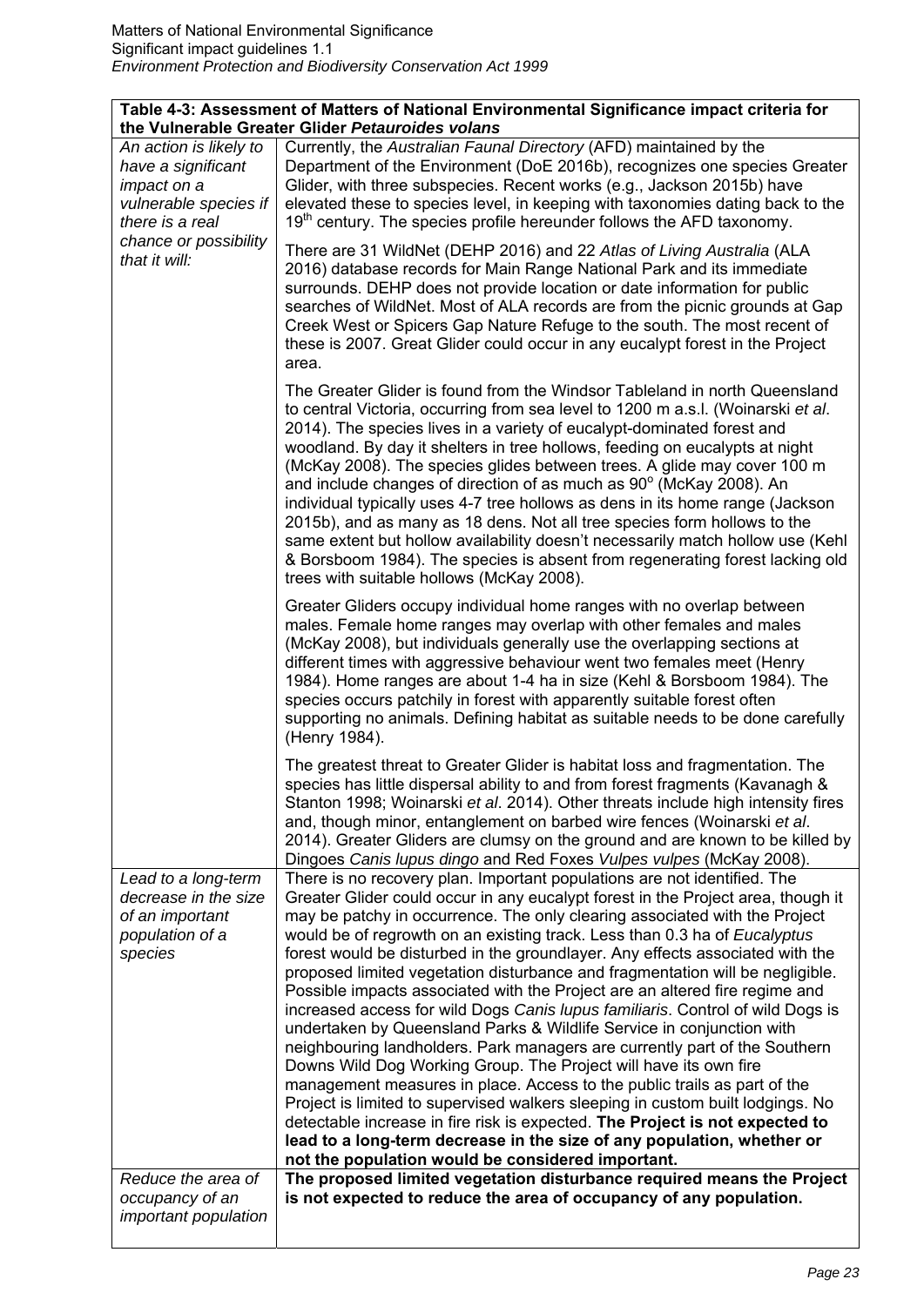| Table 4-3: Assessment of Matters of National Environmental Significance impact criteria for the Vulnerable Greater Glider *Petauroides volans* | |
|---|---|
| *An action is likely to have a significant impact on a vulnerable species if there is a real chance or possibility that it will:* | Currently, the *Australian Faunal Directory* (AFD) maintained by the Department of the Environment (DoE 2016b), recognizes one species Greater Glider, with three subspecies. Recent works (e.g., Jackson 2015b) have elevated these to species level, in keeping with taxonomies dating back to the 19th century. The species profile hereunder follows the AFD taxonomy.<br><br>There are 31 WildNet (DEHP 2016) and 22 *Atlas of Living Australia* (ALA 2016) database records for Main Range National Park and its immediate surrounds. DEHP does not provide location or date information for public searches of WildNet. Most of ALA records are from the picnic grounds at Gap Creek West or Spicers Gap Nature Refuge to the south. The most recent of these is 2007. Great Glider could occur in any eucalypt forest in the Project area.<br><br>The Greater Glider is found from the Windsor Tableland in north Queensland to central Victoria, occurring from sea level to 1200 m a.s.l. (Woinarski *et al*. 2014). The species lives in a variety of eucalypt-dominated forest and woodland. By day it shelters in tree hollows, feeding on eucalypts at night (McKay 2008). The species glides between trees. A glide may cover 100 m and include changes of direction of as much as 90° (McKay 2008). An individual typically uses 4-7 tree hollows as dens in its home range (Jackson 2015b), and as many as 18 dens. Not all tree species form hollows to the same extent but hollow availability doesn't necessarily match hollow use (Kehl & Borsboom 1984). The species is absent from regenerating forest lacking old trees with suitable hollows (McKay 2008).<br><br>Greater Gliders occupy individual home ranges with no overlap between males. Female home ranges may overlap with other females and males (McKay 2008), but individuals generally use the overlapping sections at different times with aggressive behaviour went two females meet (Henry 1984). Home ranges are about 1-4 ha in size (Kehl & Borsboom 1984). The species occurs patchily in forest with apparently suitable forest often supporting no animals. Defining habitat as suitable needs to be done carefully (Henry 1984).<br><br>The greatest threat to Greater Glider is habitat loss and fragmentation. The species has little dispersal ability to and from forest fragments (Kavanagh & Stanton 1998; Woinarski *et al*. 2014). Other threats include high intensity fires and, though minor, entanglement on barbed wire fences (Woinarski *et al*. 2014). Greater Gliders are clumsy on the ground and are known to be killed by Dingoes *Canis lupus dingo* and Red Foxes *Vulpes vulpes* (McKay 2008). |
| *Lead to a long-term decrease in the size of an important population of a species* | There is no recovery plan. Important populations are not identified. The Greater Glider could occur in any eucalypt forest in the Project area, though it may be patchy in occurrence. The only clearing associated with the Project would be of regrowth on an existing track. Less than 0.3 ha of *Eucalyptus* forest would be disturbed in the groundlayer. Any effects associated with the proposed limited vegetation disturbance and fragmentation will be negligible. Possible impacts associated with the Project are an altered fire regime and increased access for wild Dogs *Canis lupus familiaris*. Control of wild Dogs is undertaken by Queensland Parks & Wildlife Service in conjunction with neighbouring landholders. Park managers are currently part of the Southern Downs Wild Dog Working Group. The Project will have its own fire management measures in place. Access to the public trails as part of the Project is limited to supervised walkers sleeping in custom built lodgings. No detectable increase in fire risk is expected. **The Project is not expected to lead to a long-term decrease in the size of any population, whether or not the population would be considered important.** |
| *Reduce the area of occupancy of an important population* | **The proposed limited vegetation disturbance required means the Project is not expected to reduce the area of occupancy of any population.** |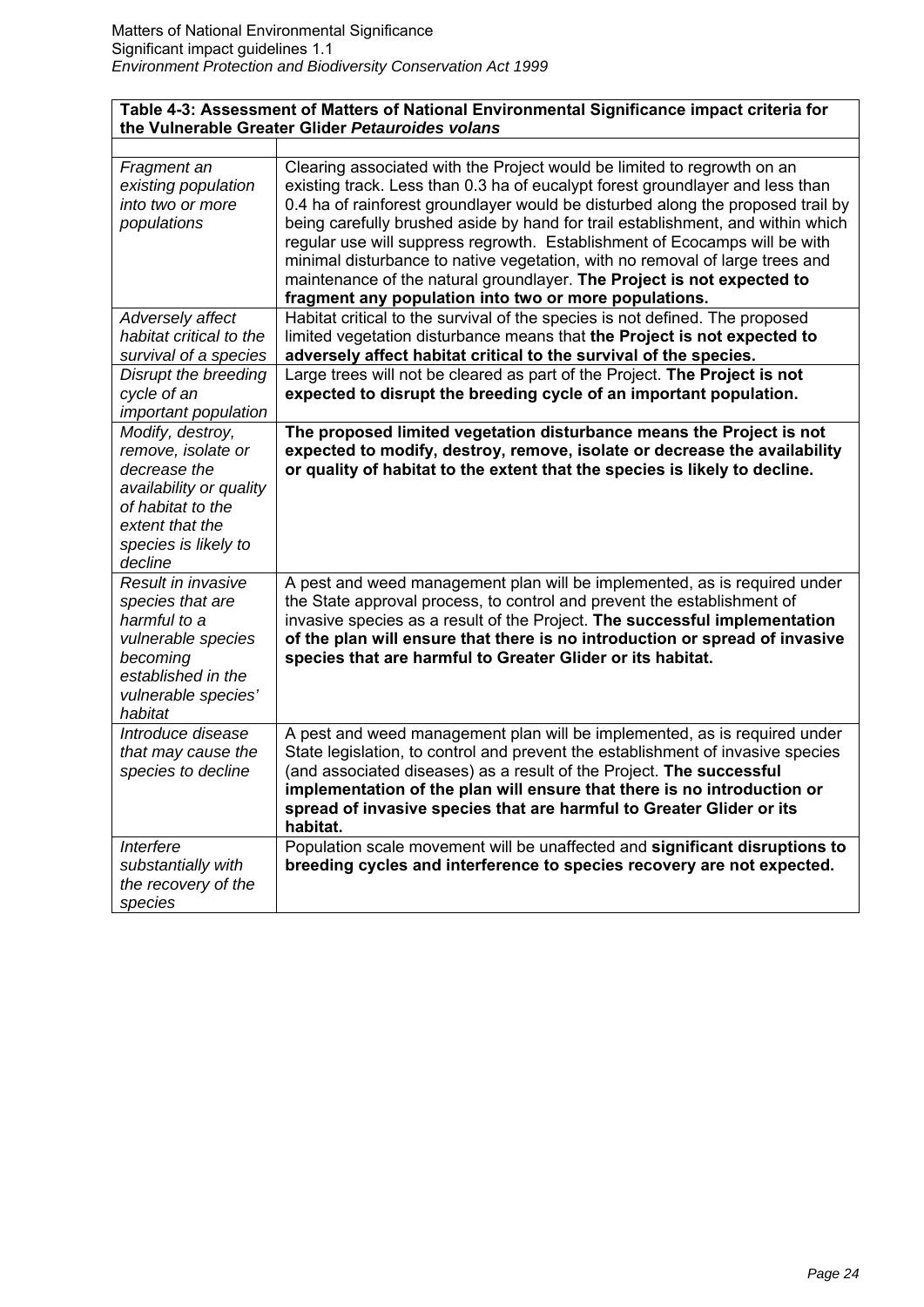| Table 4-3: Assessment of Matters of National Environmental Significance impact criteria for the Vulnerable Greater Glider *Petauroides volans* | |
|---|---|
| | |
| *Fragment an existing population into two or more populations* | Clearing associated with the Project would be limited to regrowth on an existing track. Less than 0.3 ha of eucalypt forest groundlayer and less than 0.4 ha of rainforest groundlayer would be disturbed along the proposed trail by being carefully brushed aside by hand for trail establishment, and within which regular use will suppress regrowth. Establishment of Ecocamps will be with minimal disturbance to native vegetation, with no removal of large trees and maintenance of the natural groundlayer. **The Project is not expected to fragment any population into two or more populations.** |
| *Adversely affect habitat critical to the survival of a species* | Habitat critical to the survival of the species is not defined. The proposed limited vegetation disturbance means that **the Project is not expected to adversely affect habitat critical to the survival of the species.** |
| *Disrupt the breeding cycle of an important population* | Large trees will not be cleared as part of the Project. **The Project is not expected to disrupt the breeding cycle of an important population.** |
| *Modify, destroy, remove, isolate or decrease the availability or quality of habitat to the extent that the species is likely to decline* | **The proposed limited vegetation disturbance means the Project is not expected to modify, destroy, remove, isolate or decrease the availability or quality of habitat to the extent that the species is likely to decline.** |
| *Result in invasive species that are harmful to a vulnerable species becoming established in the vulnerable species' habitat* | A pest and weed management plan will be implemented, as is required under the State approval process, to control and prevent the establishment of invasive species as a result of the Project. **The successful implementation of the plan will ensure that there is no introduction or spread of invasive species that are harmful to Greater Glider or its habitat.** |
| *Introduce disease that may cause the species to decline* | A pest and weed management plan will be implemented, as is required under State legislation, to control and prevent the establishment of invasive species (and associated diseases) as a result of the Project. **The successful implementation of the plan will ensure that there is no introduction or spread of invasive species that are harmful to Greater Glider or its habitat.** |
| *Interfere substantially with the recovery of the species* | Population scale movement will be unaffected and **significant disruptions to breeding cycles and interference to species recovery are not expected.** |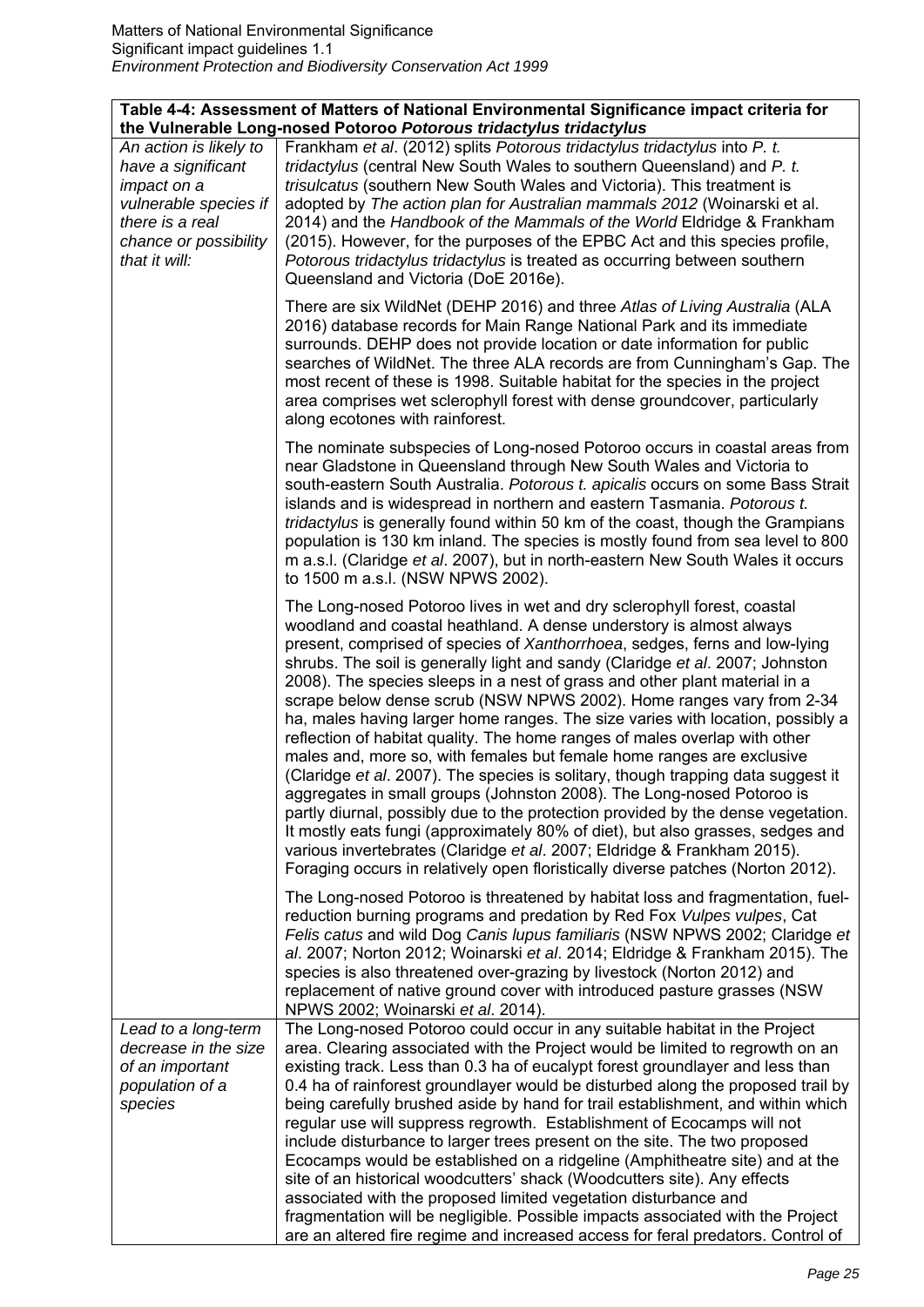| Table 4-4: Assessment of Matters of National Environmental Significance impact criteria for the Vulnerable Long-nosed Potoroo *Potorous tridactylus tridactylus* | |
|---|---|
| *An action is likely to have a significant impact on a vulnerable species if there is a real chance or possibility that it will:* | Frankham *et al*. (2012) splits *Potorous tridactylus tridactylus* into *P. t. tridactylus* (central New South Wales to southern Queensland) and *P. t. trisulcatus* (southern New South Wales and Victoria). This treatment is adopted by *The action plan for Australian mammals 2012* (Woinarski et al. 2014) and the *Handbook of the Mammals of the World* Eldridge & Frankham (2015). However, for the purposes of the EPBC Act and this species profile, *Potorous tridactylus tridactylus* is treated as occurring between southern Queensland and Victoria (DoE 2016e).<br><br>There are six WildNet (DEHP 2016) and three *Atlas of Living Australia* (ALA 2016) database records for Main Range National Park and its immediate surrounds. DEHP does not provide location or date information for public searches of WildNet. The three ALA records are from Cunningham's Gap. The most recent of these is 1998. Suitable habitat for the species in the project area comprises wet sclerophyll forest with dense groundcover, particularly along ecotones with rainforest.<br><br>The nominate subspecies of Long-nosed Potoroo occurs in coastal areas from near Gladstone in Queensland through New South Wales and Victoria to south-eastern South Australia. *Potorous t. apicalis* occurs on some Bass Strait islands and is widespread in northern and eastern Tasmania. *Potorous t. tridactylus* is generally found within 50 km of the coast, though the Grampians population is 130 km inland. The species is mostly found from sea level to 800 m a.s.l. (Claridge *et al*. 2007), but in north-eastern New South Wales it occurs to 1500 m a.s.l. (NSW NPWS 2002).<br><br>The Long-nosed Potoroo lives in wet and dry sclerophyll forest, coastal woodland and coastal heathland. A dense understory is almost always present, comprised of species of *Xanthorrhoea*, sedges, ferns and low-lying shrubs. The soil is generally light and sandy (Claridge *et al*. 2007; Johnston 2008). The species sleeps in a nest of grass and other plant material in a scrape below dense scrub (NSW NPWS 2002). Home ranges vary from 2-34 ha, males having larger home ranges. The size varies with location, possibly a reflection of habitat quality. The home ranges of males overlap with other males and, more so, with females but female home ranges are exclusive (Claridge *et al*. 2007). The species is solitary, though trapping data suggest it aggregates in small groups (Johnston 2008). The Long-nosed Potoroo is partly diurnal, possibly due to the protection provided by the dense vegetation. It mostly eats fungi (approximately 80% of diet), but also grasses, sedges and various invertebrates (Claridge *et al*. 2007; Eldridge & Frankham 2015). Foraging occurs in relatively open floristically diverse patches (Norton 2012).<br><br>The Long-nosed Potoroo is threatened by habitat loss and fragmentation, fuel-reduction burning programs and predation by Red Fox *Vulpes vulpes*, Cat *Felis catus* and wild Dog *Canis lupus familiaris* (NSW NPWS 2002; Claridge *et al*. 2007; Norton 2012; Woinarski *et al*. 2014; Eldridge & Frankham 2015). The species is also threatened over-grazing by livestock (Norton 2012) and replacement of native ground cover with introduced pasture grasses (NSW NPWS 2002; Woinarski *et al*. 2014). |
| *Lead to a long-term decrease in the size of an important population of a species* | The Long-nosed Potoroo could occur in any suitable habitat in the Project area. Clearing associated with the Project would be limited to regrowth on an existing track. Less than 0.3 ha of eucalypt forest groundlayer and less than 0.4 ha of rainforest groundlayer would be disturbed along the proposed trail by being carefully brushed aside by hand for trail establishment, and within which regular use will suppress regrowth. Establishment of Ecocamps will not include disturbance to larger trees present on the site. The two proposed Ecocamps would be established on a ridgeline (Amphitheatre site) and at the site of an historical woodcutters' shack (Woodcutters site). Any effects associated with the proposed limited vegetation disturbance and fragmentation will be negligible. Possible impacts associated with the Project are an altered fire regime and increased access for feral predators. Control of |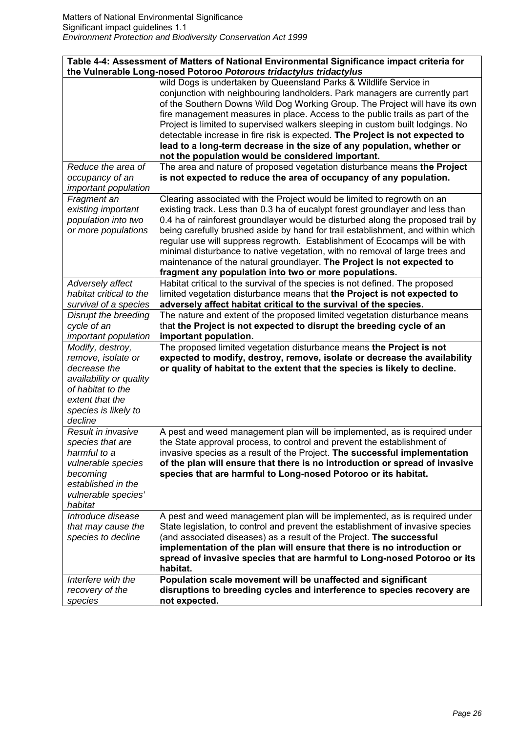| **Table 4-4: Assessment of Matters of National Environmental Significance impact criteria for the Vulnerable Long-nosed Potoroo *Potorous tridactylus tridactylus*** | |
|---|---|
| | wild Dogs is undertaken by Queensland Parks & Wildlife Service in conjunction with neighbouring landholders. Park managers are currently part of the Southern Downs Wild Dog Working Group. The Project will have its own fire management measures in place. Access to the public trails as part of the Project is limited to supervised walkers sleeping in custom built lodgings. No detectable increase in fire risk is expected. **The Project is not expected to lead to a long-term decrease in the size of any population, whether or not the population would be considered important.** |
| *Reduce the area of occupancy of an important population* | The area and nature of proposed vegetation disturbance means **the Project is not expected to reduce the area of occupancy of any population.** |
| *Fragment an existing important population into two or more populations* | Clearing associated with the Project would be limited to regrowth on an existing track. Less than 0.3 ha of eucalypt forest groundlayer and less than 0.4 ha of rainforest groundlayer would be disturbed along the proposed trail by being carefully brushed aside by hand for trail establishment, and within which regular use will suppress regrowth. Establishment of Ecocamps will be with minimal disturbance to native vegetation, with no removal of large trees and maintenance of the natural groundlayer. **The Project is not expected to fragment any population into two or more populations.** |
| *Adversely affect habitat critical to the survival of a species* | Habitat critical to the survival of the species is not defined. The proposed limited vegetation disturbance means that **the Project is not expected to adversely affect habitat critical to the survival of the species.** |
| *Disrupt the breeding cycle of an important population* | The nature and extent of the proposed limited vegetation disturbance means that **the Project is not expected to disrupt the breeding cycle of an important population.** |
| *Modify, destroy, remove, isolate or decrease the availability or quality of habitat to the extent that the species is likely to decline* | The proposed limited vegetation disturbance means **the Project is not expected to modify, destroy, remove, isolate or decrease the availability or quality of habitat to the extent that the species is likely to decline.** |
| *Result in invasive species that are harmful to a vulnerable species becoming established in the vulnerable species' habitat* | A pest and weed management plan will be implemented, as is required under the State approval process, to control and prevent the establishment of invasive species as a result of the Project. **The successful implementation of the plan will ensure that there is no introduction or spread of invasive species that are harmful to Long-nosed Potoroo or its habitat.** |
| *Introduce disease that may cause the species to decline* | A pest and weed management plan will be implemented, as is required under State legislation, to control and prevent the establishment of invasive species (and associated diseases) as a result of the Project. **The successful implementation of the plan will ensure that there is no introduction or spread of invasive species that are harmful to Long-nosed Potoroo or its habitat.** |
| *Interfere with the recovery of the species* | **Population scale movement will be unaffected and significant disruptions to breeding cycles and interference to species recovery are not expected.** |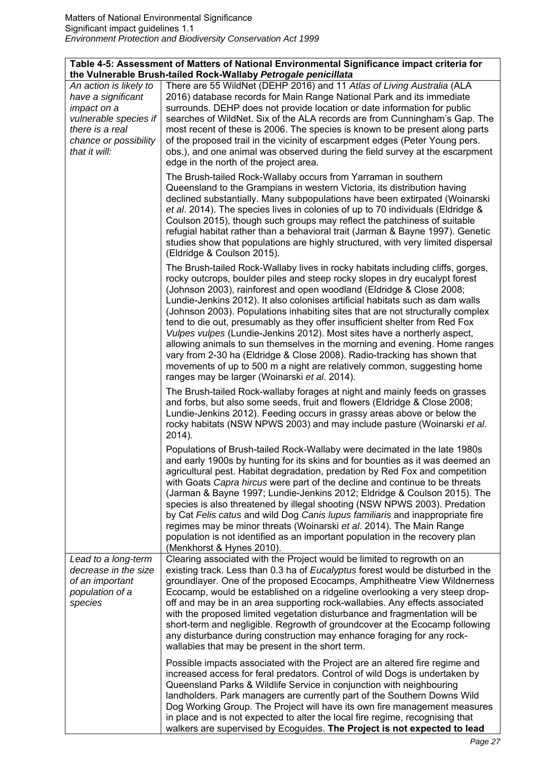| **Table 4-5: Assessment of Matters of National Environmental Significance impact criteria for the Vulnerable Brush-tailed Rock-Wallaby *Petrogale penicillata*** | |
|---|---|
| *An action is likely to have a significant impact on a vulnerable species if there is a real chance or possibility that it will:* | There are 55 WildNet (DEHP 2016) and 11 *Atlas of Living Australia* (ALA 2016) database records for Main Range National Park and its immediate surrounds. DEHP does not provide location or date information for public searches of WildNet. Six of the ALA records are from Cunningham's Gap. The most recent of these is 2006. The species is known to be present along parts of the proposed trail in the vicinity of escarpment edges (Peter Young pers. obs.), and one animal was observed during the field survey at the escarpment edge in the north of the project area.<br><br>The Brush-tailed Rock-Wallaby occurs from Yarraman in southern Queensland to the Grampians in western Victoria, its distribution having declined substantially. Many subpopulations have been extirpated (Woinarski *et al*. 2014). The species lives in colonies of up to 70 individuals (Eldridge & Coulson 2015), though such groups may reflect the patchiness of suitable refugial habitat rather than a behavioral trait (Jarman & Bayne 1997). Genetic studies show that populations are highly structured, with very limited dispersal (Eldridge & Coulson 2015).<br><br>The Brush-tailed Rock-Wallaby lives in rocky habitats including cliffs, gorges, rocky outcrops, boulder piles and steep rocky slopes in dry eucalypt forest (Johnson 2003), rainforest and open woodland (Eldridge & Close 2008; Lundie-Jenkins 2012). It also colonises artificial habitats such as dam walls (Johnson 2003). Populations inhabiting sites that are not structurally complex tend to die out, presumably as they offer insufficient shelter from Red Fox *Vulpes vulpes* (Lundie-Jenkins 2012). Most sites have a northerly aspect, allowing animals to sun themselves in the morning and evening. Home ranges vary from 2-30 ha (Eldridge & Close 2008). Radio-tracking has shown that movements of up to 500 m a night are relatively common, suggesting home ranges may be larger (Woinarski *et al*. 2014).<br><br>The Brush-tailed Rock-wallaby forages at night and mainly feeds on grasses and forbs, but also some seeds, fruit and flowers (Eldridge & Close 2008; Lundie-Jenkins 2012). Feeding occurs in grassy areas above or below the rocky habitats (NSW NPWS 2003) and may include pasture (Woinarski *et al*. 2014).<br><br>Populations of Brush-tailed Rock-Wallaby were decimated in the late 1980s and early 1900s by hunting for its skins and for bounties as it was deemed an agricultural pest. Habitat degradation, predation by Red Fox and competition with Goats *Capra hircus* were part of the decline and continue to be threats (Jarman & Bayne 1997; Lundie-Jenkins 2012; Eldridge & Coulson 2015). The species is also threatened by illegal shooting (NSW NPWS 2003). Predation by Cat *Felis catus* and wild Dog *Canis lupus familiaris* and inappropriate fire regimes may be minor threats (Woinarski *et al*. 2014). The Main Range population is not identified as an important population in the recovery plan (Menkhorst & Hynes 2010). |
| *Lead to a long-term decrease in the size of an important population of a species* | Clearing associated with the Project would be limited to regrowth on an existing track. Less than 0.3 ha of *Eucalyptus* forest would be disturbed in the groundlayer. One of the proposed Ecocamps, Amphitheatre View Wildnerness Ecocamp, would be established on a ridgeline overlooking a very steep drop-off and may be in an area supporting rock-wallabies. Any effects associated with the proposed limited vegetation disturbance and fragmentation will be short-term and negligible. Regrowth of groundcover at the Ecocamp following any disturbance during construction may enhance foraging for any rock-wallabies that may be present in the short term.<br><br>Possible impacts associated with the Project are an altered fire regime and increased access for feral predators. Control of wild Dogs is undertaken by Queensland Parks & Wildlife Service in conjunction with neighbouring landholders. Park managers are currently part of the Southern Downs Wild Dog Working Group. The Project will have its own fire management measures in place and is not expected to alter the local fire regime, recognising that walkers are supervised by Ecoguides. **The Project is not expected to lead** |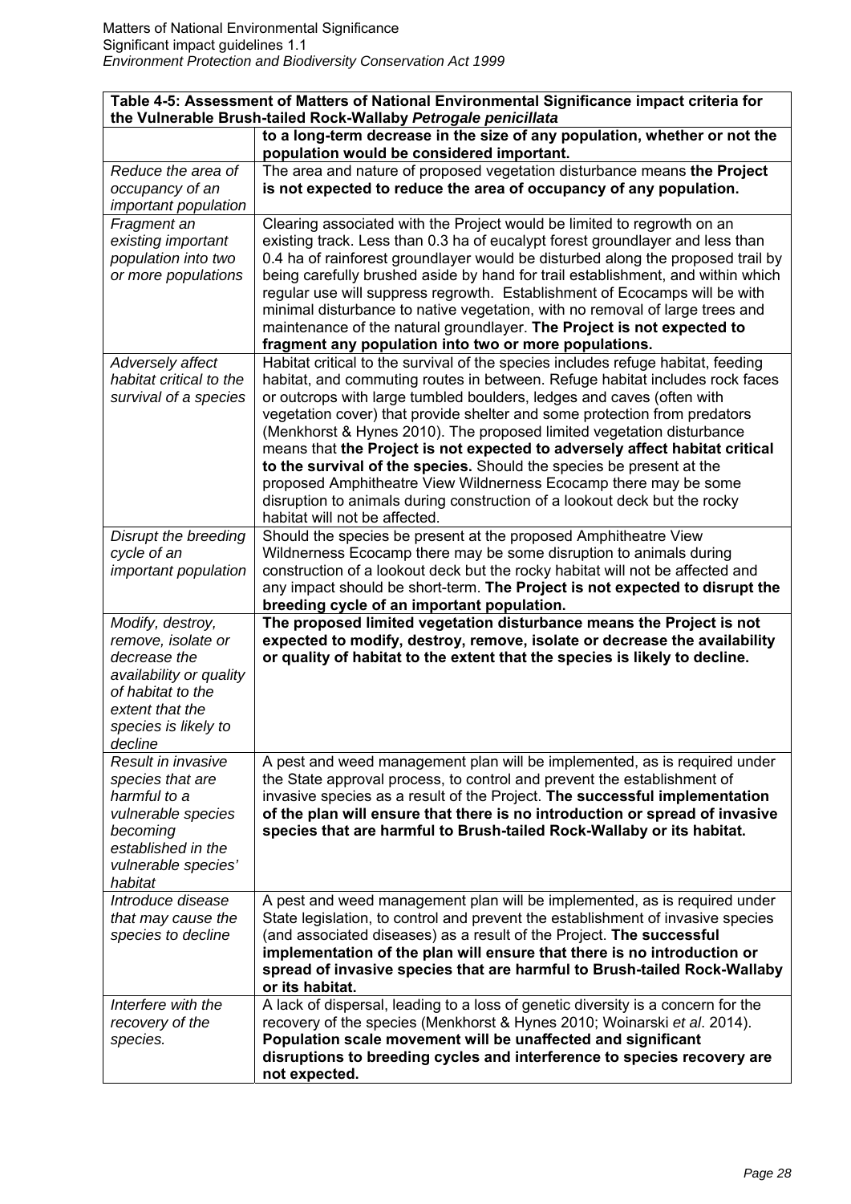**Table 4-5: Assessment of Matters of National Environmental Significance impact criteria for the Vulnerable Brush-tailed Rock-Wallaby *Petrogale penicillata***

| | |
|---|---|
| | **to a long-term decrease in the size of any population, whether or not the population would be considered important.** |
| *Reduce the area of occupancy of an important population* | The area and nature of proposed vegetation disturbance means **the Project is not expected to reduce the area of occupancy of any population.** |
| *Fragment an existing important population into two or more populations* | Clearing associated with the Project would be limited to regrowth on an existing track. Less than 0.3 ha of eucalypt forest groundlayer and less than 0.4 ha of rainforest groundlayer would be disturbed along the proposed trail by being carefully brushed aside by hand for trail establishment, and within which regular use will suppress regrowth. Establishment of Ecocamps will be with minimal disturbance to native vegetation, with no removal of large trees and maintenance of the natural groundlayer. **The Project is not expected to fragment any population into two or more populations.** |
| *Adversely affect habitat critical to the survival of a species* | Habitat critical to the survival of the species includes refuge habitat, feeding habitat, and commuting routes in between. Refuge habitat includes rock faces or outcrops with large tumbled boulders, ledges and caves (often with vegetation cover) that provide shelter and some protection from predators (Menkhorst & Hynes 2010). The proposed limited vegetation disturbance means that **the Project is not expected to adversely affect habitat critical to the survival of the species.** Should the species be present at the proposed Amphitheatre View Wildnerness Ecocamp there may be some disruption to animals during construction of a lookout deck but the rocky habitat will not be affected. |
| *Disrupt the breeding cycle of an important population* | Should the species be present at the proposed Amphitheatre View Wildnerness Ecocamp there may be some disruption to animals during construction of a lookout deck but the rocky habitat will not be affected and any impact should be short-term. **The Project is not expected to disrupt the breeding cycle of an important population.** |
| *Modify, destroy, remove, isolate or decrease the availability or quality of habitat to the extent that the species is likely to decline* | **The proposed limited vegetation disturbance means the Project is not expected to modify, destroy, remove, isolate or decrease the availability or quality of habitat to the extent that the species is likely to decline.** |
| *Result in invasive species that are harmful to a vulnerable species becoming established in the vulnerable species' habitat* | A pest and weed management plan will be implemented, as is required under the State approval process, to control and prevent the establishment of invasive species as a result of the Project. **The successful implementation of the plan will ensure that there is no introduction or spread of invasive species that are harmful to Brush-tailed Rock-Wallaby or its habitat.** |
| *Introduce disease that may cause the species to decline* | A pest and weed management plan will be implemented, as is required under State legislation, to control and prevent the establishment of invasive species (and associated diseases) as a result of the Project. **The successful implementation of the plan will ensure that there is no introduction or spread of invasive species that are harmful to Brush-tailed Rock-Wallaby or its habitat.** |
| *Interfere with the recovery of the species.* | A lack of dispersal, leading to a loss of genetic diversity is a concern for the recovery of the species (Menkhorst & Hynes 2010; Woinarski *et al*. 2014). **Population scale movement will be unaffected and significant disruptions to breeding cycles and interference to species recovery are not expected.** |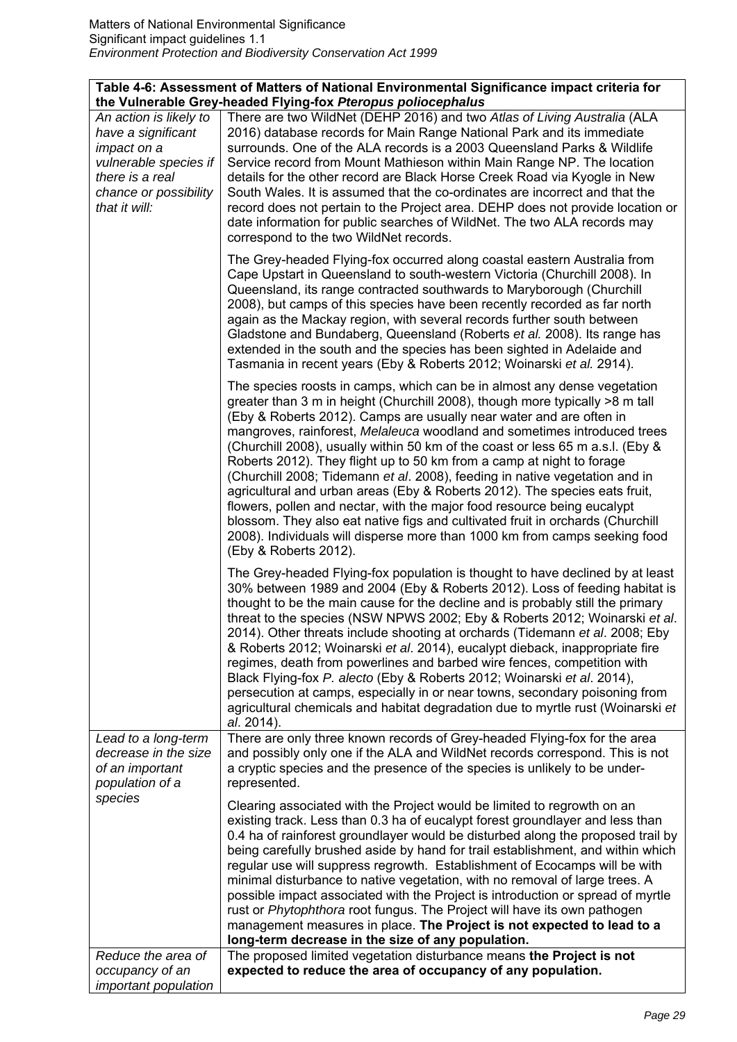| Table 4-6: Assessment of Matters of National Environmental Significance impact criteria for the Vulnerable Grey-headed Flying-fox *Pteropus poliocephalus* | |
|---|---|
| *An action is likely to have a significant impact on a vulnerable species if there is a real chance or possibility that it will:* | There are two WildNet (DEHP 2016) and two *Atlas of Living Australia* (ALA 2016) database records for Main Range National Park and its immediate surrounds. One of the ALA records is a 2003 Queensland Parks & Wildlife Service record from Mount Mathieson within Main Range NP. The location details for the other record are Black Horse Creek Road via Kyogle in New South Wales. It is assumed that the co-ordinates are incorrect and that the record does not pertain to the Project area. DEHP does not provide location or date information for public searches of WildNet. The two ALA records may correspond to the two WildNet records.<br><br>The Grey-headed Flying-fox occurred along coastal eastern Australia from Cape Upstart in Queensland to south-western Victoria (Churchill 2008). In Queensland, its range contracted southwards to Maryborough (Churchill 2008), but camps of this species have been recently recorded as far north again as the Mackay region, with several records further south between Gladstone and Bundaberg, Queensland (Roberts *et al.* 2008). Its range has extended in the south and the species has been sighted in Adelaide and Tasmania in recent years (Eby & Roberts 2012; Woinarski *et al.* 2914).<br><br>The species roosts in camps, which can be in almost any dense vegetation greater than 3 m in height (Churchill 2008), though more typically >8 m tall (Eby & Roberts 2012). Camps are usually near water and are often in mangroves, rainforest, *Melaleuca* woodland and sometimes introduced trees (Churchill 2008), usually within 50 km of the coast or less 65 m a.s.l. (Eby & Roberts 2012). They flight up to 50 km from a camp at night to forage (Churchill 2008; Tidemann *et al*. 2008), feeding in native vegetation and in agricultural and urban areas (Eby & Roberts 2012). The species eats fruit, flowers, pollen and nectar, with the major food resource being eucalypt blossom. They also eat native figs and cultivated fruit in orchards (Churchill 2008). Individuals will disperse more than 1000 km from camps seeking food (Eby & Roberts 2012).<br><br>The Grey-headed Flying-fox population is thought to have declined by at least 30% between 1989 and 2004 (Eby & Roberts 2012). Loss of feeding habitat is thought to be the main cause for the decline and is probably still the primary threat to the species (NSW NPWS 2002; Eby & Roberts 2012; Woinarski *et al*. 2014). Other threats include shooting at orchards (Tidemann *et al*. 2008; Eby & Roberts 2012; Woinarski *et al*. 2014), eucalypt dieback, inappropriate fire regimes, death from powerlines and barbed wire fences, competition with Black Flying-fox *P. alecto* (Eby & Roberts 2012; Woinarski *et al*. 2014), persecution at camps, especially in or near towns, secondary poisoning from agricultural chemicals and habitat degradation due to myrtle rust (Woinarski *et al*. 2014). |
| *Lead to a long-term decrease in the size of an important population of a species* | There are only three known records of Grey-headed Flying-fox for the area and possibly only one if the ALA and WildNet records correspond. This is not a cryptic species and the presence of the species is unlikely to be under-represented.<br><br>Clearing associated with the Project would be limited to regrowth on an existing track. Less than 0.3 ha of eucalypt forest groundlayer and less than 0.4 ha of rainforest groundlayer would be disturbed along the proposed trail by being carefully brushed aside by hand for trail establishment, and within which regular use will suppress regrowth. Establishment of Ecocamps will be with minimal disturbance to native vegetation, with no removal of large trees. A possible impact associated with the Project is introduction or spread of myrtle rust or *Phytophthora* root fungus. The Project will have its own pathogen management measures in place. **The Project is not expected to lead to a long-term decrease in the size of any population.** |
| *Reduce the area of occupancy of an important population* | The proposed limited vegetation disturbance means **the Project is not expected to reduce the area of occupancy of any population.** |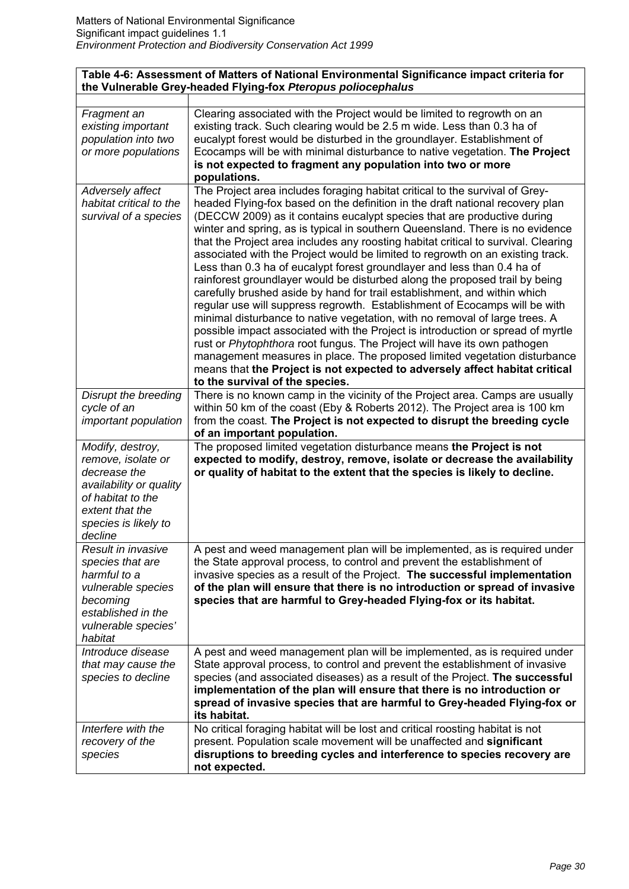| **Table 4-6: Assessment of Matters of National Environmental Significance impact criteria for the Vulnerable Grey-headed Flying-fox *Pteropus poliocephalus*** | |
|---|---|
| | |
| *Fragment an existing important population into two or more populations* | Clearing associated with the Project would be limited to regrowth on an existing track. Such clearing would be 2.5 m wide. Less than 0.3 ha of eucalypt forest would be disturbed in the groundlayer. Establishment of Ecocamps will be with minimal disturbance to native vegetation. **The Project is not expected to fragment any population into two or more populations.** |
| *Adversely affect habitat critical to the survival of a species* | The Project area includes foraging habitat critical to the survival of Grey-headed Flying-fox based on the definition in the draft national recovery plan (DECCW 2009) as it contains eucalypt species that are productive during winter and spring, as is typical in southern Queensland. There is no evidence that the Project area includes any roosting habitat critical to survival. Clearing associated with the Project would be limited to regrowth on an existing track. Less than 0.3 ha of eucalypt forest groundlayer and less than 0.4 ha of rainforest groundlayer would be disturbed along the proposed trail by being carefully brushed aside by hand for trail establishment, and within which regular use will suppress regrowth. Establishment of Ecocamps will be with minimal disturbance to native vegetation, with no removal of large trees. A possible impact associated with the Project is introduction or spread of myrtle rust or *Phytophthora* root fungus. The Project will have its own pathogen management measures in place. The proposed limited vegetation disturbance means that **the Project is not expected to adversely affect habitat critical to the survival of the species.** |
| *Disrupt the breeding cycle of an important population* | There is no known camp in the vicinity of the Project area. Camps are usually within 50 km of the coast (Eby & Roberts 2012). The Project area is 100 km from the coast. **The Project is not expected to disrupt the breeding cycle of an important population.** |
| *Modify, destroy, remove, isolate or decrease the availability or quality of habitat to the extent that the species is likely to decline* | The proposed limited vegetation disturbance means **the Project is not expected to modify, destroy, remove, isolate or decrease the availability or quality of habitat to the extent that the species is likely to decline.** |
| *Result in invasive species that are harmful to a vulnerable species becoming established in the vulnerable species' habitat* | A pest and weed management plan will be implemented, as is required under the State approval process, to control and prevent the establishment of invasive species as a result of the Project. **The successful implementation of the plan will ensure that there is no introduction or spread of invasive species that are harmful to Grey-headed Flying-fox or its habitat.** |
| *Introduce disease that may cause the species to decline* | A pest and weed management plan will be implemented, as is required under State approval process, to control and prevent the establishment of invasive species (and associated diseases) as a result of the Project. **The successful implementation of the plan will ensure that there is no introduction or spread of invasive species that are harmful to Grey-headed Flying-fox or its habitat.** |
| *Interfere with the recovery of the species* | No critical foraging habitat will be lost and critical roosting habitat is not present. Population scale movement will be unaffected and **significant disruptions to breeding cycles and interference to species recovery are not expected.** |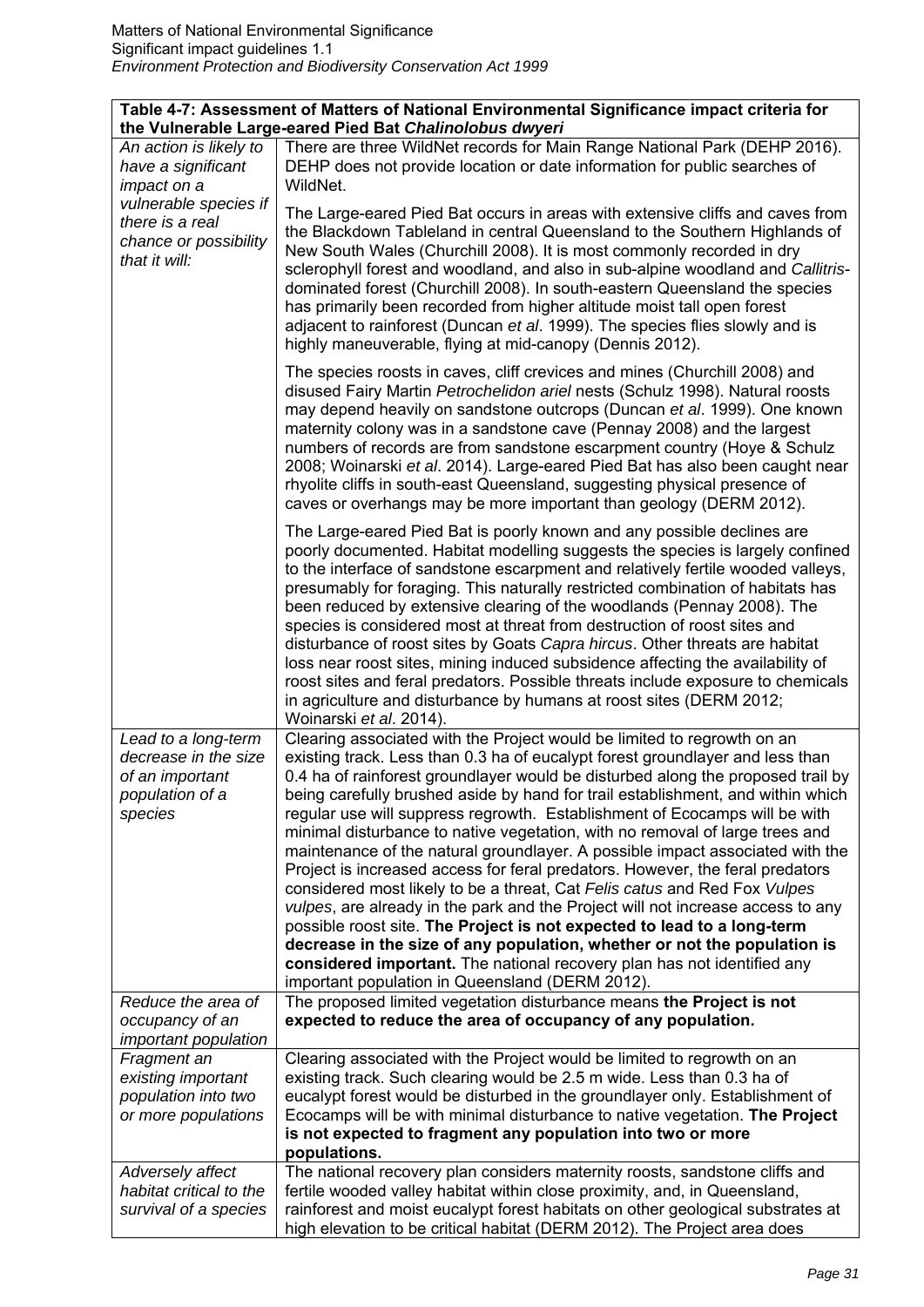| **Table 4-7: Assessment of Matters of National Environmental Significance impact criteria for the Vulnerable Large-eared Pied Bat *Chalinolobus dwyeri*** | |
|---|---|
| *An action is likely to have a significant impact on a vulnerable species if there is a real chance or possibility that it will:* | There are three WildNet records for Main Range National Park (DEHP 2016). DEHP does not provide location or date information for public searches of WildNet.<br><br>The Large-eared Pied Bat occurs in areas with extensive cliffs and caves from the Blackdown Tableland in central Queensland to the Southern Highlands of New South Wales (Churchill 2008). It is most commonly recorded in dry sclerophyll forest and woodland, and also in sub-alpine woodland and *Callitris*-dominated forest (Churchill 2008). In south-eastern Queensland the species has primarily been recorded from higher altitude moist tall open forest adjacent to rainforest (Duncan *et al*. 1999). The species flies slowly and is highly maneuverable, flying at mid-canopy (Dennis 2012).<br><br>The species roosts in caves, cliff crevices and mines (Churchill 2008) and disused Fairy Martin *Petrochelidon ariel* nests (Schulz 1998). Natural roosts may depend heavily on sandstone outcrops (Duncan *et al*. 1999). One known maternity colony was in a sandstone cave (Pennay 2008) and the largest numbers of records are from sandstone escarpment country (Hoye & Schulz 2008; Woinarski *et al*. 2014). Large-eared Pied Bat has also been caught near rhyolite cliffs in south-east Queensland, suggesting physical presence of caves or overhangs may be more important than geology (DERM 2012).<br><br>The Large-eared Pied Bat is poorly known and any possible declines are poorly documented. Habitat modelling suggests the species is largely confined to the interface of sandstone escarpment and relatively fertile wooded valleys, presumably for foraging. This naturally restricted combination of habitats has been reduced by extensive clearing of the woodlands (Pennay 2008). The species is considered most at threat from destruction of roost sites and disturbance of roost sites by Goats *Capra hircus*. Other threats are habitat loss near roost sites, mining induced subsidence affecting the availability of roost sites and feral predators. Possible threats include exposure to chemicals in agriculture and disturbance by humans at roost sites (DERM 2012; Woinarski *et al*. 2014). |
| *Lead to a long-term decrease in the size of an important population of a species* | Clearing associated with the Project would be limited to regrowth on an existing track. Less than 0.3 ha of eucalypt forest groundlayer and less than 0.4 ha of rainforest groundlayer would be disturbed along the proposed trail by being carefully brushed aside by hand for trail establishment, and within which regular use will suppress regrowth. Establishment of Ecocamps will be with minimal disturbance to native vegetation, with no removal of large trees and maintenance of the natural groundlayer. A possible impact associated with the Project is increased access for feral predators. However, the feral predators considered most likely to be a threat, Cat *Felis catus* and Red Fox *Vulpes vulpes*, are already in the park and the Project will not increase access to any possible roost site. **The Project is not expected to lead to a long-term decrease in the size of any population, whether or not the population is considered important.** The national recovery plan has not identified any important population in Queensland (DERM 2012). |
| *Reduce the area of occupancy of an important population* | The proposed limited vegetation disturbance means **the Project is not expected to reduce the area of occupancy of any population.** |
| *Fragment an existing important population into two or more populations* | Clearing associated with the Project would be limited to regrowth on an existing track. Such clearing would be 2.5 m wide. Less than 0.3 ha of eucalypt forest would be disturbed in the groundlayer only. Establishment of Ecocamps will be with minimal disturbance to native vegetation. **The Project is not expected to fragment any population into two or more populations.** |
| *Adversely affect habitat critical to the survival of a species* | The national recovery plan considers maternity roosts, sandstone cliffs and fertile wooded valley habitat within close proximity, and, in Queensland, rainforest and moist eucalypt forest habitats on other geological substrates at high elevation to be critical habitat (DERM 2012). The Project area does |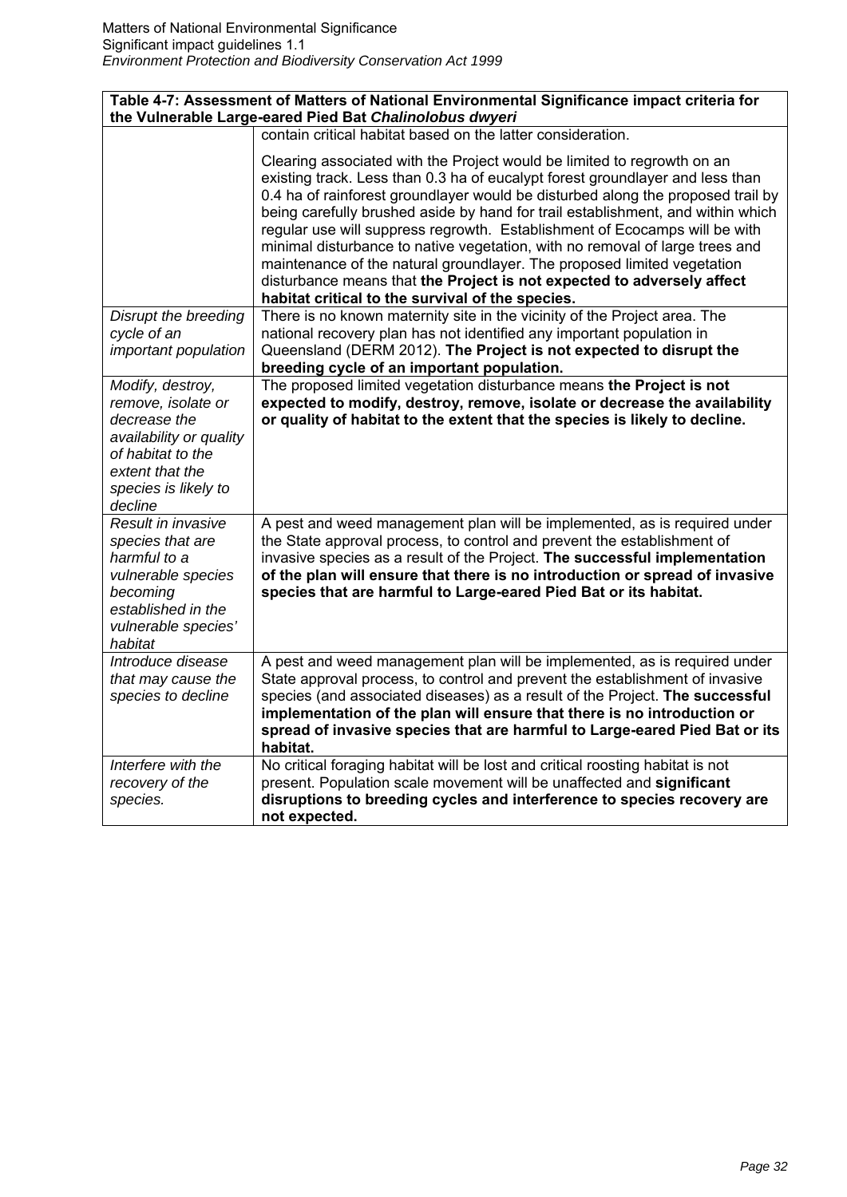| Table 4-7: Assessment of Matters of National Environmental Significance impact criteria for the Vulnerable Large-eared Pied Bat *Chalinolobus dwyeri* | |
|---|---|
| | contain critical habitat based on the latter consideration.<br><br>Clearing associated with the Project would be limited to regrowth on an existing track. Less than 0.3 ha of eucalypt forest groundlayer and less than 0.4 ha of rainforest groundlayer would be disturbed along the proposed trail by being carefully brushed aside by hand for trail establishment, and within which regular use will suppress regrowth. Establishment of Ecocamps will be with minimal disturbance to native vegetation, with no removal of large trees and maintenance of the natural groundlayer. The proposed limited vegetation disturbance means that **the Project is not expected to adversely affect habitat critical to the survival of the species.** |
| *Disrupt the breeding cycle of an important population* | There is no known maternity site in the vicinity of the Project area. The national recovery plan has not identified any important population in Queensland (DERM 2012). **The Project is not expected to disrupt the breeding cycle of an important population.** |
| *Modify, destroy, remove, isolate or decrease the availability or quality of habitat to the extent that the species is likely to decline* | The proposed limited vegetation disturbance means **the Project is not expected to modify, destroy, remove, isolate or decrease the availability or quality of habitat to the extent that the species is likely to decline.** |
| *Result in invasive species that are harmful to a vulnerable species becoming established in the vulnerable species' habitat* | A pest and weed management plan will be implemented, as is required under the State approval process, to control and prevent the establishment of invasive species as a result of the Project. **The successful implementation of the plan will ensure that there is no introduction or spread of invasive species that are harmful to Large-eared Pied Bat or its habitat.** |
| *Introduce disease that may cause the species to decline* | A pest and weed management plan will be implemented, as is required under State approval process, to control and prevent the establishment of invasive species (and associated diseases) as a result of the Project. **The successful implementation of the plan will ensure that there is no introduction or spread of invasive species that are harmful to Large-eared Pied Bat or its habitat.** |
| *Interfere with the recovery of the species.* | No critical foraging habitat will be lost and critical roosting habitat is not present. Population scale movement will be unaffected and **significant disruptions to breeding cycles and interference to species recovery are not expected.** |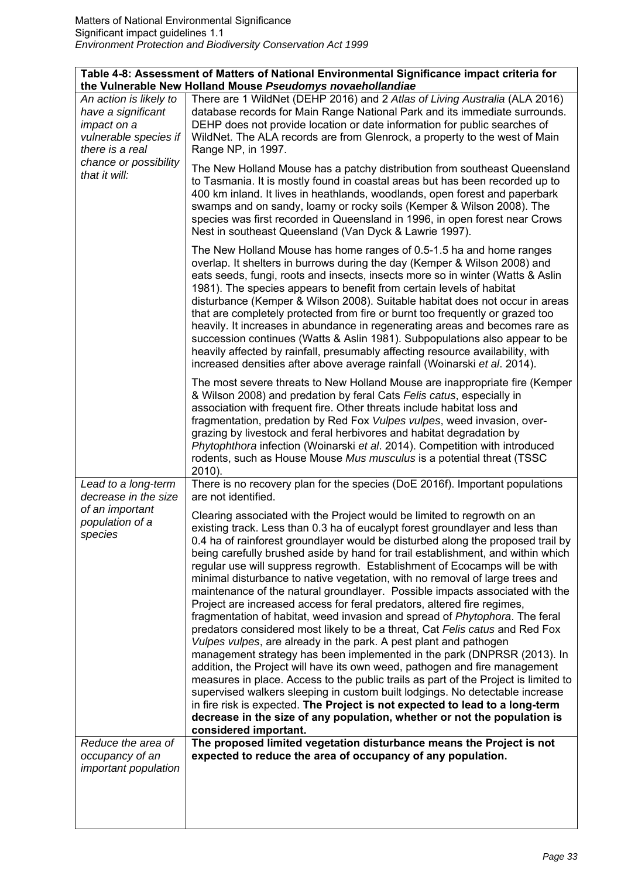| Table 4-8: Assessment of Matters of National Environmental Significance impact criteria for the Vulnerable New Holland Mouse *Pseudomys novaehollandiae* | |
|---|---|
| *An action is likely to have a significant impact on a vulnerable species if there is a real chance or possibility that it will:* | There are 1 WildNet (DEHP 2016) and 2 *Atlas of Living Australia* (ALA 2016) database records for Main Range National Park and its immediate surrounds. DEHP does not provide location or date information for public searches of WildNet. The ALA records are from Glenrock, a property to the west of Main Range NP, in 1997.<br><br>The New Holland Mouse has a patchy distribution from southeast Queensland to Tasmania. It is mostly found in coastal areas but has been recorded up to 400 km inland. It lives in heathlands, woodlands, open forest and paperbark swamps and on sandy, loamy or rocky soils (Kemper & Wilson 2008). The species was first recorded in Queensland in 1996, in open forest near Crows Nest in southeast Queensland (Van Dyck & Lawrie 1997).<br><br>The New Holland Mouse has home ranges of 0.5-1.5 ha and home ranges overlap. It shelters in burrows during the day (Kemper & Wilson 2008) and eats seeds, fungi, roots and insects, insects more so in winter (Watts & Aslin 1981). The species appears to benefit from certain levels of habitat disturbance (Kemper & Wilson 2008). Suitable habitat does not occur in areas that are completely protected from fire or burnt too frequently or grazed too heavily. It increases in abundance in regenerating areas and becomes rare as succession continues (Watts & Aslin 1981). Subpopulations also appear to be heavily affected by rainfall, presumably affecting resource availability, with increased densities after above average rainfall (Woinarski *et al*. 2014).<br><br>The most severe threats to New Holland Mouse are inappropriate fire (Kemper & Wilson 2008) and predation by feral Cats *Felis catus*, especially in association with frequent fire. Other threats include habitat loss and fragmentation, predation by Red Fox *Vulpes vulpes*, weed invasion, over-grazing by livestock and feral herbivores and habitat degradation by *Phytophthora* infection (Woinarski *et al*. 2014). Competition with introduced rodents, such as House Mouse *Mus musculus* is a potential threat (TSSC 2010). |
| *Lead to a long-term decrease in the size of an important population of a species* | There is no recovery plan for the species (DoE 2016f). Important populations are not identified.<br><br>Clearing associated with the Project would be limited to regrowth on an existing track. Less than 0.3 ha of eucalypt forest groundlayer and less than 0.4 ha of rainforest groundlayer would be disturbed along the proposed trail by being carefully brushed aside by hand for trail establishment, and within which regular use will suppress regrowth. Establishment of Ecocamps will be with minimal disturbance to native vegetation, with no removal of large trees and maintenance of the natural groundlayer. Possible impacts associated with the Project are increased access for feral predators, altered fire regimes, fragmentation of habitat, weed invasion and spread of *Phytophora*. The feral predators considered most likely to be a threat, Cat *Felis catus* and Red Fox *Vulpes vulpes*, are already in the park. A pest plant and pathogen management strategy has been implemented in the park (DNPRSR (2013). In addition, the Project will have its own weed, pathogen and fire management measures in place. Access to the public trails as part of the Project is limited to supervised walkers sleeping in custom built lodgings. No detectable increase in fire risk is expected. **The Project is not expected to lead to a long-term decrease in the size of any population, whether or not the population is considered important.** |
| *Reduce the area of occupancy of an important population* | **The proposed limited vegetation disturbance means the Project is not expected to reduce the area of occupancy of any population.** |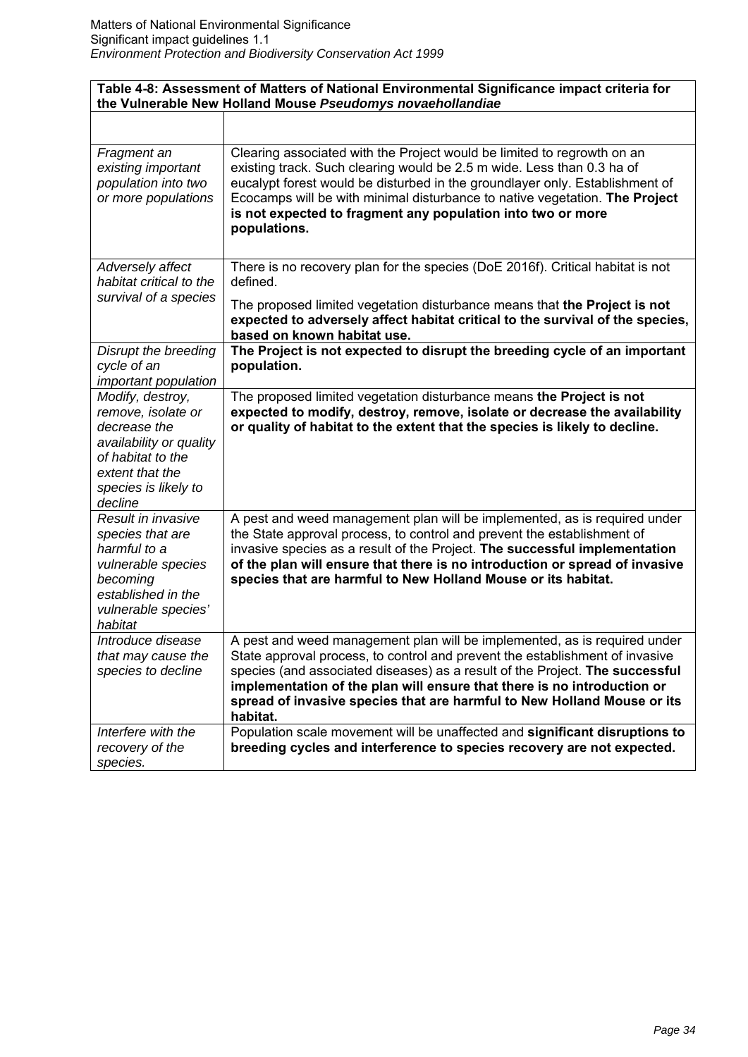| Table 4-8: Assessment of Matters of National Environmental Significance impact criteria for the Vulnerable New Holland Mouse *Pseudomys novaehollandiae* | |
|---|---|
| | |
| *Fragment an existing important population into two or more populations* | Clearing associated with the Project would be limited to regrowth on an existing track. Such clearing would be 2.5 m wide. Less than 0.3 ha of eucalypt forest would be disturbed in the groundlayer only. Establishment of Ecocamps will be with minimal disturbance to native vegetation. **The Project is not expected to fragment any population into two or more populations.** |
| *Adversely affect habitat critical to the survival of a species* | There is no recovery plan for the species (DoE 2016f). Critical habitat is not defined.<br><br>The proposed limited vegetation disturbance means that **the Project is not expected to adversely affect habitat critical to the survival of the species, based on known habitat use.** |
| *Disrupt the breeding cycle of an important population* | **The Project is not expected to disrupt the breeding cycle of an important population.** |
| *Modify, destroy, remove, isolate or decrease the availability or quality of habitat to the extent that the species is likely to decline* | The proposed limited vegetation disturbance means **the Project is not expected to modify, destroy, remove, isolate or decrease the availability or quality of habitat to the extent that the species is likely to decline.** |
| *Result in invasive species that are harmful to a vulnerable species becoming established in the vulnerable species' habitat* | A pest and weed management plan will be implemented, as is required under the State approval process, to control and prevent the establishment of invasive species as a result of the Project. **The successful implementation of the plan will ensure that there is no introduction or spread of invasive species that are harmful to New Holland Mouse or its habitat.** |
| *Introduce disease that may cause the species to decline* | A pest and weed management plan will be implemented, as is required under State approval process, to control and prevent the establishment of invasive species (and associated diseases) as a result of the Project. **The successful implementation of the plan will ensure that there is no introduction or spread of invasive species that are harmful to New Holland Mouse or its habitat.** |
| *Interfere with the recovery of the species.* | Population scale movement will be unaffected and **significant disruptions to breeding cycles and interference to species recovery are not expected.** |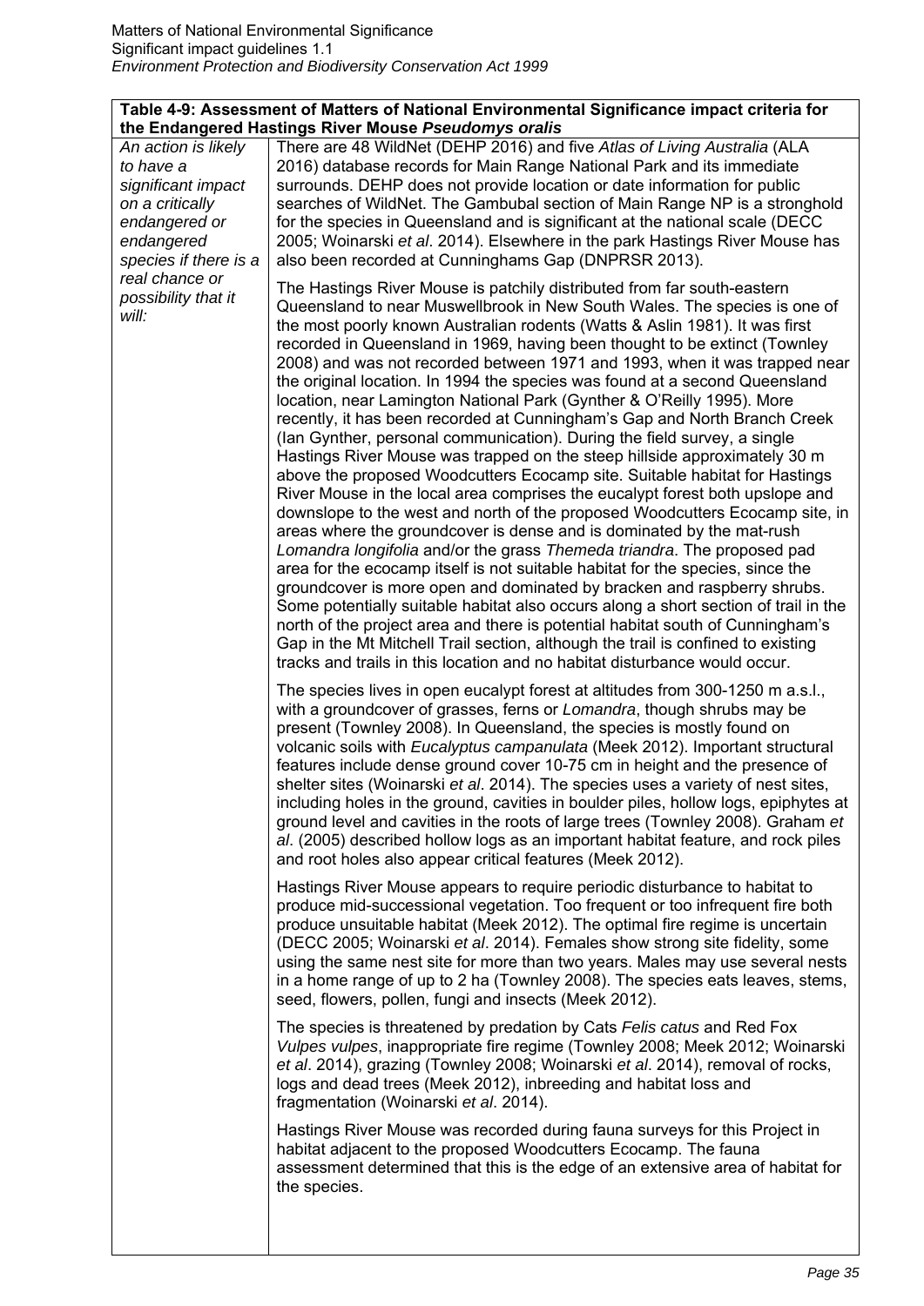| Table 4-9: Assessment of Matters of National Environmental Significance impact criteria for the Endangered Hastings River Mouse *Pseudomys oralis* | |
|---|---|
| *An action is likely to have a significant impact on a critically endangered or endangered species if there is a real chance or possibility that it will:* | There are 48 WildNet (DEHP 2016) and five *Atlas of Living Australia* (ALA 2016) database records for Main Range National Park and its immediate surrounds. DEHP does not provide location or date information for public searches of WildNet. The Gambubal section of Main Range NP is a stronghold for the species in Queensland and is significant at the national scale (DECC 2005; Woinarski *et al*. 2014). Elsewhere in the park Hastings River Mouse has also been recorded at Cunninghams Gap (DNPRSR 2013).<br><br>The Hastings River Mouse is patchily distributed from far south-eastern Queensland to near Muswellbrook in New South Wales. The species is one of the most poorly known Australian rodents (Watts & Aslin 1981). It was first recorded in Queensland in 1969, having been thought to be extinct (Townley 2008) and was not recorded between 1971 and 1993, when it was trapped near the original location. In 1994 the species was found at a second Queensland location, near Lamington National Park (Gynther & O'Reilly 1995). More recently, it has been recorded at Cunningham's Gap and North Branch Creek (Ian Gynther, personal communication). During the field survey, a single Hastings River Mouse was trapped on the steep hillside approximately 30 m above the proposed Woodcutters Ecocamp site. Suitable habitat for Hastings River Mouse in the local area comprises the eucalypt forest both upslope and downslope to the west and north of the proposed Woodcutters Ecocamp site, in areas where the groundcover is dense and is dominated by the mat-rush *Lomandra longifolia* and/or the grass *Themeda triandra*. The proposed pad area for the ecocamp itself is not suitable habitat for the species, since the groundcover is more open and dominated by bracken and raspberry shrubs. Some potentially suitable habitat also occurs along a short section of trail in the north of the project area and there is potential habitat south of Cunningham's Gap in the Mt Mitchell Trail section, although the trail is confined to existing tracks and trails in this location and no habitat disturbance would occur.<br><br>The species lives in open eucalypt forest at altitudes from 300-1250 m a.s.l., with a groundcover of grasses, ferns or *Lomandra*, though shrubs may be present (Townley 2008). In Queensland, the species is mostly found on volcanic soils with *Eucalyptus campanulata* (Meek 2012). Important structural features include dense ground cover 10-75 cm in height and the presence of shelter sites (Woinarski *et al*. 2014). The species uses a variety of nest sites, including holes in the ground, cavities in boulder piles, hollow logs, epiphytes at ground level and cavities in the roots of large trees (Townley 2008). Graham *et al*. (2005) described hollow logs as an important habitat feature, and rock piles and root holes also appear critical features (Meek 2012).<br><br>Hastings River Mouse appears to require periodic disturbance to habitat to produce mid-successional vegetation. Too frequent or too infrequent fire both produce unsuitable habitat (Meek 2012). The optimal fire regime is uncertain (DECC 2005; Woinarski *et al*. 2014). Females show strong site fidelity, some using the same nest site for more than two years. Males may use several nests in a home range of up to 2 ha (Townley 2008). The species eats leaves, stems, seed, flowers, pollen, fungi and insects (Meek 2012).<br><br>The species is threatened by predation by Cats *Felis catus* and Red Fox *Vulpes vulpes*, inappropriate fire regime (Townley 2008; Meek 2012; Woinarski *et al*. 2014), grazing (Townley 2008; Woinarski *et al*. 2014), removal of rocks, logs and dead trees (Meek 2012), inbreeding and habitat loss and fragmentation (Woinarski *et al*. 2014).<br><br>Hastings River Mouse was recorded during fauna surveys for this Project in habitat adjacent to the proposed Woodcutters Ecocamp. The fauna assessment determined that this is the edge of an extensive area of habitat for the species. |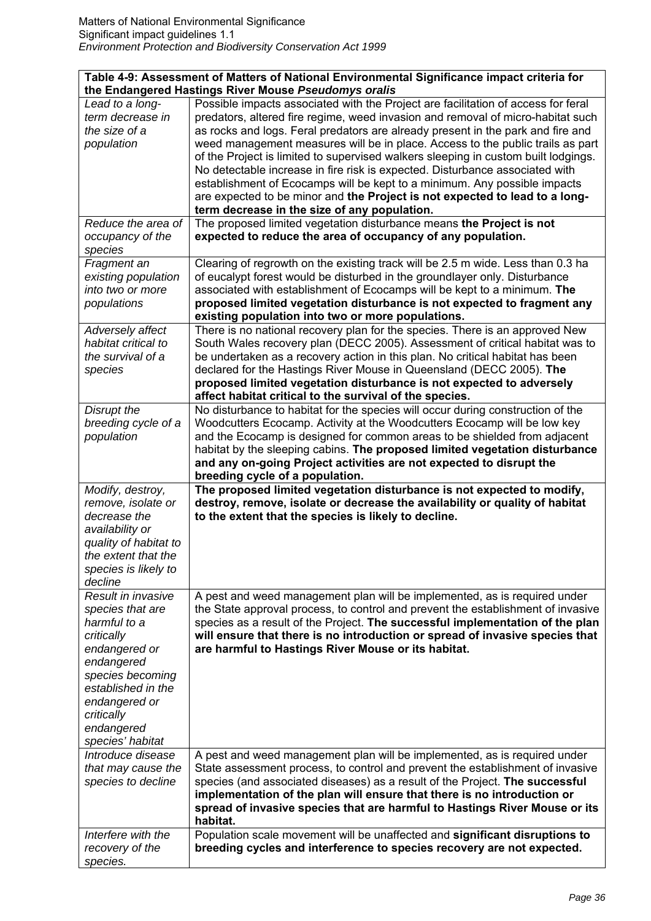| **Table 4-9: Assessment of Matters of National Environmental Significance impact criteria for the Endangered Hastings River Mouse *Pseudomys oralis*** | |
|---|---|
| *Lead to a long-term decrease in the size of a population* | Possible impacts associated with the Project are facilitation of access for feral predators, altered fire regime, weed invasion and removal of micro-habitat such as rocks and logs. Feral predators are already present in the park and fire and weed management measures will be in place. Access to the public trails as part of the Project is limited to supervised walkers sleeping in custom built lodgings. No detectable increase in fire risk is expected. Disturbance associated with establishment of Ecocamps will be kept to a minimum. Any possible impacts are expected to be minor and **the Project is not expected to lead to a long-term decrease in the size of any population.** |
| *Reduce the area of occupancy of the species* | The proposed limited vegetation disturbance means **the Project is not expected to reduce the area of occupancy of any population.** |
| *Fragment an existing population into two or more populations* | Clearing of regrowth on the existing track will be 2.5 m wide. Less than 0.3 ha of eucalypt forest would be disturbed in the groundlayer only. Disturbance associated with establishment of Ecocamps will be kept to a minimum. **The proposed limited vegetation disturbance is not expected to fragment any existing population into two or more populations.** |
| *Adversely affect habitat critical to the survival of a species* | There is no national recovery plan for the species. There is an approved New South Wales recovery plan (DECC 2005). Assessment of critical habitat was to be undertaken as a recovery action in this plan. No critical habitat has been declared for the Hastings River Mouse in Queensland (DECC 2005). **The proposed limited vegetation disturbance is not expected to adversely affect habitat critical to the survival of the species.** |
| *Disrupt the breeding cycle of a population* | No disturbance to habitat for the species will occur during construction of the Woodcutters Ecocamp. Activity at the Woodcutters Ecocamp will be low key and the Ecocamp is designed for common areas to be shielded from adjacent habitat by the sleeping cabins. **The proposed limited vegetation disturbance and any on-going Project activities are not expected to disrupt the breeding cycle of a population.** |
| *Modify, destroy, remove, isolate or decrease the availability or quality of habitat to the extent that the species is likely to decline* | **The proposed limited vegetation disturbance is not expected to modify, destroy, remove, isolate or decrease the availability or quality of habitat to the extent that the species is likely to decline.** |
| *Result in invasive species that are harmful to a critically endangered or endangered species becoming established in the endangered or critically endangered species' habitat* | A pest and weed management plan will be implemented, as is required under the State approval process, to control and prevent the establishment of invasive species as a result of the Project. **The successful implementation of the plan will ensure that there is no introduction or spread of invasive species that are harmful to Hastings River Mouse or its habitat.** |
| *Introduce disease that may cause the species to decline* | A pest and weed management plan will be implemented, as is required under State assessment process, to control and prevent the establishment of invasive species (and associated diseases) as a result of the Project. **The successful implementation of the plan will ensure that there is no introduction or spread of invasive species that are harmful to Hastings River Mouse or its habitat.** |
| *Interfere with the recovery of the species.* | Population scale movement will be unaffected and **significant disruptions to breeding cycles and interference to species recovery are not expected.** |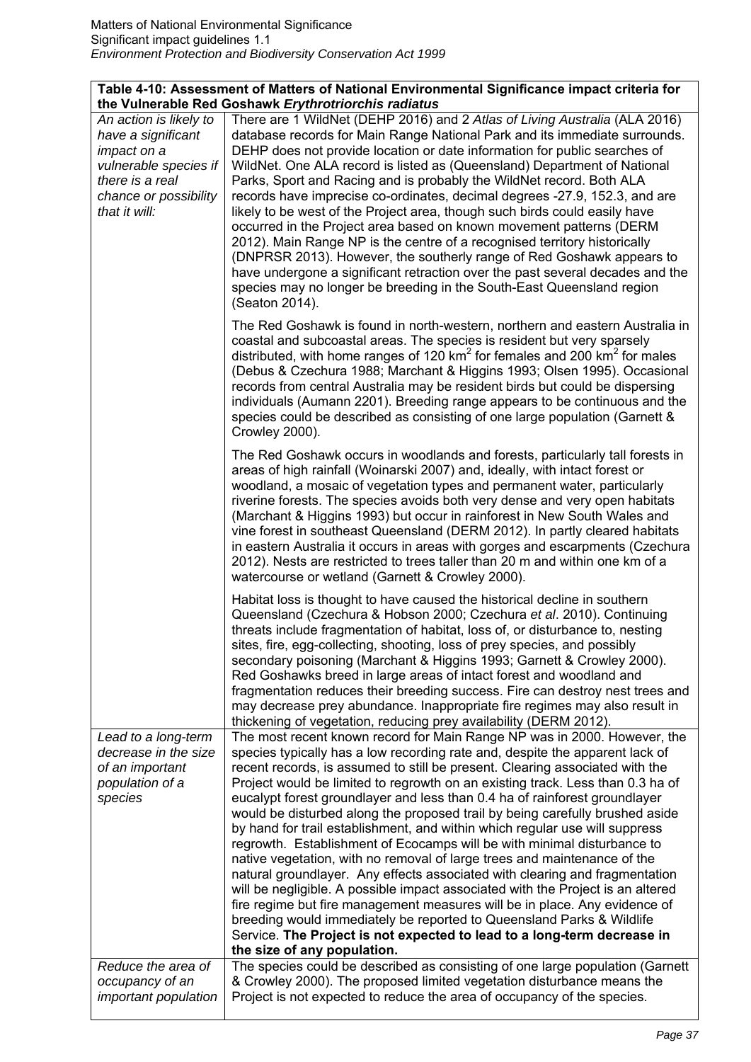| Table 4-10: Assessment of Matters of National Environmental Significance impact criteria for the Vulnerable Red Goshawk *Erythrotriorchis radiatus* | |
|---|---|
| *An action is likely to have a significant impact on a vulnerable species if there is a real chance or possibility that it will:* | There are 1 WildNet (DEHP 2016) and 2 *Atlas of Living Australia* (ALA 2016) database records for Main Range National Park and its immediate surrounds. DEHP does not provide location or date information for public searches of WildNet. One ALA record is listed as (Queensland) Department of National Parks, Sport and Racing and is probably the WildNet record. Both ALA records have imprecise co-ordinates, decimal degrees -27.9, 152.3, and are likely to be west of the Project area, though such birds could easily have occurred in the Project area based on known movement patterns (DERM 2012). Main Range NP is the centre of a recognised territory historically (DNPRSR 2013). However, the southerly range of Red Goshawk appears to have undergone a significant retraction over the past several decades and the species may no longer be breeding in the South-East Queensland region (Seaton 2014).<br><br>The Red Goshawk is found in north-western, northern and eastern Australia in coastal and subcoastal areas. The species is resident but very sparsely distributed, with home ranges of 120 $km^2$ for females and 200 $km^2$ for males (Debus & Czechura 1988; Marchant & Higgins 1993; Olsen 1995). Occasional records from central Australia may be resident birds but could be dispersing individuals (Aumann 2201). Breeding range appears to be continuous and the species could be described as consisting of one large population (Garnett & Crowley 2000).<br><br>The Red Goshawk occurs in woodlands and forests, particularly tall forests in areas of high rainfall (Woinarski 2007) and, ideally, with intact forest or woodland, a mosaic of vegetation types and permanent water, particularly riverine forests. The species avoids both very dense and very open habitats (Marchant & Higgins 1993) but occur in rainforest in New South Wales and vine forest in southeast Queensland (DERM 2012). In partly cleared habitats in eastern Australia it occurs in areas with gorges and escarpments (Czechura 2012). Nests are restricted to trees taller than 20 m and within one km of a watercourse or wetland (Garnett & Crowley 2000).<br><br>Habitat loss is thought to have caused the historical decline in southern Queensland (Czechura & Hobson 2000; Czechura *et al*. 2010). Continuing threats include fragmentation of habitat, loss of, or disturbance to, nesting sites, fire, egg-collecting, shooting, loss of prey species, and possibly secondary poisoning (Marchant & Higgins 1993; Garnett & Crowley 2000). Red Goshawks breed in large areas of intact forest and woodland and fragmentation reduces their breeding success. Fire can destroy nest trees and may decrease prey abundance. Inappropriate fire regimes may also result in thickening of vegetation, reducing prey availability (DERM 2012). |
| *Lead to a long-term decrease in the size of an important population of a species* | The most recent known record for Main Range NP was in 2000. However, the species typically has a low recording rate and, despite the apparent lack of recent records, is assumed to still be present. Clearing associated with the Project would be limited to regrowth on an existing track. Less than 0.3 ha of eucalypt forest groundlayer and less than 0.4 ha of rainforest groundlayer would be disturbed along the proposed trail by being carefully brushed aside by hand for trail establishment, and within which regular use will suppress regrowth. Establishment of Ecocamps will be with minimal disturbance to native vegetation, with no removal of large trees and maintenance of the natural groundlayer. Any effects associated with clearing and fragmentation will be negligible. A possible impact associated with the Project is an altered fire regime but fire management measures will be in place. Any evidence of breeding would immediately be reported to Queensland Parks & Wildlife Service. **The Project is not expected to lead to a long-term decrease in the size of any population.** |
| *Reduce the area of occupancy of an important population* | The species could be described as consisting of one large population (Garnett & Crowley 2000). The proposed limited vegetation disturbance means the Project is not expected to reduce the area of occupancy of the species. |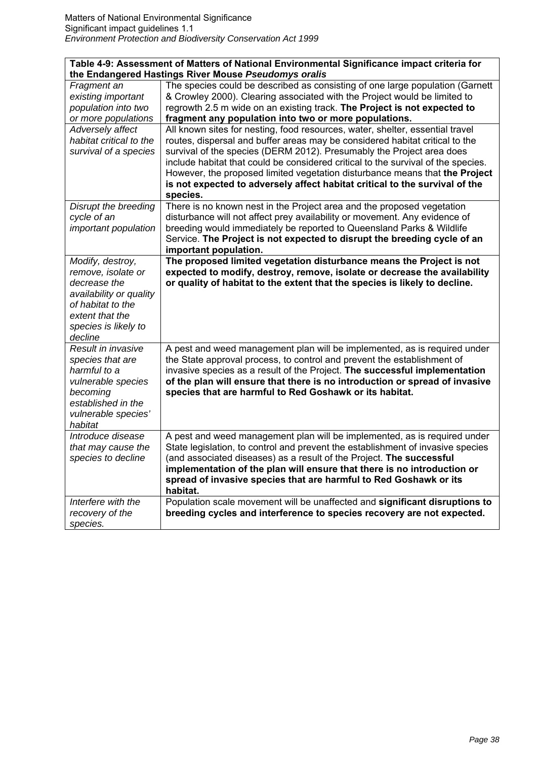| Table 4-9: Assessment of Matters of National Environmental Significance impact criteria for the Endangered Hastings River Mouse *Pseudomys oralis* | |
|---|---|
| *Fragment an existing important population into two or more populations* | The species could be described as consisting of one large population (Garnett & Crowley 2000). Clearing associated with the Project would be limited to regrowth 2.5 m wide on an existing track. **The Project is not expected to fragment any population into two or more populations.** |
| *Adversely affect habitat critical to the survival of a species* | All known sites for nesting, food resources, water, shelter, essential travel routes, dispersal and buffer areas may be considered habitat critical to the survival of the species (DERM 2012). Presumably the Project area does include habitat that could be considered critical to the survival of the species. However, the proposed limited vegetation disturbance means that **the Project is not expected to adversely affect habitat critical to the survival of the species.** |
| *Disrupt the breeding cycle of an important population* | There is no known nest in the Project area and the proposed vegetation disturbance will not affect prey availability or movement. Any evidence of breeding would immediately be reported to Queensland Parks & Wildlife Service. **The Project is not expected to disrupt the breeding cycle of an important population.** |
| *Modify, destroy, remove, isolate or decrease the availability or quality of habitat to the extent that the species is likely to decline* | **The proposed limited vegetation disturbance means the Project is not expected to modify, destroy, remove, isolate or decrease the availability or quality of habitat to the extent that the species is likely to decline.** |
| *Result in invasive species that are harmful to a vulnerable species becoming established in the vulnerable species' habitat* | A pest and weed management plan will be implemented, as is required under the State approval process, to control and prevent the establishment of invasive species as a result of the Project. **The successful implementation of the plan will ensure that there is no introduction or spread of invasive species that are harmful to Red Goshawk or its habitat.** |
| *Introduce disease that may cause the species to decline* | A pest and weed management plan will be implemented, as is required under State legislation, to control and prevent the establishment of invasive species (and associated diseases) as a result of the Project. **The successful implementation of the plan will ensure that there is no introduction or spread of invasive species that are harmful to Red Goshawk or its habitat.** |
| *Interfere with the recovery of the species.* | Population scale movement will be unaffected and **significant disruptions to breeding cycles and interference to species recovery are not expected.** |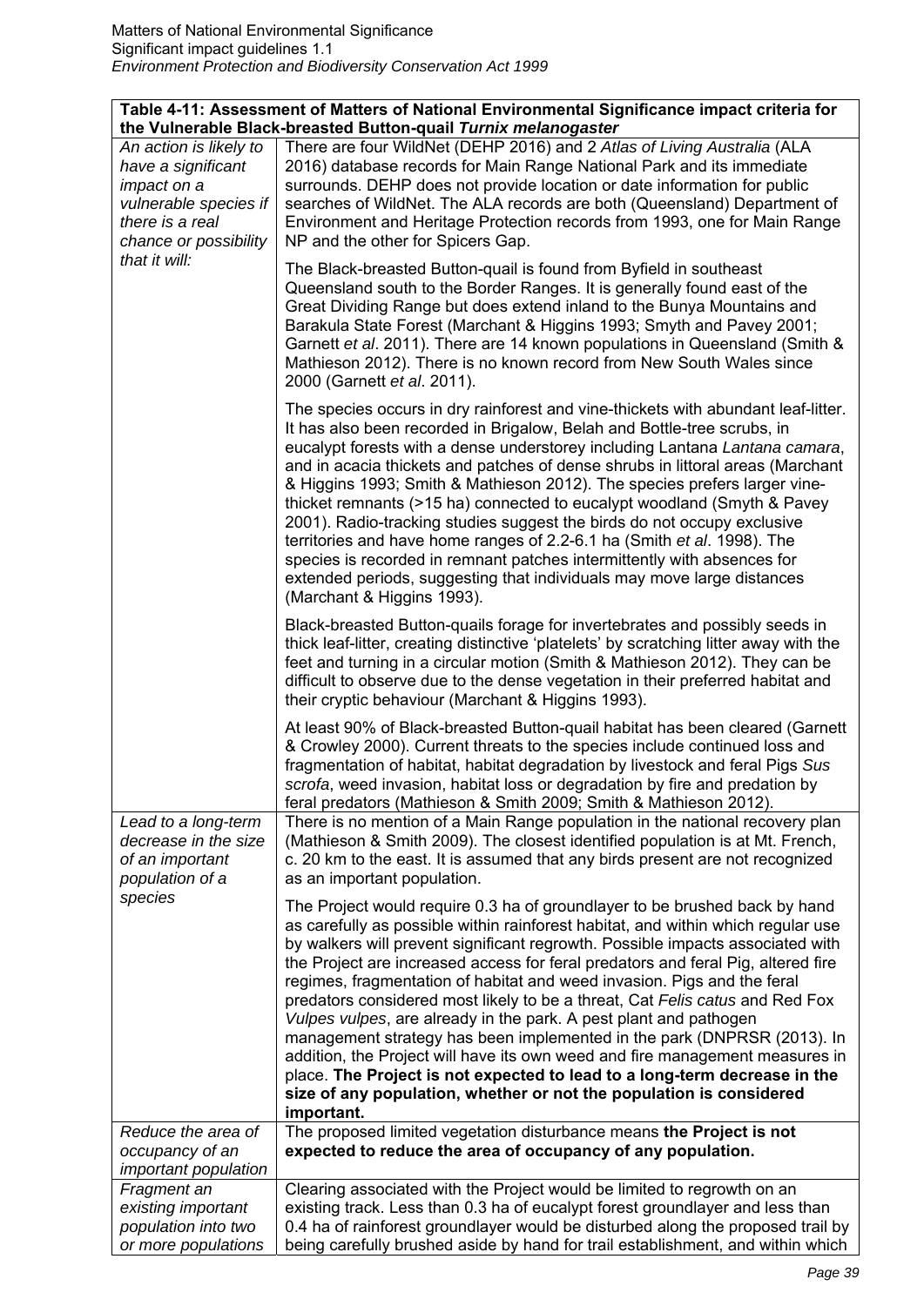| Table 4-11: Assessment of Matters of National Environmental Significance impact criteria for the Vulnerable Black-breasted Button-quail *Turnix melanogaster* | |
|---|---|
| *An action is likely to have a significant impact on a vulnerable species if there is a real chance or possibility that it will:* | There are four WildNet (DEHP 2016) and 2 *Atlas of Living Australia* (ALA 2016) database records for Main Range National Park and its immediate surrounds. DEHP does not provide location or date information for public searches of WildNet. The ALA records are both (Queensland) Department of Environment and Heritage Protection records from 1993, one for Main Range NP and the other for Spicers Gap.<br><br>The Black-breasted Button-quail is found from Byfield in southeast Queensland south to the Border Ranges. It is generally found east of the Great Dividing Range but does extend inland to the Bunya Mountains and Barakula State Forest (Marchant & Higgins 1993; Smyth and Pavey 2001; Garnett *et al*. 2011). There are 14 known populations in Queensland (Smith & Mathieson 2012). There is no known record from New South Wales since 2000 (Garnett *et al*. 2011).<br><br>The species occurs in dry rainforest and vine-thickets with abundant leaf-litter. It has also been recorded in Brigalow, Belah and Bottle-tree scrubs, in eucalypt forests with a dense understorey including Lantana *Lantana camara*, and in acacia thickets and patches of dense shrubs in littoral areas (Marchant & Higgins 1993; Smith & Mathieson 2012). The species prefers larger vine-thicket remnants (>15 ha) connected to eucalypt woodland (Smyth & Pavey 2001). Radio-tracking studies suggest the birds do not occupy exclusive territories and have home ranges of 2.2-6.1 ha (Smith *et al*. 1998). The species is recorded in remnant patches intermittently with absences for extended periods, suggesting that individuals may move large distances (Marchant & Higgins 1993).<br><br>Black-breasted Button-quails forage for invertebrates and possibly seeds in thick leaf-litter, creating distinctive 'platelets' by scratching litter away with the feet and turning in a circular motion (Smith & Mathieson 2012). They can be difficult to observe due to the dense vegetation in their preferred habitat and their cryptic behaviour (Marchant & Higgins 1993).<br><br>At least 90% of Black-breasted Button-quail habitat has been cleared (Garnett & Crowley 2000). Current threats to the species include continued loss and fragmentation of habitat, habitat degradation by livestock and feral Pigs *Sus scrofa*, weed invasion, habitat loss or degradation by fire and predation by feral predators (Mathieson & Smith 2009; Smith & Mathieson 2012). |
| *Lead to a long-term decrease in the size of an important population of a species* | There is no mention of a Main Range population in the national recovery plan (Mathieson & Smith 2009). The closest identified population is at Mt. French, c. 20 km to the east. It is assumed that any birds present are not recognized as an important population.<br><br>The Project would require 0.3 ha of groundlayer to be brushed back by hand as carefully as possible within rainforest habitat, and within which regular use by walkers will prevent significant regrowth. Possible impacts associated with the Project are increased access for feral predators and feral Pig, altered fire regimes, fragmentation of habitat and weed invasion. Pigs and the feral predators considered most likely to be a threat, Cat *Felis catus* and Red Fox *Vulpes vulpes*, are already in the park. A pest plant and pathogen management strategy has been implemented in the park (DNPRSR (2013). In addition, the Project will have its own weed and fire management measures in place. **The Project is not expected to lead to a long-term decrease in the size of any population, whether or not the population is considered important.** |
| *Reduce the area of occupancy of an important population* | The proposed limited vegetation disturbance means **the Project is not expected to reduce the area of occupancy of any population.** |
| *Fragment an existing important population into two or more populations* | Clearing associated with the Project would be limited to regrowth on an existing track. Less than 0.3 ha of eucalypt forest groundlayer and less than 0.4 ha of rainforest groundlayer would be disturbed along the proposed trail by being carefully brushed aside by hand for trail establishment, and within which |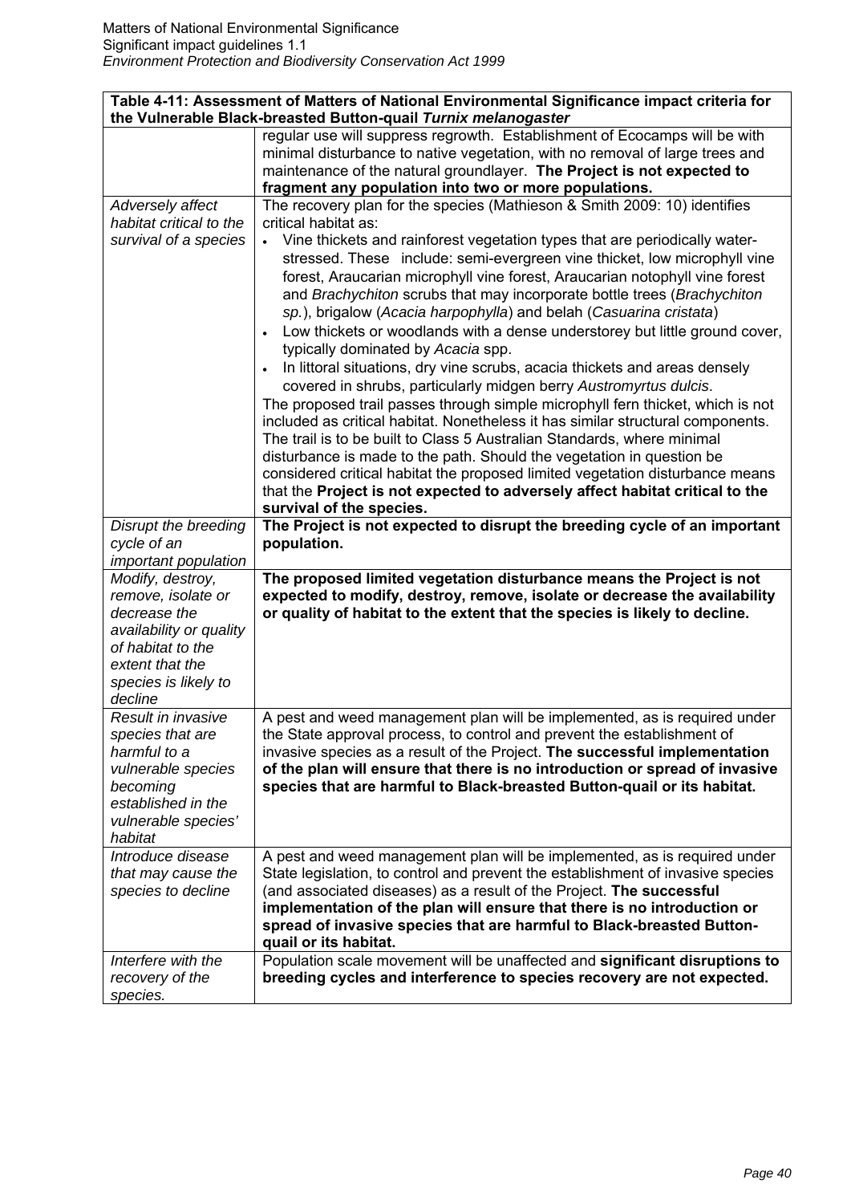| Table 4-11: Assessment of Matters of National Environmental Significance impact criteria for the Vulnerable Black-breasted Button-quail *Turnix melanogaster* | |
|---|---|
| | regular use will suppress regrowth. Establishment of Ecocamps will be with minimal disturbance to native vegetation, with no removal of large trees and maintenance of the natural groundlayer. **The Project is not expected to fragment any population into two or more populations.** |
| *Adversely affect habitat critical to the survival of a species* | The recovery plan for the species (Mathieson & Smith 2009: 10) identifies critical habitat as:<br>• Vine thickets and rainforest vegetation types that are periodically water-stressed. These include: semi-evergreen vine thicket, low microphyll vine forest, Araucarian microphyll vine forest, Araucarian notophyll vine forest and *Brachychiton* scrubs that may incorporate bottle trees (*Brachychiton sp.*), brigalow (*Acacia harpophylla*) and belah (*Casuarina cristata*)<br>• Low thickets or woodlands with a dense understorey but little ground cover, typically dominated by *Acacia* spp.<br>• In littoral situations, dry vine scrubs, acacia thickets and areas densely covered in shrubs, particularly midgen berry *Austromyrtus dulcis*.<br>The proposed trail passes through simple microphyll fern thicket, which is not included as critical habitat. Nonetheless it has similar structural components. The trail is to be built to Class 5 Australian Standards, where minimal disturbance is made to the path. Should the vegetation in question be considered critical habitat the proposed limited vegetation disturbance means that the **Project is not expected to adversely affect habitat critical to the survival of the species.** |
| *Disrupt the breeding cycle of an important population* | **The Project is not expected to disrupt the breeding cycle of an important population.** |
| *Modify, destroy, remove, isolate or decrease the availability or quality of habitat to the extent that the species is likely to decline* | **The proposed limited vegetation disturbance means the Project is not expected to modify, destroy, remove, isolate or decrease the availability or quality of habitat to the extent that the species is likely to decline.** |
| *Result in invasive species that are harmful to a vulnerable species becoming established in the vulnerable species' habitat* | A pest and weed management plan will be implemented, as is required under the State approval process, to control and prevent the establishment of invasive species as a result of the Project. **The successful implementation of the plan will ensure that there is no introduction or spread of invasive species that are harmful to Black-breasted Button-quail or its habitat.** |
| *Introduce disease that may cause the species to decline* | A pest and weed management plan will be implemented, as is required under State legislation, to control and prevent the establishment of invasive species (and associated diseases) as a result of the Project. **The successful implementation of the plan will ensure that there is no introduction or spread of invasive species that are harmful to Black-breasted Button-quail or its habitat.** |
| *Interfere with the recovery of the species.* | Population scale movement will be unaffected and **significant disruptions to breeding cycles and interference to species recovery are not expected.** |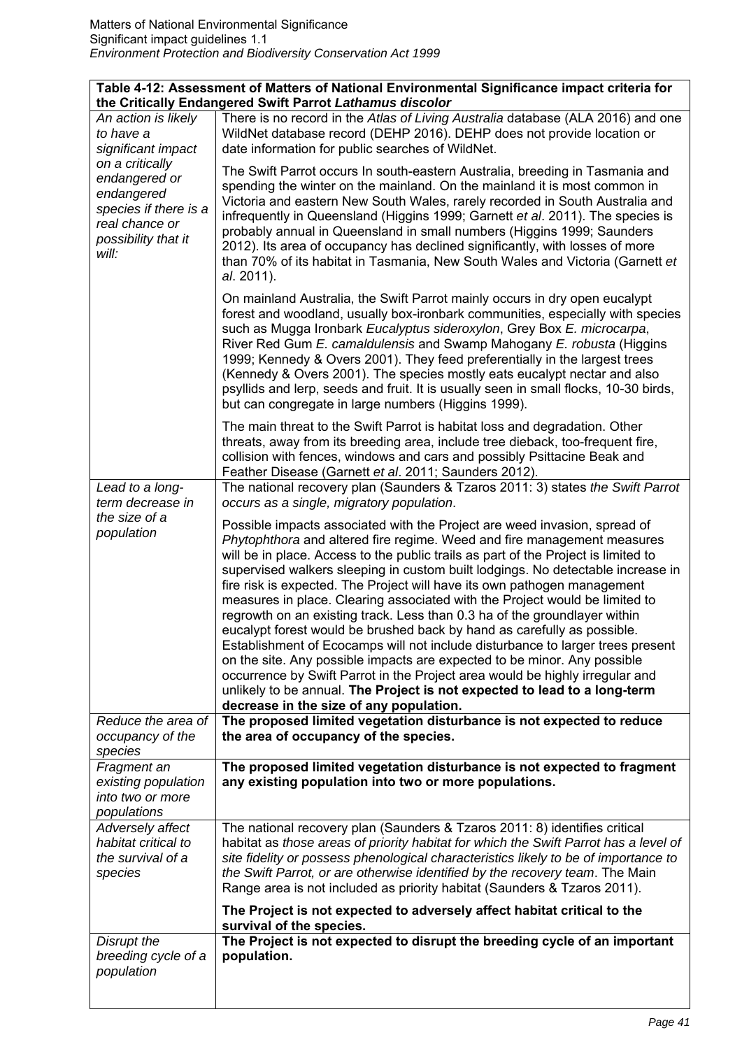| Table 4-12: Assessment of Matters of National Environmental Significance impact criteria for the Critically Endangered Swift Parrot *Lathamus discolor* | |
|---|---|
| *An action is likely to have a significant impact on a critically endangered or endangered species if there is a real chance or possibility that it will:* | There is no record in the *Atlas of Living Australia* database (ALA 2016) and one WildNet database record (DEHP 2016). DEHP does not provide location or date information for public searches of WildNet.<br><br>The Swift Parrot occurs In south-eastern Australia, breeding in Tasmania and spending the winter on the mainland. On the mainland it is most common in Victoria and eastern New South Wales, rarely recorded in South Australia and infrequently in Queensland (Higgins 1999; Garnett *et al*. 2011). The species is probably annual in Queensland in small numbers (Higgins 1999; Saunders 2012). Its area of occupancy has declined significantly, with losses of more than 70% of its habitat in Tasmania, New South Wales and Victoria (Garnett *et al*. 2011).<br><br>On mainland Australia, the Swift Parrot mainly occurs in dry open eucalypt forest and woodland, usually box-ironbark communities, especially with species such as Mugga Ironbark *Eucalyptus sideroxylon*, Grey Box *E. microcarpa*, River Red Gum *E. camaldulensis* and Swamp Mahogany *E. robusta* (Higgins 1999; Kennedy & Overs 2001). They feed preferentially in the largest trees (Kennedy & Overs 2001). The species mostly eats eucalypt nectar and also psyllids and lerp, seeds and fruit. It is usually seen in small flocks, 10-30 birds, but can congregate in large numbers (Higgins 1999).<br><br>The main threat to the Swift Parrot is habitat loss and degradation. Other threats, away from its breeding area, include tree dieback, too-frequent fire, collision with fences, windows and cars and possibly Psittacine Beak and Feather Disease (Garnett *et al*. 2011; Saunders 2012). |
| *Lead to a long-term decrease in the size of a population* | The national recovery plan (Saunders & Tzaros 2011: 3) states *the Swift Parrot occurs as a single, migratory population*.<br><br>Possible impacts associated with the Project are weed invasion, spread of *Phytophthora* and altered fire regime. Weed and fire management measures will be in place. Access to the public trails as part of the Project is limited to supervised walkers sleeping in custom built lodgings. No detectable increase in fire risk is expected. The Project will have its own pathogen management measures in place. Clearing associated with the Project would be limited to regrowth on an existing track. Less than 0.3 ha of the groundlayer within eucalypt forest would be brushed back by hand as carefully as possible. Establishment of Ecocamps will not include disturbance to larger trees present on the site. Any possible impacts are expected to be minor. Any possible occurrence by Swift Parrot in the Project area would be highly irregular and unlikely to be annual. **The Project is not expected to lead to a long-term decrease in the size of any population.** |
| *Reduce the area of occupancy of the species* | **The proposed limited vegetation disturbance is not expected to reduce the area of occupancy of the species.** |
| *Fragment an existing population into two or more populations* | **The proposed limited vegetation disturbance is not expected to fragment any existing population into two or more populations.** |
| *Adversely affect habitat critical to the survival of a species* | The national recovery plan (Saunders & Tzaros 2011: 8) identifies critical habitat as *those areas of priority habitat for which the Swift Parrot has a level of site fidelity or possess phenological characteristics likely to be of importance to the Swift Parrot, or are otherwise identified by the recovery team*. The Main Range area is not included as priority habitat (Saunders & Tzaros 2011).<br><br>**The Project is not expected to adversely affect habitat critical to the survival of the species.** |
| *Disrupt the breeding cycle of a population* | **The Project is not expected to disrupt the breeding cycle of an important population.** |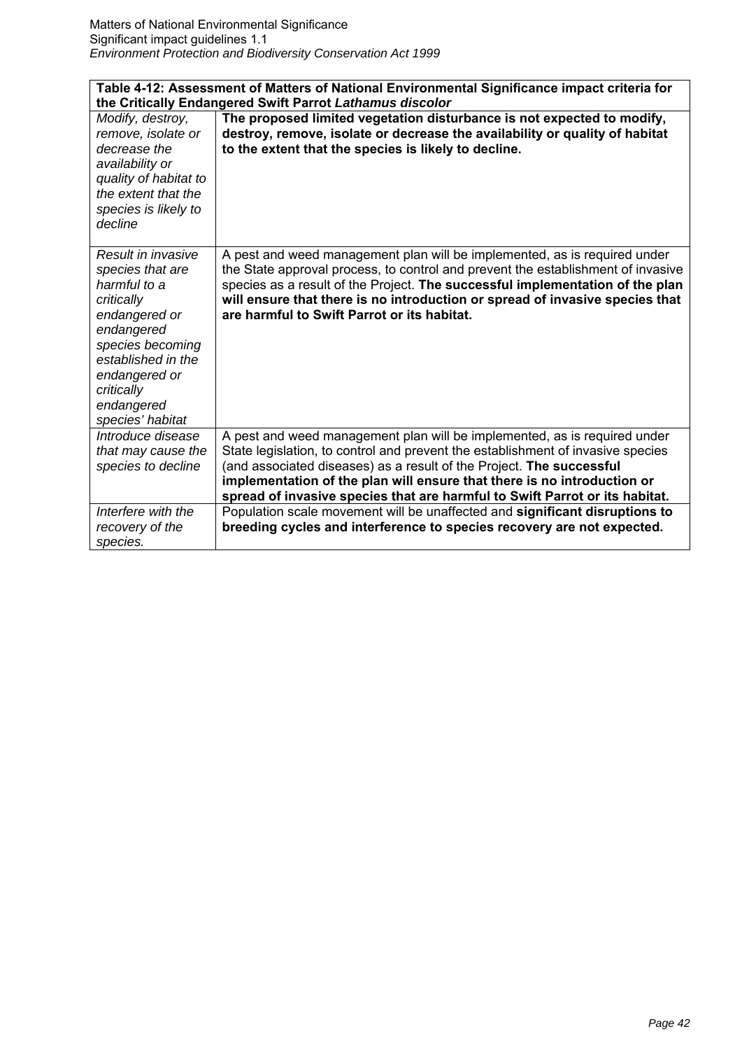| **Table 4-12: Assessment of Matters of National Environmental Significance impact criteria for the Critically Endangered Swift Parrot *Lathamus discolor*** | |
|---|---|
| *Modify, destroy, remove, isolate or decrease the availability or quality of habitat to the extent that the species is likely to decline* | **The proposed limited vegetation disturbance is not expected to modify, destroy, remove, isolate or decrease the availability or quality of habitat to the extent that the species is likely to decline.** |
| *Result in invasive species that are harmful to a critically endangered or endangered species becoming established in the endangered or critically endangered species' habitat* | A pest and weed management plan will be implemented, as is required under the State approval process, to control and prevent the establishment of invasive species as a result of the Project. **The successful implementation of the plan will ensure that there is no introduction or spread of invasive species that are harmful to Swift Parrot or its habitat.** |
| *Introduce disease that may cause the species to decline* | A pest and weed management plan will be implemented, as is required under State legislation, to control and prevent the establishment of invasive species (and associated diseases) as a result of the Project. **The successful implementation of the plan will ensure that there is no introduction or spread of invasive species that are harmful to Swift Parrot or its habitat.** |
| *Interfere with the recovery of the species.* | Population scale movement will be unaffected and **significant disruptions to breeding cycles and interference to species recovery are not expected.** |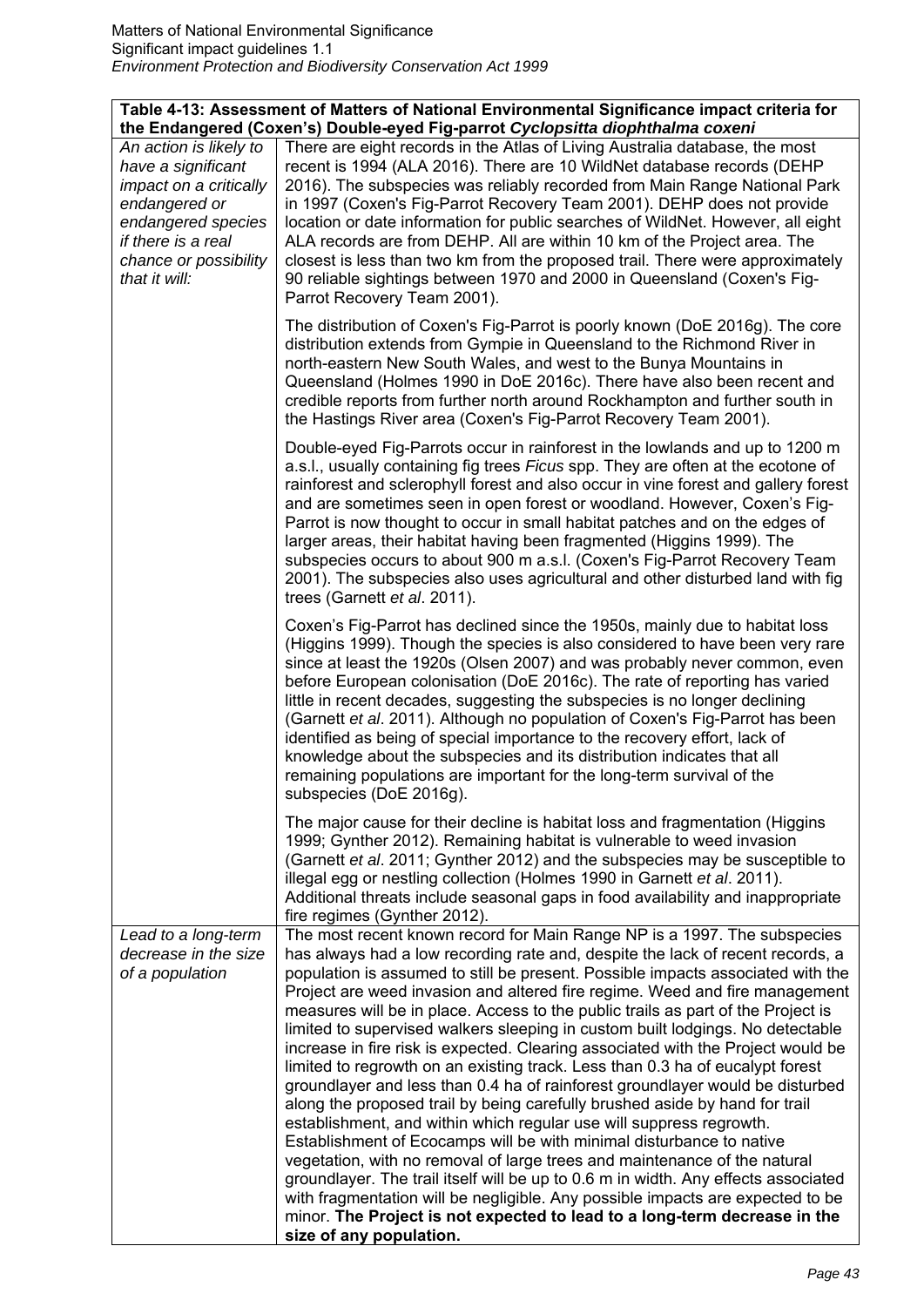| Table 4-13: Assessment of Matters of National Environmental Significance impact criteria for the Endangered (Coxen's) Double-eyed Fig-parrot *Cyclopsitta diophthalma coxeni* | |
|---|---|
| *An action is likely to have a significant impact on a critically endangered or endangered species if there is a real chance or possibility that it will:* | There are eight records in the Atlas of Living Australia database, the most recent is 1994 (ALA 2016). There are 10 WildNet database records (DEHP 2016). The subspecies was reliably recorded from Main Range National Park in 1997 (Coxen's Fig-Parrot Recovery Team 2001). DEHP does not provide location or date information for public searches of WildNet. However, all eight ALA records are from DEHP. All are within 10 km of the Project area. The closest is less than two km from the proposed trail. There were approximately 90 reliable sightings between 1970 and 2000 in Queensland (Coxen's Fig-Parrot Recovery Team 2001).<br><br>The distribution of Coxen's Fig-Parrot is poorly known (DoE 2016g). The core distribution extends from Gympie in Queensland to the Richmond River in north-eastern New South Wales, and west to the Bunya Mountains in Queensland (Holmes 1990 in DoE 2016c). There have also been recent and credible reports from further north around Rockhampton and further south in the Hastings River area (Coxen's Fig-Parrot Recovery Team 2001).<br><br>Double-eyed Fig-Parrots occur in rainforest in the lowlands and up to 1200 m a.s.l., usually containing fig trees *Ficus* spp. They are often at the ecotone of rainforest and sclerophyll forest and also occur in vine forest and gallery forest and are sometimes seen in open forest or woodland. However, Coxen's Fig-Parrot is now thought to occur in small habitat patches and on the edges of larger areas, their habitat having been fragmented (Higgins 1999). The subspecies occurs to about 900 m a.s.l. (Coxen's Fig-Parrot Recovery Team 2001). The subspecies also uses agricultural and other disturbed land with fig trees (Garnett *et al*. 2011).<br><br>Coxen's Fig-Parrot has declined since the 1950s, mainly due to habitat loss (Higgins 1999). Though the species is also considered to have been very rare since at least the 1920s (Olsen 2007) and was probably never common, even before European colonisation (DoE 2016c). The rate of reporting has varied little in recent decades, suggesting the subspecies is no longer declining (Garnett *et al*. 2011). Although no population of Coxen's Fig-Parrot has been identified as being of special importance to the recovery effort, lack of knowledge about the subspecies and its distribution indicates that all remaining populations are important for the long-term survival of the subspecies (DoE 2016g).<br><br>The major cause for their decline is habitat loss and fragmentation (Higgins 1999; Gynther 2012). Remaining habitat is vulnerable to weed invasion (Garnett *et al*. 2011; Gynther 2012) and the subspecies may be susceptible to illegal egg or nestling collection (Holmes 1990 in Garnett *et al*. 2011). Additional threats include seasonal gaps in food availability and inappropriate fire regimes (Gynther 2012). |
| *Lead to a long-term decrease in the size of a population* | The most recent known record for Main Range NP is a 1997. The subspecies has always had a low recording rate and, despite the lack of recent records, a population is assumed to still be present. Possible impacts associated with the Project are weed invasion and altered fire regime. Weed and fire management measures will be in place. Access to the public trails as part of the Project is limited to supervised walkers sleeping in custom built lodgings. No detectable increase in fire risk is expected. Clearing associated with the Project would be limited to regrowth on an existing track. Less than 0.3 ha of eucalypt forest groundlayer and less than 0.4 ha of rainforest groundlayer would be disturbed along the proposed trail by being carefully brushed aside by hand for trail establishment, and within which regular use will suppress regrowth. Establishment of Ecocamps will be with minimal disturbance to native vegetation, with no removal of large trees and maintenance of the natural groundlayer. The trail itself will be up to 0.6 m in width. Any effects associated with fragmentation will be negligible. Any possible impacts are expected to be minor. **The Project is not expected to lead to a long-term decrease in the size of any population.** |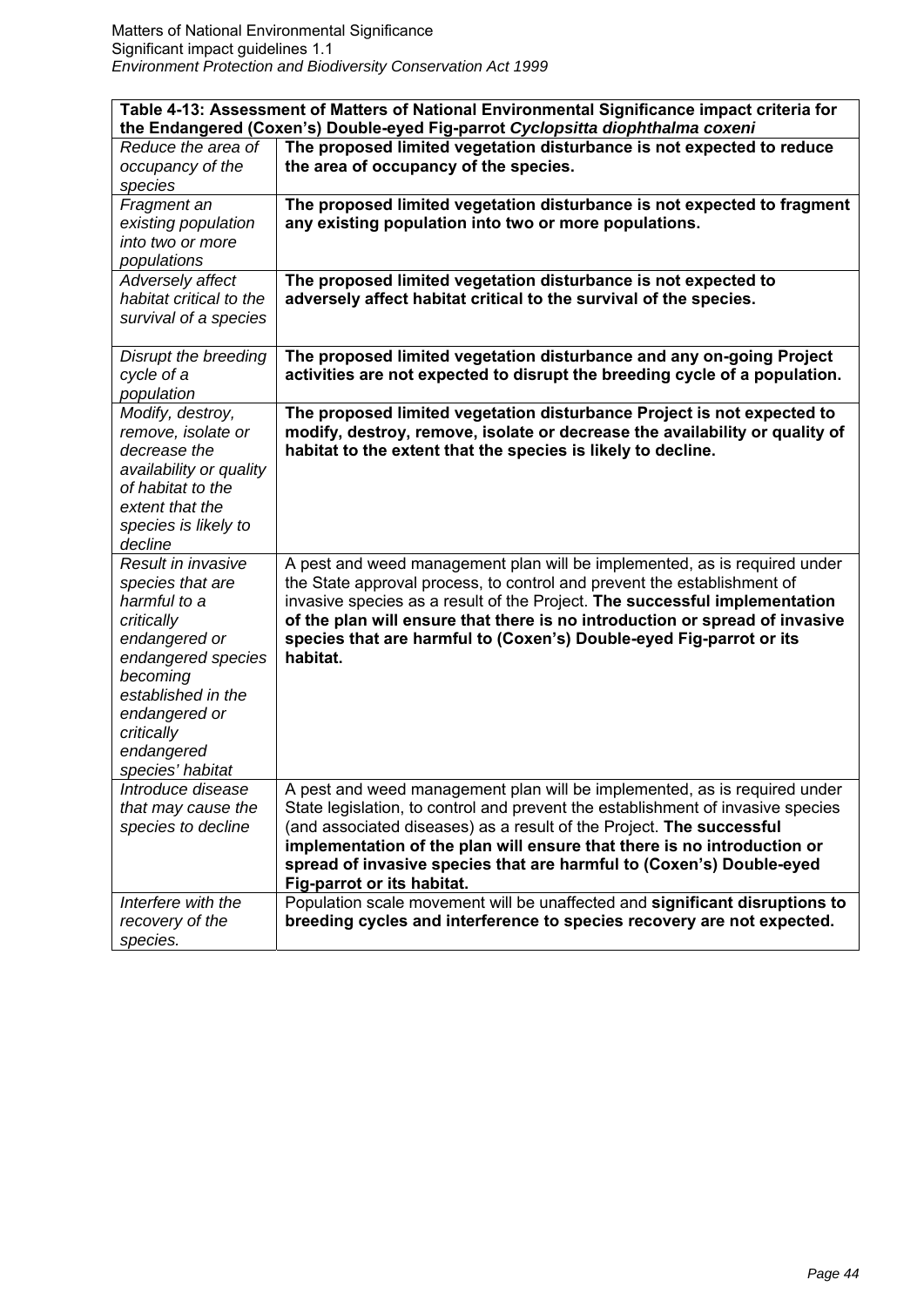| Table 4-13: Assessment of Matters of National Environmental Significance impact criteria for the Endangered (Coxen's) Double-eyed Fig-parrot *Cyclopsitta diophthalma coxeni* | |
|---|---|
| *Reduce the area of occupancy of the species* | **The proposed limited vegetation disturbance is not expected to reduce the area of occupancy of the species.** |
| *Fragment an existing population into two or more populations* | **The proposed limited vegetation disturbance is not expected to fragment any existing population into two or more populations.** |
| *Adversely affect habitat critical to the survival of a species* | **The proposed limited vegetation disturbance is not expected to adversely affect habitat critical to the survival of the species.** |
| *Disrupt the breeding cycle of a population* | **The proposed limited vegetation disturbance and any on-going Project activities are not expected to disrupt the breeding cycle of a population.** |
| *Modify, destroy, remove, isolate or decrease the availability or quality of habitat to the extent that the species is likely to decline* | **The proposed limited vegetation disturbance Project is not expected to modify, destroy, remove, isolate or decrease the availability or quality of habitat to the extent that the species is likely to decline.** |
| *Result in invasive species that are harmful to a critically endangered or endangered species becoming established in the endangered or critically endangered species' habitat* | A pest and weed management plan will be implemented, as is required under the State approval process, to control and prevent the establishment of invasive species as a result of the Project. **The successful implementation of the plan will ensure that there is no introduction or spread of invasive species that are harmful to (Coxen's) Double-eyed Fig-parrot or its habitat.** |
| *Introduce disease that may cause the species to decline* | A pest and weed management plan will be implemented, as is required under State legislation, to control and prevent the establishment of invasive species (and associated diseases) as a result of the Project. **The successful implementation of the plan will ensure that there is no introduction or spread of invasive species that are harmful to (Coxen's) Double-eyed Fig-parrot or its habitat.** |
| *Interfere with the recovery of the species.* | Population scale movement will be unaffected and **significant disruptions to breeding cycles and interference to species recovery are not expected.** |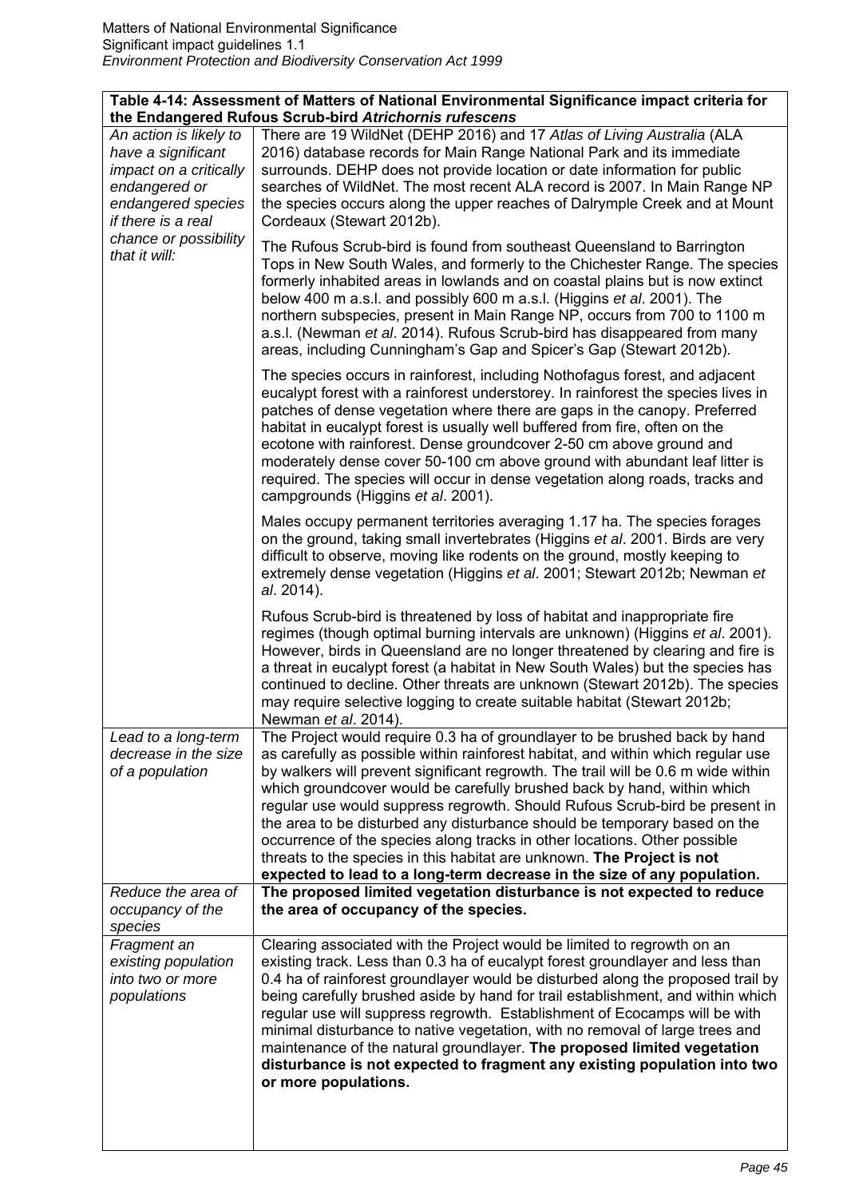| Table 4-14: Assessment of Matters of National Environmental Significance impact criteria for the Endangered Rufous Scrub-bird *Atrichornis rufescens* | |
|---|---|
| *An action is likely to have a significant impact on a critically endangered or endangered species if there is a real chance or possibility that it will:* | There are 19 WildNet (DEHP 2016) and 17 *Atlas of Living Australia* (ALA 2016) database records for Main Range National Park and its immediate surrounds. DEHP does not provide location or date information for public searches of WildNet. The most recent ALA record is 2007. In Main Range NP the species occurs along the upper reaches of Dalrymple Creek and at Mount Cordeaux (Stewart 2012b).<br><br>The Rufous Scrub-bird is found from southeast Queensland to Barrington Tops in New South Wales, and formerly to the Chichester Range. The species formerly inhabited areas in lowlands and on coastal plains but is now extinct below 400 m a.s.l. and possibly 600 m a.s.l. (Higgins *et al*. 2001). The northern subspecies, present in Main Range NP, occurs from 700 to 1100 m a.s.l. (Newman *et al*. 2014). Rufous Scrub-bird has disappeared from many areas, including Cunningham's Gap and Spicer's Gap (Stewart 2012b).<br><br>The species occurs in rainforest, including Nothofagus forest, and adjacent eucalypt forest with a rainforest understorey. In rainforest the species lives in patches of dense vegetation where there are gaps in the canopy. Preferred habitat in eucalypt forest is usually well buffered from fire, often on the ecotone with rainforest. Dense groundcover 2-50 cm above ground and moderately dense cover 50-100 cm above ground with abundant leaf litter is required. The species will occur in dense vegetation along roads, tracks and campgrounds (Higgins *et al*. 2001).<br><br>Males occupy permanent territories averaging 1.17 ha. The species forages on the ground, taking small invertebrates (Higgins *et al*. 2001. Birds are very difficult to observe, moving like rodents on the ground, mostly keeping to extremely dense vegetation (Higgins *et al*. 2001; Stewart 2012b; Newman *et al*. 2014).<br><br>Rufous Scrub-bird is threatened by loss of habitat and inappropriate fire regimes (though optimal burning intervals are unknown) (Higgins *et al*. 2001). However, birds in Queensland are no longer threatened by clearing and fire is a threat in eucalypt forest (a habitat in New South Wales) but the species has continued to decline. Other threats are unknown (Stewart 2012b). The species may require selective logging to create suitable habitat (Stewart 2012b; Newman *et al*. 2014). |
| *Lead to a long-term decrease in the size of a population* | The Project would require 0.3 ha of groundlayer to be brushed back by hand as carefully as possible within rainforest habitat, and within which regular use by walkers will prevent significant regrowth. The trail will be 0.6 m wide within which groundcover would be carefully brushed back by hand, within which regular use would suppress regrowth. Should Rufous Scrub-bird be present in the area to be disturbed any disturbance should be temporary based on the occurrence of the species along tracks in other locations. Other possible threats to the species in this habitat are unknown. **The Project is not expected to lead to a long-term decrease in the size of any population.** |
| *Reduce the area of occupancy of the species* | **The proposed limited vegetation disturbance is not expected to reduce the area of occupancy of the species.** |
| *Fragment an existing population into two or more populations* | Clearing associated with the Project would be limited to regrowth on an existing track. Less than 0.3 ha of eucalypt forest groundlayer and less than 0.4 ha of rainforest groundlayer would be disturbed along the proposed trail by being carefully brushed aside by hand for trail establishment, and within which regular use will suppress regrowth. Establishment of Ecocamps will be with minimal disturbance to native vegetation, with no removal of large trees and maintenance of the natural groundlayer. **The proposed limited vegetation disturbance is not expected to fragment any existing population into two or more populations.** |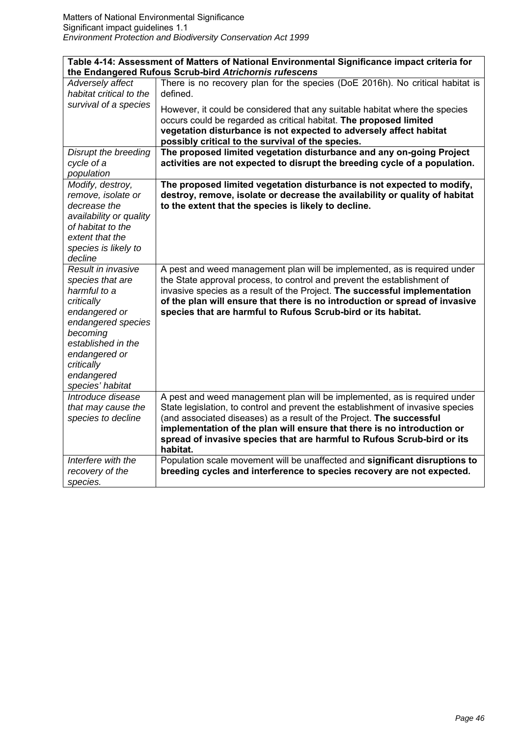| **Table 4-14: Assessment of Matters of National Environmental Significance impact criteria for the Endangered Rufous Scrub-bird *Atrichornis rufescens*** | |
|---|---|
| *Adversely affect habitat critical to the survival of a species* | There is no recovery plan for the species (DoE 2016h). No critical habitat is defined. However, it could be considered that any suitable habitat where the species occurs could be regarded as critical habitat. **The proposed limited vegetation disturbance is not expected to adversely affect habitat possibly critical to the survival of the species.** |
| *Disrupt the breeding cycle of a population* | **The proposed limited vegetation disturbance and any on-going Project activities are not expected to disrupt the breeding cycle of a population.** |
| *Modify, destroy, remove, isolate or decrease the availability or quality of habitat to the extent that the species is likely to decline* | **The proposed limited vegetation disturbance is not expected to modify, destroy, remove, isolate or decrease the availability or quality of habitat to the extent that the species is likely to decline.** |
| *Result in invasive species that are harmful to a critically endangered or endangered species becoming established in the endangered or critically endangered species' habitat* | A pest and weed management plan will be implemented, as is required under the State approval process, to control and prevent the establishment of invasive species as a result of the Project. **The successful implementation of the plan will ensure that there is no introduction or spread of invasive species that are harmful to Rufous Scrub-bird or its habitat.** |
| *Introduce disease that may cause the species to decline* | A pest and weed management plan will be implemented, as is required under State legislation, to control and prevent the establishment of invasive species (and associated diseases) as a result of the Project. **The successful implementation of the plan will ensure that there is no introduction or spread of invasive species that are harmful to Rufous Scrub-bird or its habitat.** |
| *Interfere with the recovery of the species.* | Population scale movement will be unaffected and **significant disruptions to breeding cycles and interference to species recovery are not expected.** |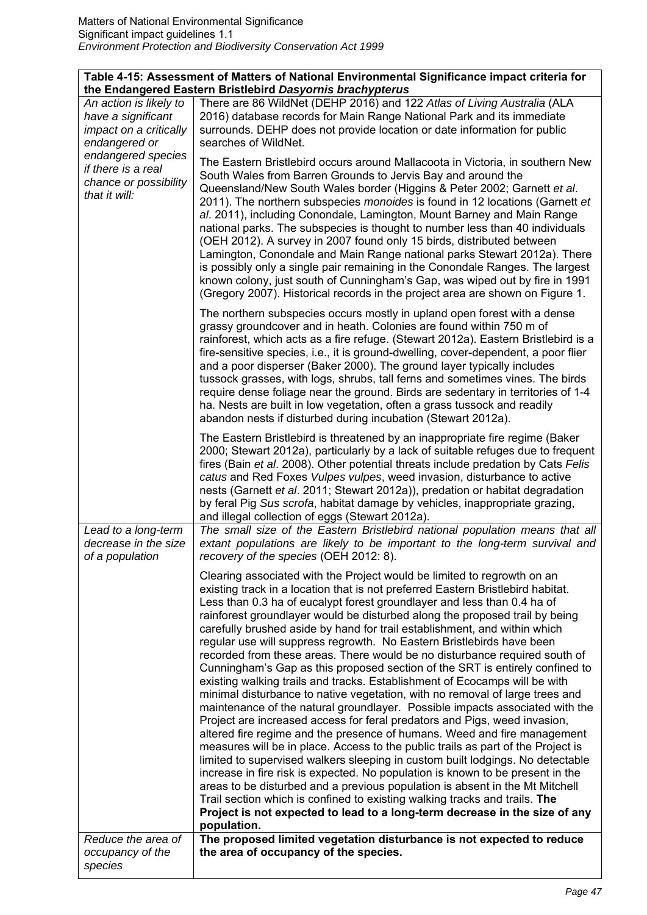| Table 4-15: Assessment of Matters of National Environmental Significance impact criteria for the Endangered Eastern Bristlebird *Dasyornis brachypterus* | |
|---|---|
| *An action is likely to have a significant impact on a critically endangered or endangered species if there is a real chance or possibility that it will:* | There are 86 WildNet (DEHP 2016) and 122 *Atlas of Living Australia* (ALA 2016) database records for Main Range National Park and its immediate surrounds. DEHP does not provide location or date information for public searches of WildNet.<br><br>The Eastern Bristlebird occurs around Mallacoota in Victoria, in southern New South Wales from Barren Grounds to Jervis Bay and around the Queensland/New South Wales border (Higgins & Peter 2002; Garnett *et al*. 2011). The northern subspecies *monoides* is found in 12 locations (Garnett *et al*. 2011), including Conondale, Lamington, Mount Barney and Main Range national parks. The subspecies is thought to number less than 40 individuals (OEH 2012). A survey in 2007 found only 15 birds, distributed between Lamington, Conondale and Main Range national parks Stewart 2012a). There is possibly only a single pair remaining in the Conondale Ranges. The largest known colony, just south of Cunningham's Gap, was wiped out by fire in 1991 (Gregory 2007). Historical records in the project area are shown on Figure 1.<br><br>The northern subspecies occurs mostly in upland open forest with a dense grassy groundcover and in heath. Colonies are found within 750 m of rainforest, which acts as a fire refuge. (Stewart 2012a). Eastern Bristlebird is a fire-sensitive species, i.e., it is ground-dwelling, cover-dependent, a poor flier and a poor disperser (Baker 2000). The ground layer typically includes tussock grasses, with logs, shrubs, tall ferns and sometimes vines. The birds require dense foliage near the ground. Birds are sedentary in territories of 1-4 ha. Nests are built in low vegetation, often a grass tussock and readily abandon nests if disturbed during incubation (Stewart 2012a).<br><br>The Eastern Bristlebird is threatened by an inappropriate fire regime (Baker 2000; Stewart 2012a), particularly by a lack of suitable refuges due to frequent fires (Bain *et al*. 2008). Other potential threats include predation by Cats *Felis catus* and Red Foxes *Vulpes vulpes*, weed invasion, disturbance to active nests (Garnett *et al*. 2011; Stewart 2012a)), predation or habitat degradation by feral Pig *Sus scrofa*, habitat damage by vehicles, inappropriate grazing, and illegal collection of eggs (Stewart 2012a). |
| *Lead to a long-term decrease in the size of a population* | *The small size of the Eastern Bristlebird national population means that all extant populations are likely to be important to the long-term survival and recovery of the species* (OEH 2012: 8).<br><br>Clearing associated with the Project would be limited to regrowth on an existing track in a location that is not preferred Eastern Bristlebird habitat. Less than 0.3 ha of eucalypt forest groundlayer and less than 0.4 ha of rainforest groundlayer would be disturbed along the proposed trail by being carefully brushed aside by hand for trail establishment, and within which regular use will suppress regrowth. No Eastern Bristlebirds have been recorded from these areas. There would be no disturbance required south of Cunningham's Gap as this proposed section of the SRT is entirely confined to existing walking trails and tracks. Establishment of Ecocamps will be with minimal disturbance to native vegetation, with no removal of large trees and maintenance of the natural groundlayer. Possible impacts associated with the Project are increased access for feral predators and Pigs, weed invasion, altered fire regime and the presence of humans. Weed and fire management measures will be in place. Access to the public trails as part of the Project is limited to supervised walkers sleeping in custom built lodgings. No detectable increase in fire risk is expected. No population is known to be present in the areas to be disturbed and a previous population is absent in the Mt Mitchell Trail section which is confined to existing walking tracks and trails. **The Project is not expected to lead to a long-term decrease in the size of any population.** |
| *Reduce the area of occupancy of the species* | **The proposed limited vegetation disturbance is not expected to reduce the area of occupancy of the species.** |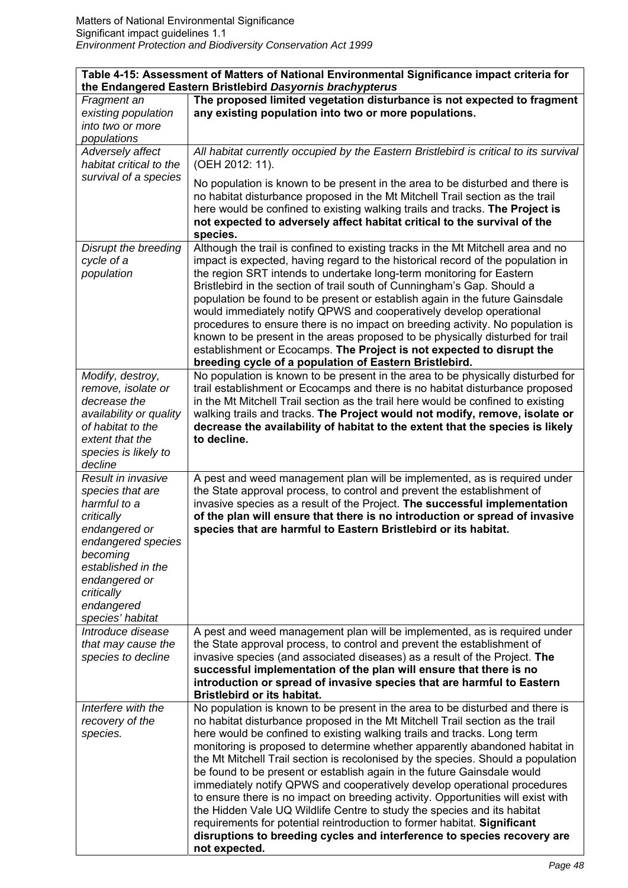| **Table 4-15: Assessment of Matters of National Environmental Significance impact criteria for the Endangered Eastern Bristlebird *Dasyornis brachypterus*** | |
|---|---|
| *Fragment an existing population into two or more populations* | **The proposed limited vegetation disturbance is not expected to fragment any existing population into two or more populations.** |
| *Adversely affect habitat critical to the survival of a species* | *All habitat currently occupied by the Eastern Bristlebird is critical to its survival* (OEH 2012: 11). No population is known to be present in the area to be disturbed and there is no habitat disturbance proposed in the Mt Mitchell Trail section as the trail here would be confined to existing walking trails and tracks. **The Project is not expected to adversely affect habitat critical to the survival of the species.** |
| *Disrupt the breeding cycle of a population* | Although the trail is confined to existing tracks in the Mt Mitchell area and no impact is expected, having regard to the historical record of the population in the region SRT intends to undertake long-term monitoring for Eastern Bristlebird in the section of trail south of Cunningham's Gap. Should a population be found to be present or establish again in the future Gainsdale would immediately notify QPWS and cooperatively develop operational procedures to ensure there is no impact on breeding activity. No population is known to be present in the areas proposed to be physically disturbed for trail establishment or Ecocamps. **The Project is not expected to disrupt the breeding cycle of a population of Eastern Bristlebird.** |
| *Modify, destroy, remove, isolate or decrease the availability or quality of habitat to the extent that the species is likely to decline* | No population is known to be present in the area to be physically disturbed for trail establishment or Ecocamps and there is no habitat disturbance proposed in the Mt Mitchell Trail section as the trail here would be confined to existing walking trails and tracks. **The Project would not modify, remove, isolate or decrease the availability of habitat to the extent that the species is likely to decline.** |
| *Result in invasive species that are harmful to a critically endangered or endangered species becoming established in the endangered or critically endangered species' habitat* | A pest and weed management plan will be implemented, as is required under the State approval process, to control and prevent the establishment of invasive species as a result of the Project. **The successful implementation of the plan will ensure that there is no introduction or spread of invasive species that are harmful to Eastern Bristlebird or its habitat.** |
| *Introduce disease that may cause the species to decline* | A pest and weed management plan will be implemented, as is required under the State approval process, to control and prevent the establishment of invasive species (and associated diseases) as a result of the Project. **The successful implementation of the plan will ensure that there is no introduction or spread of invasive species that are harmful to Eastern Bristlebird or its habitat.** |
| *Interfere with the recovery of the species.* | No population is known to be present in the area to be disturbed and there is no habitat disturbance proposed in the Mt Mitchell Trail section as the trail here would be confined to existing walking trails and tracks. Long term monitoring is proposed to determine whether apparently abandoned habitat in the Mt Mitchell Trail section is recolonised by the species. Should a population be found to be present or establish again in the future Gainsdale would immediately notify QPWS and cooperatively develop operational procedures to ensure there is no impact on breeding activity. Opportunities will exist with the Hidden Vale UQ Wildlife Centre to study the species and its habitat requirements for potential reintroduction to former habitat. **Significant disruptions to breeding cycles and interference to species recovery are not expected.** |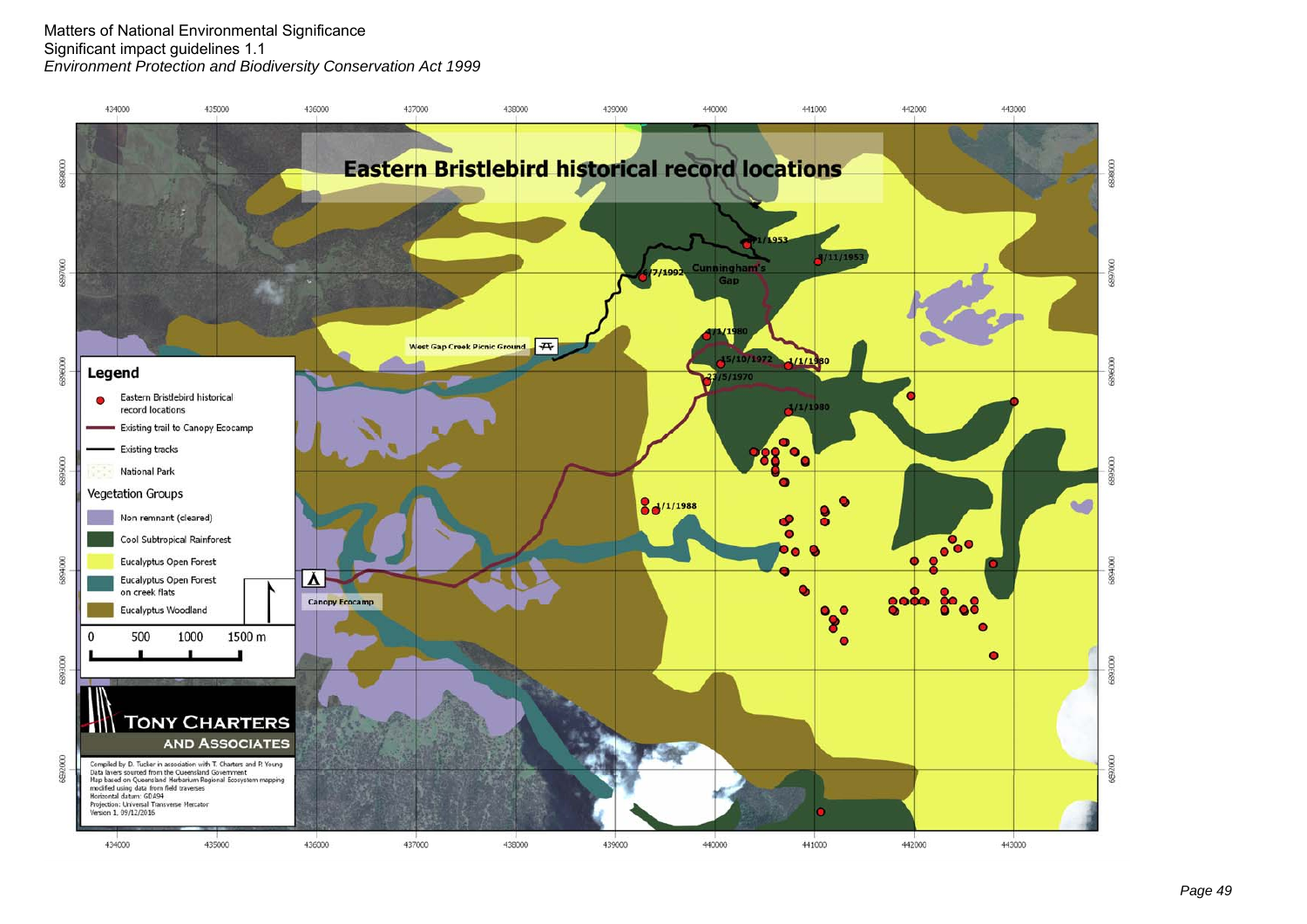# Eastern Bristlebird historical record locations

**Legend**

- Eastern Bristlebird historical record locations
- Existing trail to Canopy Ecocamp
- Existing tracks
- National Park

**Vegetation Groups**

- Non remnant (cleared)
- Cool Subtropical Rainforest
- Eucalyptus Open Forest
- Eucalyptus Open Forest on creek flats
- Eucalyptus Woodland

0 500 1000 1500 m

**TONY CHARTERS AND ASSOCIATES**

Compiled by D. Tucker in association with T. Charters and P. Young
Data layers sourced from the Queensland Government
Map based on Queensland Herbarium Regional Ecosystem mapping modified using data from field traverses
Horizontal datum: GDA94
Projection: Universal Transverse Mercator
Version 1, 09/12/2016

West Gap Creek Picnic Ground

Cunningham's Gap

Canopy Ecocamp

1/1/1953, 8/11/1953, 7/7/1992, 1/1/1980, 15/10/1972, 1/1/1980, 23/5/1970, 1/1/1980, 1/1/1988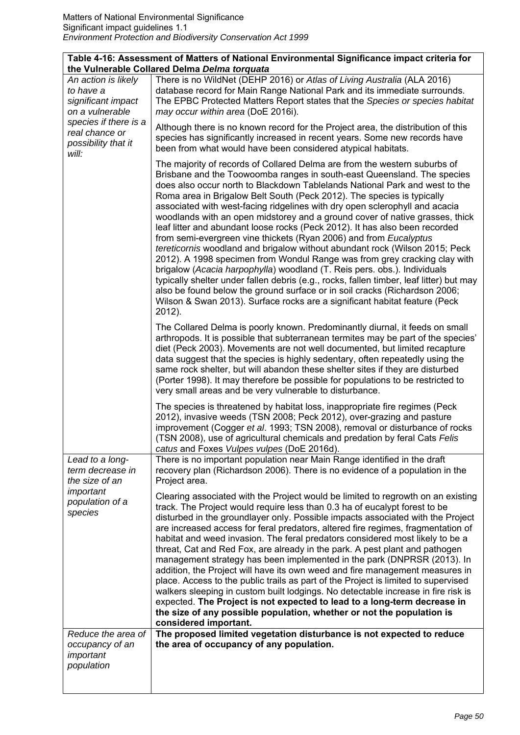| Table 4-16: Assessment of Matters of National Environmental Significance impact criteria for the Vulnerable Collared Delma *Delma torquata* | |
|---|---|
| *An action is likely to have a significant impact on a vulnerable species if there is a real chance or possibility that it will:* | There is no WildNet (DEHP 2016) or *Atlas of Living Australia* (ALA 2016) database record for Main Range National Park and its immediate surrounds. The EPBC Protected Matters Report states that the *Species or species habitat may occur within area* (DoE 2016i).<br><br>Although there is no known record for the Project area, the distribution of this species has significantly increased in recent years. Some new records have been from what would have been considered atypical habitats.<br><br>The majority of records of Collared Delma are from the western suburbs of Brisbane and the Toowoomba ranges in south-east Queensland. The species does also occur north to Blackdown Tablelands National Park and west to the Roma area in Brigalow Belt South (Peck 2012). The species is typically associated with west-facing ridgelines with dry open sclerophyll and acacia woodlands with an open midstorey and a ground cover of native grasses, thick leaf litter and abundant loose rocks (Peck 2012). It has also been recorded from semi-evergreen vine thickets (Ryan 2006) and from *Eucalyptus tereticornis* woodland and brigalow without abundant rock (Wilson 2015; Peck 2012). A 1998 specimen from Wondul Range was from grey cracking clay with brigalow (*Acacia harpophylla*) woodland (T. Reis pers. obs.). Individuals typically shelter under fallen debris (e.g., rocks, fallen timber, leaf litter) but may also be found below the ground surface or in soil cracks (Richardson 2006; Wilson & Swan 2013). Surface rocks are a significant habitat feature (Peck 2012).<br><br>The Collared Delma is poorly known. Predominantly diurnal, it feeds on small arthropods. It is possible that subterranean termites may be part of the species' diet (Peck 2003). Movements are not well documented, but limited recapture data suggest that the species is highly sedentary, often repeatedly using the same rock shelter, but will abandon these shelter sites if they are disturbed (Porter 1998). It may therefore be possible for populations to be restricted to very small areas and be very vulnerable to disturbance.<br><br>The species is threatened by habitat loss, inappropriate fire regimes (Peck 2012), invasive weeds (TSN 2008; Peck 2012), over-grazing and pasture improvement (Cogger *et al*. 1993; TSN 2008), removal or disturbance of rocks (TSN 2008), use of agricultural chemicals and predation by feral Cats *Felis catus* and Foxes *Vulpes vulpes* (DoE 2016d). |
| *Lead to a long-term decrease in the size of an important population of a species* | There is no important population near Main Range identified in the draft recovery plan (Richardson 2006). There is no evidence of a population in the Project area.<br><br>Clearing associated with the Project would be limited to regrowth on an existing track. The Project would require less than 0.3 ha of eucalypt forest to be disturbed in the groundlayer only. Possible impacts associated with the Project are increased access for feral predators, altered fire regimes, fragmentation of habitat and weed invasion. The feral predators considered most likely to be a threat, Cat and Red Fox, are already in the park. A pest plant and pathogen management strategy has been implemented in the park (DNPRSR (2013). In addition, the Project will have its own weed and fire management measures in place. Access to the public trails as part of the Project is limited to supervised walkers sleeping in custom built lodgings. No detectable increase in fire risk is expected. **The Project is not expected to lead to a long-term decrease in the size of any possible population, whether or not the population is considered important.** |
| *Reduce the area of occupancy of an important population* | **The proposed limited vegetation disturbance is not expected to reduce the area of occupancy of any population.** |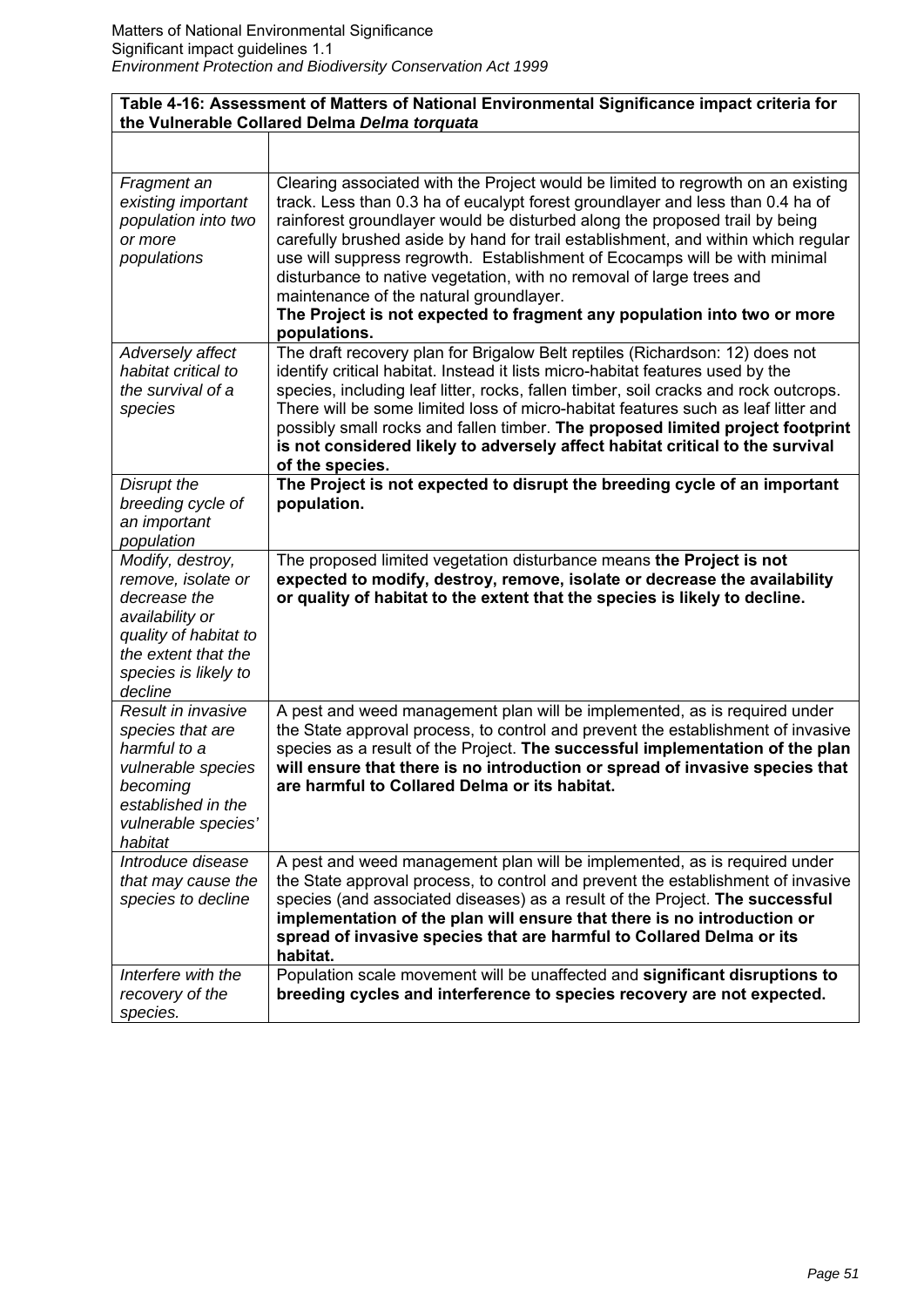| **Table 4-16: Assessment of Matters of National Environmental Significance impact criteria for the Vulnerable Collared Delma *Delma torquata*** | |
|---|---|
| | |
| *Fragment an existing important population into two or more populations* | Clearing associated with the Project would be limited to regrowth on an existing track. Less than 0.3 ha of eucalypt forest groundlayer and less than 0.4 ha of rainforest groundlayer would be disturbed along the proposed trail by being carefully brushed aside by hand for trail establishment, and within which regular use will suppress regrowth. Establishment of Ecocamps will be with minimal disturbance to native vegetation, with no removal of large trees and maintenance of the natural groundlayer. **The Project is not expected to fragment any population into two or more populations.** |
| *Adversely affect habitat critical to the survival of a species* | The draft recovery plan for Brigalow Belt reptiles (Richardson: 12) does not identify critical habitat. Instead it lists micro-habitat features used by the species, including leaf litter, rocks, fallen timber, soil cracks and rock outcrops. There will be some limited loss of micro-habitat features such as leaf litter and possibly small rocks and fallen timber. **The proposed limited project footprint is not considered likely to adversely affect habitat critical to the survival of the species.** |
| *Disrupt the breeding cycle of an important population* | **The Project is not expected to disrupt the breeding cycle of an important population.** |
| *Modify, destroy, remove, isolate or decrease the availability or quality of habitat to the extent that the species is likely to decline* | The proposed limited vegetation disturbance means **the Project is not expected to modify, destroy, remove, isolate or decrease the availability or quality of habitat to the extent that the species is likely to decline.** |
| *Result in invasive species that are harmful to a vulnerable species becoming established in the vulnerable species' habitat* | A pest and weed management plan will be implemented, as is required under the State approval process, to control and prevent the establishment of invasive species as a result of the Project. **The successful implementation of the plan will ensure that there is no introduction or spread of invasive species that are harmful to Collared Delma or its habitat.** |
| *Introduce disease that may cause the species to decline* | A pest and weed management plan will be implemented, as is required under the State approval process, to control and prevent the establishment of invasive species (and associated diseases) as a result of the Project. **The successful implementation of the plan will ensure that there is no introduction or spread of invasive species that are harmful to Collared Delma or its habitat.** |
| *Interfere with the recovery of the species.* | Population scale movement will be unaffected and **significant disruptions to breeding cycles and interference to species recovery are not expected.** |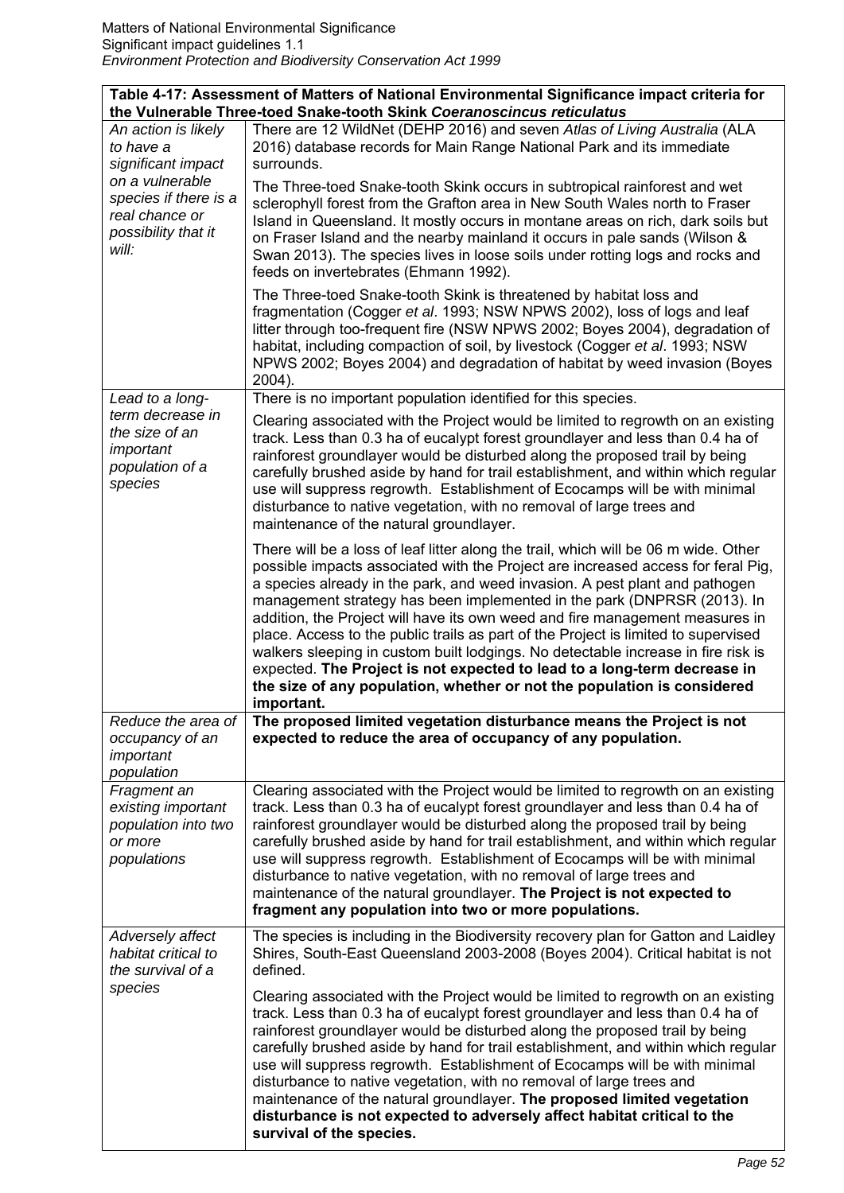| Table 4-17: Assessment of Matters of National Environmental Significance impact criteria for the Vulnerable Three-toed Snake-tooth Skink *Coeranoscincus reticulatus* | |
|---|---|
| *An action is likely to have a significant impact on a vulnerable species if there is a real chance or possibility that it will:* | There are 12 WildNet (DEHP 2016) and seven *Atlas of Living Australia* (ALA 2016) database records for Main Range National Park and its immediate surrounds.<br><br>The Three-toed Snake-tooth Skink occurs in subtropical rainforest and wet sclerophyll forest from the Grafton area in New South Wales north to Fraser Island in Queensland. It mostly occurs in montane areas on rich, dark soils but on Fraser Island and the nearby mainland it occurs in pale sands (Wilson & Swan 2013). The species lives in loose soils under rotting logs and rocks and feeds on invertebrates (Ehmann 1992).<br><br>The Three-toed Snake-tooth Skink is threatened by habitat loss and fragmentation (Cogger *et al*. 1993; NSW NPWS 2002), loss of logs and leaf litter through too-frequent fire (NSW NPWS 2002; Boyes 2004), degradation of habitat, including compaction of soil, by livestock (Cogger *et al*. 1993; NSW NPWS 2002; Boyes 2004) and degradation of habitat by weed invasion (Boyes 2004). |
| *Lead to a long-term decrease in the size of an important population of a species* | There is no important population identified for this species.<br><br>Clearing associated with the Project would be limited to regrowth on an existing track. Less than 0.3 ha of eucalypt forest groundlayer and less than 0.4 ha of rainforest groundlayer would be disturbed along the proposed trail by being carefully brushed aside by hand for trail establishment, and within which regular use will suppress regrowth. Establishment of Ecocamps will be with minimal disturbance to native vegetation, with no removal of large trees and maintenance of the natural groundlayer.<br><br>There will be a loss of leaf litter along the trail, which will be 06 m wide. Other possible impacts associated with the Project are increased access for feral Pig, a species already in the park, and weed invasion. A pest plant and pathogen management strategy has been implemented in the park (DNPRSR (2013). In addition, the Project will have its own weed and fire management measures in place. Access to the public trails as part of the Project is limited to supervised walkers sleeping in custom built lodgings. No detectable increase in fire risk is expected. **The Project is not expected to lead to a long-term decrease in the size of any population, whether or not the population is considered important.** |
| *Reduce the area of occupancy of an important population* | **The proposed limited vegetation disturbance means the Project is not expected to reduce the area of occupancy of any population.** |
| *Fragment an existing important population into two or more populations* | Clearing associated with the Project would be limited to regrowth on an existing track. Less than 0.3 ha of eucalypt forest groundlayer and less than 0.4 ha of rainforest groundlayer would be disturbed along the proposed trail by being carefully brushed aside by hand for trail establishment, and within which regular use will suppress regrowth. Establishment of Ecocamps will be with minimal disturbance to native vegetation, with no removal of large trees and maintenance of the natural groundlayer. **The Project is not expected to fragment any population into two or more populations.** |
| *Adversely affect habitat critical to the survival of a species* | The species is including in the Biodiversity recovery plan for Gatton and Laidley Shires, South-East Queensland 2003-2008 (Boyes 2004). Critical habitat is not defined.<br><br>Clearing associated with the Project would be limited to regrowth on an existing track. Less than 0.3 ha of eucalypt forest groundlayer and less than 0.4 ha of rainforest groundlayer would be disturbed along the proposed trail by being carefully brushed aside by hand for trail establishment, and within which regular use will suppress regrowth. Establishment of Ecocamps will be with minimal disturbance to native vegetation, with no removal of large trees and maintenance of the natural groundlayer. **The proposed limited vegetation disturbance is not expected to adversely affect habitat critical to the survival of the species.** |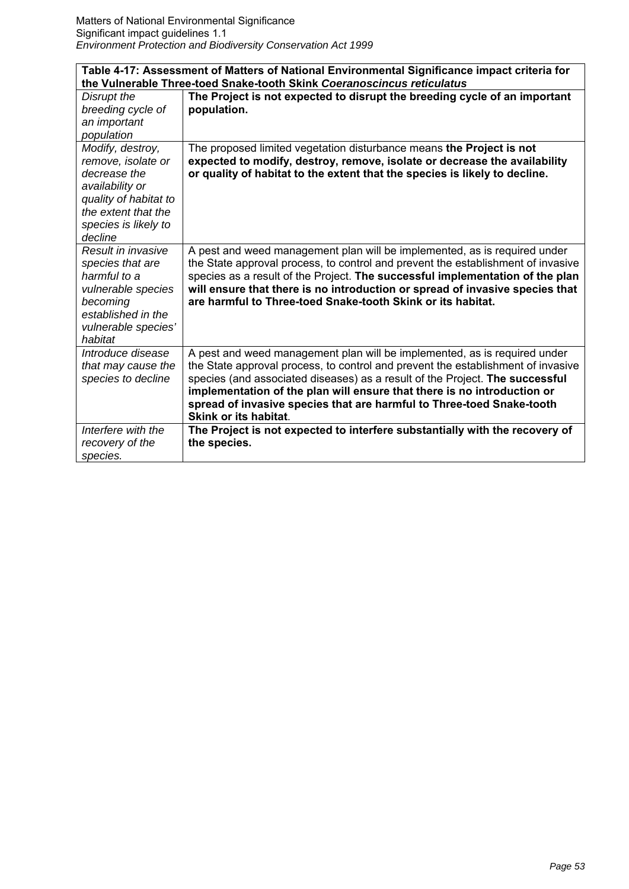| Table 4-17: Assessment of Matters of National Environmental Significance impact criteria for the Vulnerable Three-toed Snake-tooth Skink *Coeranoscincus reticulatus* | |
|---|---|
| *Disrupt the breeding cycle of an important population* | **The Project is not expected to disrupt the breeding cycle of an important population.** |
| *Modify, destroy, remove, isolate or decrease the availability or quality of habitat to the extent that the species is likely to decline* | The proposed limited vegetation disturbance means **the Project is not expected to modify, destroy, remove, isolate or decrease the availability or quality of habitat to the extent that the species is likely to decline.** |
| *Result in invasive species that are harmful to a vulnerable species becoming established in the vulnerable species' habitat* | A pest and weed management plan will be implemented, as is required under the State approval process, to control and prevent the establishment of invasive species as a result of the Project. **The successful implementation of the plan will ensure that there is no introduction or spread of invasive species that are harmful to Three-toed Snake-tooth Skink or its habitat.** |
| *Introduce disease that may cause the species to decline* | A pest and weed management plan will be implemented, as is required under the State approval process, to control and prevent the establishment of invasive species (and associated diseases) as a result of the Project. **The successful implementation of the plan will ensure that there is no introduction or spread of invasive species that are harmful to Three-toed Snake-tooth Skink or its habitat**. |
| *Interfere with the recovery of the species.* | **The Project is not expected to interfere substantially with the recovery of the species.** |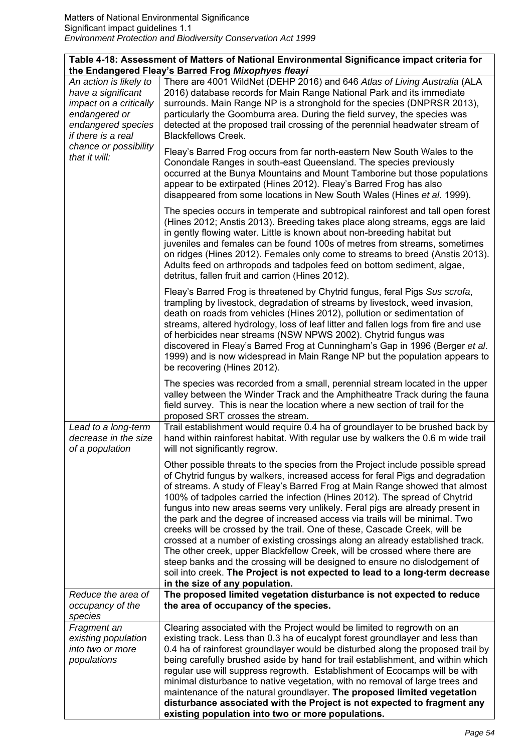| **Table 4-18: Assessment of Matters of National Environmental Significance impact criteria for the Endangered Fleay's Barred Frog *Mixophyes fleayi*** | |
|---|---|
| *An action is likely to have a significant impact on a critically endangered or endangered species if there is a real chance or possibility that it will:* | There are 4001 WildNet (DEHP 2016) and 646 *Atlas of Living Australia* (ALA 2016) database records for Main Range National Park and its immediate surrounds. Main Range NP is a stronghold for the species (DNPRSR 2013), particularly the Goomburra area. During the field survey, the species was detected at the proposed trail crossing of the perennial headwater stream of Blackfellows Creek.<br><br>Fleay's Barred Frog occurs from far north-eastern New South Wales to the Conondale Ranges in south-east Queensland. The species previously occurred at the Bunya Mountains and Mount Tamborine but those populations appear to be extirpated (Hines 2012). Fleay's Barred Frog has also disappeared from some locations in New South Wales (Hines *et al*. 1999).<br><br>The species occurs in temperate and subtropical rainforest and tall open forest (Hines 2012; Anstis 2013). Breeding takes place along streams, eggs are laid in gently flowing water. Little is known about non-breeding habitat but juveniles and females can be found 100s of metres from streams, sometimes on ridges (Hines 2012). Females only come to streams to breed (Anstis 2013). Adults feed on arthropods and tadpoles feed on bottom sediment, algae, detritus, fallen fruit and carrion (Hines 2012).<br><br>Fleay's Barred Frog is threatened by Chytrid fungus, feral Pigs *Sus scrofa*, trampling by livestock, degradation of streams by livestock, weed invasion, death on roads from vehicles (Hines 2012), pollution or sedimentation of streams, altered hydrology, loss of leaf litter and fallen logs from fire and use of herbicides near streams (NSW NPWS 2002). Chytrid fungus was discovered in Fleay's Barred Frog at Cunningham's Gap in 1996 (Berger *et al*. 1999) and is now widespread in Main Range NP but the population appears to be recovering (Hines 2012).<br><br>The species was recorded from a small, perennial stream located in the upper valley between the Winder Track and the Amphitheatre Track during the fauna field survey. This is near the location where a new section of trail for the proposed SRT crosses the stream. |
| *Lead to a long-term decrease in the size of a population* | Trail establishment would require 0.4 ha of groundlayer to be brushed back by hand within rainforest habitat. With regular use by walkers the 0.6 m wide trail will not significantly regrow.<br><br>Other possible threats to the species from the Project include possible spread of Chytrid fungus by walkers, increased access for feral Pigs and degradation of streams. A study of Fleay's Barred Frog at Main Range showed that almost 100% of tadpoles carried the infection (Hines 2012). The spread of Chytrid fungus into new areas seems very unlikely. Feral pigs are already present in the park and the degree of increased access via trails will be minimal. Two creeks will be crossed by the trail. One of these, Cascade Creek, will be crossed at a number of existing crossings along an already established track. The other creek, upper Blackfellow Creek, will be crossed where there are steep banks and the crossing will be designed to ensure no dislodgement of soil into creek. **The Project is not expected to lead to a long-term decrease in the size of any population.** |
| *Reduce the area of occupancy of the species* | **The proposed limited vegetation disturbance is not expected to reduce the area of occupancy of the species.** |
| *Fragment an existing population into two or more populations* | Clearing associated with the Project would be limited to regrowth on an existing track. Less than 0.3 ha of eucalypt forest groundlayer and less than 0.4 ha of rainforest groundlayer would be disturbed along the proposed trail by being carefully brushed aside by hand for trail establishment, and within which regular use will suppress regrowth. Establishment of Ecocamps will be with minimal disturbance to native vegetation, with no removal of large trees and maintenance of the natural groundlayer. **The proposed limited vegetation disturbance associated with the Project is not expected to fragment any existing population into two or more populations.** |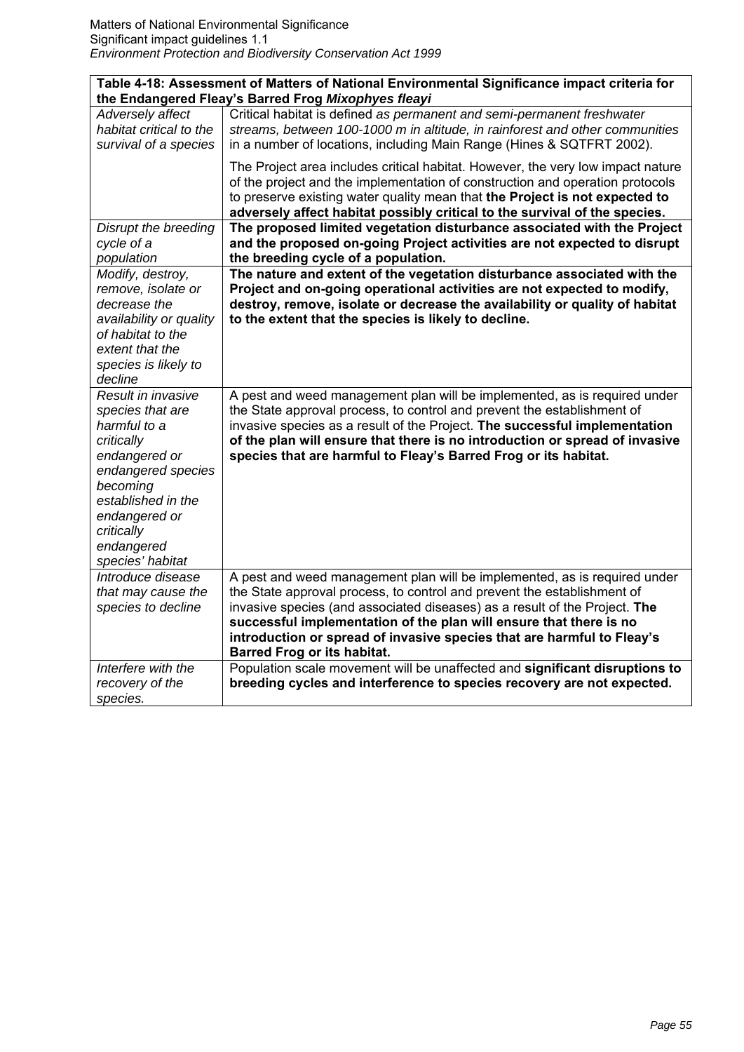| Table 4-18: Assessment of Matters of National Environmental Significance impact criteria for the Endangered Fleay's Barred Frog *Mixophyes fleayi* | |
|---|---|
| *Adversely affect habitat critical to the survival of a species* | Critical habitat is defined *as permanent and semi-permanent freshwater streams, between 100-1000 m in altitude, in rainforest and other communities* in a number of locations, including Main Range (Hines & SQTFRT 2002).<br><br>The Project area includes critical habitat. However, the very low impact nature of the project and the implementation of construction and operation protocols to preserve existing water quality mean that **the Project is not expected to adversely affect habitat possibly critical to the survival of the species.** |
| *Disrupt the breeding cycle of a population* | **The proposed limited vegetation disturbance associated with the Project and the proposed on-going Project activities are not expected to disrupt the breeding cycle of a population.** |
| *Modify, destroy, remove, isolate or decrease the availability or quality of habitat to the extent that the species is likely to decline* | **The nature and extent of the vegetation disturbance associated with the Project and on-going operational activities are not expected to modify, destroy, remove, isolate or decrease the availability or quality of habitat to the extent that the species is likely to decline.** |
| *Result in invasive species that are harmful to a critically endangered or endangered species becoming established in the endangered or critically endangered species' habitat* | A pest and weed management plan will be implemented, as is required under the State approval process, to control and prevent the establishment of invasive species as a result of the Project. **The successful implementation of the plan will ensure that there is no introduction or spread of invasive species that are harmful to Fleay's Barred Frog or its habitat.** |
| *Introduce disease that may cause the species to decline* | A pest and weed management plan will be implemented, as is required under the State approval process, to control and prevent the establishment of invasive species (and associated diseases) as a result of the Project. **The successful implementation of the plan will ensure that there is no introduction or spread of invasive species that are harmful to Fleay's Barred Frog or its habitat.** |
| *Interfere with the recovery of the species.* | Population scale movement will be unaffected and **significant disruptions to breeding cycles and interference to species recovery are not expected.** |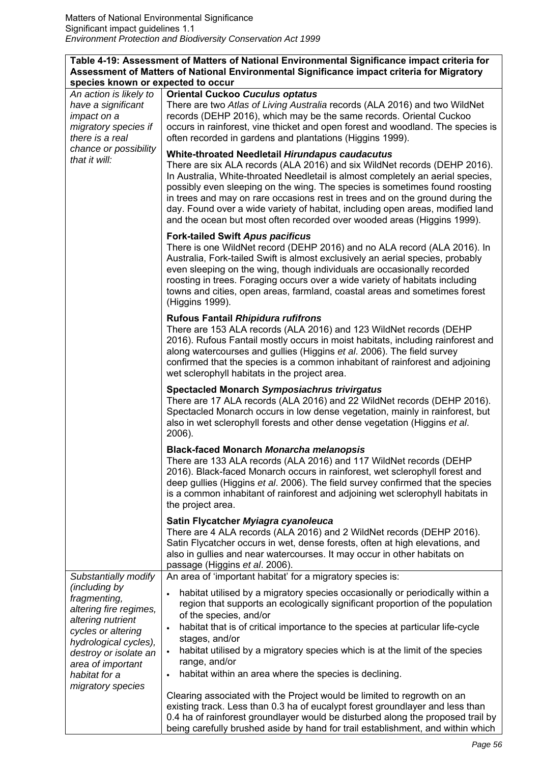| Table 4-19: Assessment of Matters of National Environmental Significance impact criteria for Assessment of Matters of National Environmental Significance impact criteria for Migratory species known or expected to occur | |
|---|---|
| *An action is likely to have a significant impact on a migratory species if there is a real chance or possibility that it will:* | **Oriental Cuckoo *Cuculus optatus***<br>There are two *Atlas of Living Australia* records (ALA 2016) and two WildNet records (DEHP 2016), which may be the same records. Oriental Cuckoo occurs in rainforest, vine thicket and open forest and woodland. The species is often recorded in gardens and plantations (Higgins 1999).<br><br>**White-throated Needletail *Hirundapus caudacutus***<br>There are six ALA records (ALA 2016) and six WildNet records (DEHP 2016). In Australia, White-throated Needletail is almost completely an aerial species, possibly even sleeping on the wing. The species is sometimes found roosting in trees and may on rare occasions rest in trees and on the ground during the day. Found over a wide variety of habitat, including open areas, modified land and the ocean but most often recorded over wooded areas (Higgins 1999).<br><br>**Fork-tailed Swift *Apus pacificus***<br>There is one WildNet record (DEHP 2016) and no ALA record (ALA 2016). In Australia, Fork-tailed Swift is almost exclusively an aerial species, probably even sleeping on the wing, though individuals are occasionally recorded roosting in trees. Foraging occurs over a wide variety of habitats including towns and cities, open areas, farmland, coastal areas and sometimes forest (Higgins 1999).<br><br>**Rufous Fantail *Rhipidura rufifrons***<br>There are 153 ALA records (ALA 2016) and 123 WildNet records (DEHP 2016). Rufous Fantail mostly occurs in moist habitats, including rainforest and along watercourses and gullies (Higgins *et al*. 2006). The field survey confirmed that the species is a common inhabitant of rainforest and adjoining wet sclerophyll habitats in the project area.<br><br>**Spectacled Monarch *Symposiachrus trivirgatus***<br>There are 17 ALA records (ALA 2016) and 22 WildNet records (DEHP 2016). Spectacled Monarch occurs in low dense vegetation, mainly in rainforest, but also in wet sclerophyll forests and other dense vegetation (Higgins *et al*. 2006).<br><br>**Black-faced Monarch *Monarcha melanopsis***<br>There are 133 ALA records (ALA 2016) and 117 WildNet records (DEHP 2016). Black-faced Monarch occurs in rainforest, wet sclerophyll forest and deep gullies (Higgins *et al*. 2006). The field survey confirmed that the species is a common inhabitant of rainforest and adjoining wet sclerophyll habitats in the project area.<br><br>**Satin Flycatcher *Myiagra cyanoleuca***<br>There are 4 ALA records (ALA 2016) and 2 WildNet records (DEHP 2016). Satin Flycatcher occurs in wet, dense forests, often at high elevations, and also in gullies and near watercourses. It may occur in other habitats on passage (Higgins *et al*. 2006). |
| *Substantially modify (including by fragmenting, altering fire regimes, altering nutrient cycles or altering hydrological cycles), destroy or isolate an area of important habitat for a migratory species* | An area of 'important habitat' for a migratory species is:<br>• habitat utilised by a migratory species occasionally or periodically within a region that supports an ecologically significant proportion of the population of the species, and/or<br>• habitat that is of critical importance to the species at particular life-cycle stages, and/or<br>• habitat utilised by a migratory species which is at the limit of the species range, and/or<br>• habitat within an area where the species is declining.<br><br>Clearing associated with the Project would be limited to regrowth on an existing track. Less than 0.3 ha of eucalypt forest groundlayer and less than 0.4 ha of rainforest groundlayer would be disturbed along the proposed trail by being carefully brushed aside by hand for trail establishment, and within which |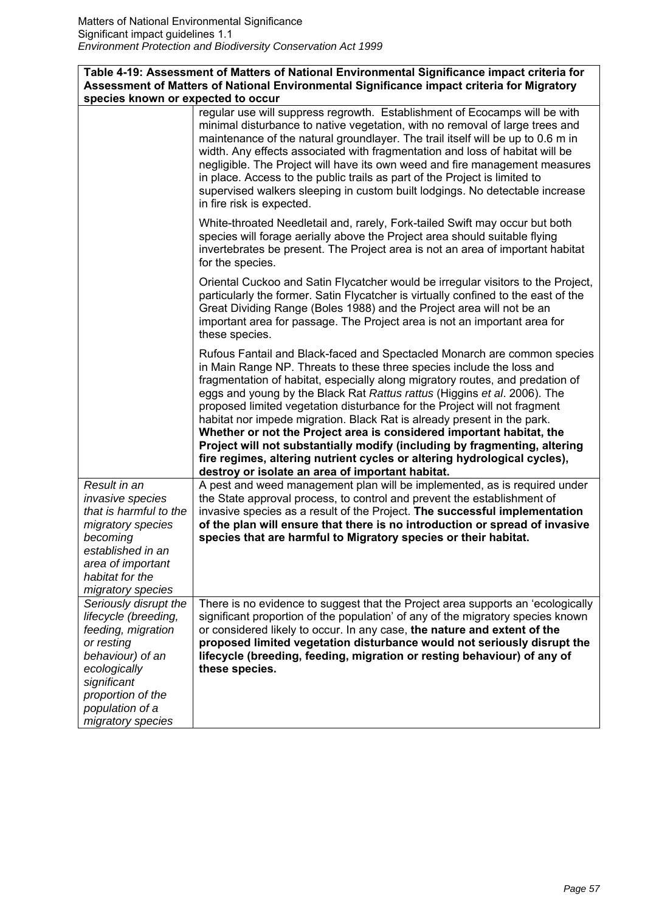**Table 4-19: Assessment of Matters of National Environmental Significance impact criteria for Assessment of Matters of National Environmental Significance impact criteria for Migratory species known or expected to occur**

| | |
|---|---|
| | regular use will suppress regrowth. Establishment of Ecocamps will be with minimal disturbance to native vegetation, with no removal of large trees and maintenance of the natural groundlayer. The trail itself will be up to 0.6 m in width. Any effects associated with fragmentation and loss of habitat will be negligible. The Project will have its own weed and fire management measures in place. Access to the public trails as part of the Project is limited to supervised walkers sleeping in custom built lodgings. No detectable increase in fire risk is expected.<br><br>White-throated Needletail and, rarely, Fork-tailed Swift may occur but both species will forage aerially above the Project area should suitable flying invertebrates be present. The Project area is not an area of important habitat for the species.<br><br>Oriental Cuckoo and Satin Flycatcher would be irregular visitors to the Project, particularly the former. Satin Flycatcher is virtually confined to the east of the Great Dividing Range (Boles 1988) and the Project area will not be an important area for passage. The Project area is not an important area for these species.<br><br>Rufous Fantail and Black-faced and Spectacled Monarch are common species in Main Range NP. Threats to these three species include the loss and fragmentation of habitat, especially along migratory routes, and predation of eggs and young by the Black Rat *Rattus rattus* (Higgins *et al*. 2006). The proposed limited vegetation disturbance for the Project will not fragment habitat nor impede migration. Black Rat is already present in the park. **Whether or not the Project area is considered important habitat, the Project will not substantially modify (including by fragmenting, altering fire regimes, altering nutrient cycles or altering hydrological cycles), destroy or isolate an area of important habitat.** |
| *Result in an invasive species that is harmful to the migratory species becoming established in an area of important habitat for the migratory species* | A pest and weed management plan will be implemented, as is required under the State approval process, to control and prevent the establishment of invasive species as a result of the Project. **The successful implementation of the plan will ensure that there is no introduction or spread of invasive species that are harmful to Migratory species or their habitat.** |
| *Seriously disrupt the lifecycle (breeding, feeding, migration or resting behaviour) of an ecologically significant proportion of the population of a migratory species* | There is no evidence to suggest that the Project area supports an 'ecologically significant proportion of the population' of any of the migratory species known or considered likely to occur. In any case, **the nature and extent of the proposed limited vegetation disturbance would not seriously disrupt the lifecycle (breeding, feeding, migration or resting behaviour) of any of these species.** |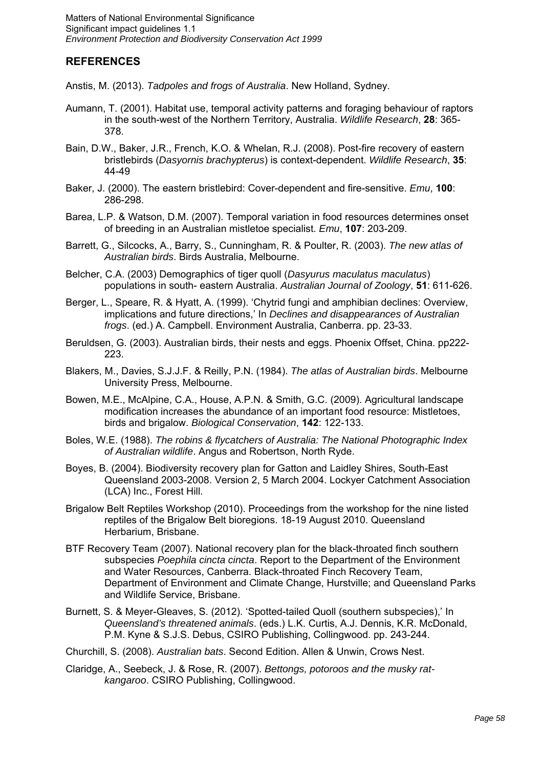## REFERENCES

Anstis, M. (2013). *Tadpoles and frogs of Australia*. New Holland, Sydney.

Aumann, T. (2001). Habitat use, temporal activity patterns and foraging behaviour of raptors in the south-west of the Northern Territory, Australia. *Wildlife Research*, **28**: 365-378.

Bain, D.W., Baker, J.R., French, K.O. & Whelan, R.J. (2008). Post-fire recovery of eastern bristlebirds (*Dasyornis brachypterus*) is context-dependent. *Wildlife Research*, **35**: 44-49

Baker, J. (2000). The eastern bristlebird: Cover-dependent and fire-sensitive. *Emu*, **100**: 286-298.

Barea, L.P. & Watson, D.M. (2007). Temporal variation in food resources determines onset of breeding in an Australian mistletoe specialist. *Emu*, **107**: 203-209.

Barrett, G., Silcocks, A., Barry, S., Cunningham, R. & Poulter, R. (2003). *The new atlas of Australian birds*. Birds Australia, Melbourne.

Belcher, C.A. (2003) Demographics of tiger quoll (*Dasyurus maculatus maculatus*) populations in south- eastern Australia. *Australian Journal of Zoology*, **51**: 611-626.

Berger, L., Speare, R. & Hyatt, A. (1999). 'Chytrid fungi and amphibian declines: Overview, implications and future directions,' In *Declines and disappearances of Australian frogs*. (ed.) A. Campbell. Environment Australia, Canberra. pp. 23-33.

Beruldsen, G. (2003). Australian birds, their nests and eggs. Phoenix Offset, China. pp222-223.

Blakers, M., Davies, S.J.J.F. & Reilly, P.N. (1984). *The atlas of Australian birds*. Melbourne University Press, Melbourne.

Bowen, M.E., McAlpine, C.A., House, A.P.N. & Smith, G.C. (2009). Agricultural landscape modification increases the abundance of an important food resource: Mistletoes, birds and brigalow. *Biological Conservation*, **142**: 122-133.

Boles, W.E. (1988). *The robins & flycatchers of Australia: The National Photographic Index of Australian wildlife*. Angus and Robertson, North Ryde.

Boyes, B. (2004). Biodiversity recovery plan for Gatton and Laidley Shires, South-East Queensland 2003-2008. Version 2, 5 March 2004. Lockyer Catchment Association (LCA) Inc., Forest Hill.

Brigalow Belt Reptiles Workshop (2010). Proceedings from the workshop for the nine listed reptiles of the Brigalow Belt bioregions. 18-19 August 2010. Queensland Herbarium, Brisbane.

BTF Recovery Team (2007). National recovery plan for the black-throated finch southern subspecies *Poephila cincta cincta*. Report to the Department of the Environment and Water Resources, Canberra. Black-throated Finch Recovery Team, Department of Environment and Climate Change, Hurstville; and Queensland Parks and Wildlife Service, Brisbane.

Burnett, S. & Meyer-Gleaves, S. (2012). 'Spotted-tailed Quoll (southern subspecies),' In *Queensland's threatened animals*. (eds.) L.K. Curtis, A.J. Dennis, K.R. McDonald, P.M. Kyne & S.J.S. Debus, CSIRO Publishing, Collingwood. pp. 243-244.

Churchill, S. (2008). *Australian bats*. Second Edition. Allen & Unwin, Crows Nest.

Claridge, A., Seebeck, J. & Rose, R. (2007). *Bettongs, potoroos and the musky rat-kangaroo*. CSIRO Publishing, Collingwood.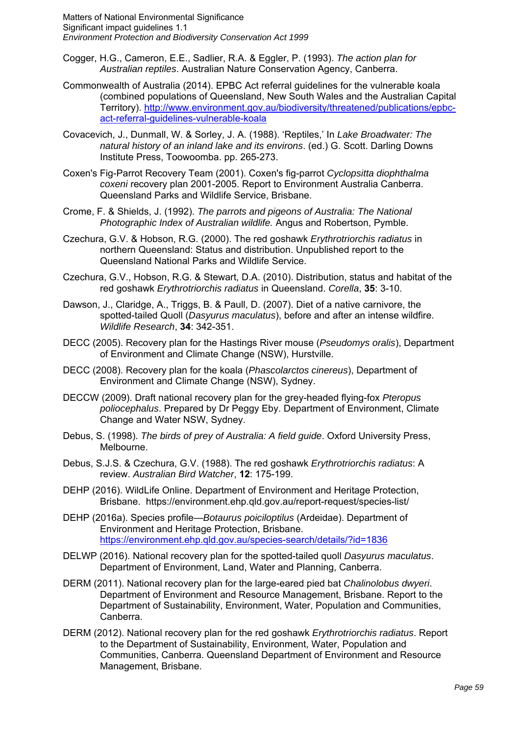Cogger, H.G., Cameron, E.E., Sadlier, R.A. & Eggler, P. (1993). *The action plan for Australian reptiles*. Australian Nature Conservation Agency, Canberra.

Commonwealth of Australia (2014). EPBC Act referral guidelines for the vulnerable koala (combined populations of Queensland, New South Wales and the Australian Capital Territory). [http://www.environment.gov.au/biodiversity/threatened/publications/epbc-act-referral-guidelines-vulnerable-koala](http://www.environment.gov.au/biodiversity/threatened/publications/epbc-act-referral-guidelines-vulnerable-koala)

Covacevich, J., Dunmall, W. & Sorley, J. A. (1988). 'Reptiles,' In *Lake Broadwater: The natural history of an inland lake and its environs*. (ed.) G. Scott. Darling Downs Institute Press, Toowoomba. pp. 265-273.

Coxen's Fig-Parrot Recovery Team (2001). Coxen's fig-parrot *Cyclopsitta diophthalma coxeni* recovery plan 2001-2005. Report to Environment Australia Canberra. Queensland Parks and Wildlife Service, Brisbane.

Crome, F. & Shields, J. (1992). *The parrots and pigeons of Australia: The National Photographic Index of Australian wildlife.* Angus and Robertson, Pymble.

Czechura, G.V. & Hobson, R.G. (2000). The red goshawk *Erythrotriorchis radiatus* in northern Queensland: Status and distribution. Unpublished report to the Queensland National Parks and Wildlife Service.

Czechura, G.V., Hobson, R.G. & Stewart, D.A. (2010). Distribution, status and habitat of the red goshawk *Erythrotriorchis radiatus* in Queensland. *Corella*, **35**: 3-10.

Dawson, J., Claridge, A., Triggs, B. & Paull, D. (2007). Diet of a native carnivore, the spotted-tailed Quoll (*Dasyurus maculatus*), before and after an intense wildfire. *Wildlife Research*, **34**: 342-351.

DECC (2005). Recovery plan for the Hastings River mouse (*Pseudomys oralis*), Department of Environment and Climate Change (NSW), Hurstville.

DECC (2008). Recovery plan for the koala (*Phascolarctos cinereus*), Department of Environment and Climate Change (NSW), Sydney.

DECCW (2009). Draft national recovery plan for the grey-headed flying-fox *Pteropus poliocephalus*. Prepared by Dr Peggy Eby. Department of Environment, Climate Change and Water NSW, Sydney.

Debus, S. (1998). *The birds of prey of Australia: A field guide*. Oxford University Press, Melbourne.

Debus, S.J.S. & Czechura, G.V. (1988). The red goshawk *Erythrotriorchis radiatus*: A review. *Australian Bird Watcher*, **12**: 175-199.

DEHP (2016). WildLife Online. Department of Environment and Heritage Protection, Brisbane. https://environment.ehp.qld.gov.au/report-request/species-list/

DEHP (2016a). Species profile—*Botaurus poiciloptilus* (Ardeidae). Department of Environment and Heritage Protection, Brisbane. [https://environment.ehp.qld.gov.au/species-search/details/?id=1836](https://environment.ehp.qld.gov.au/species-search/details/?id=1836)

DELWP (2016). National recovery plan for the spotted-tailed quoll *Dasyurus maculatus*. Department of Environment, Land, Water and Planning, Canberra.

DERM (2011). National recovery plan for the large-eared pied bat *Chalinolobus dwyeri*. Department of Environment and Resource Management, Brisbane. Report to the Department of Sustainability, Environment, Water, Population and Communities, Canberra.

DERM (2012). National recovery plan for the red goshawk *Erythrotriorchis radiatus*. Report to the Department of Sustainability, Environment, Water, Population and Communities, Canberra. Queensland Department of Environment and Resource Management, Brisbane.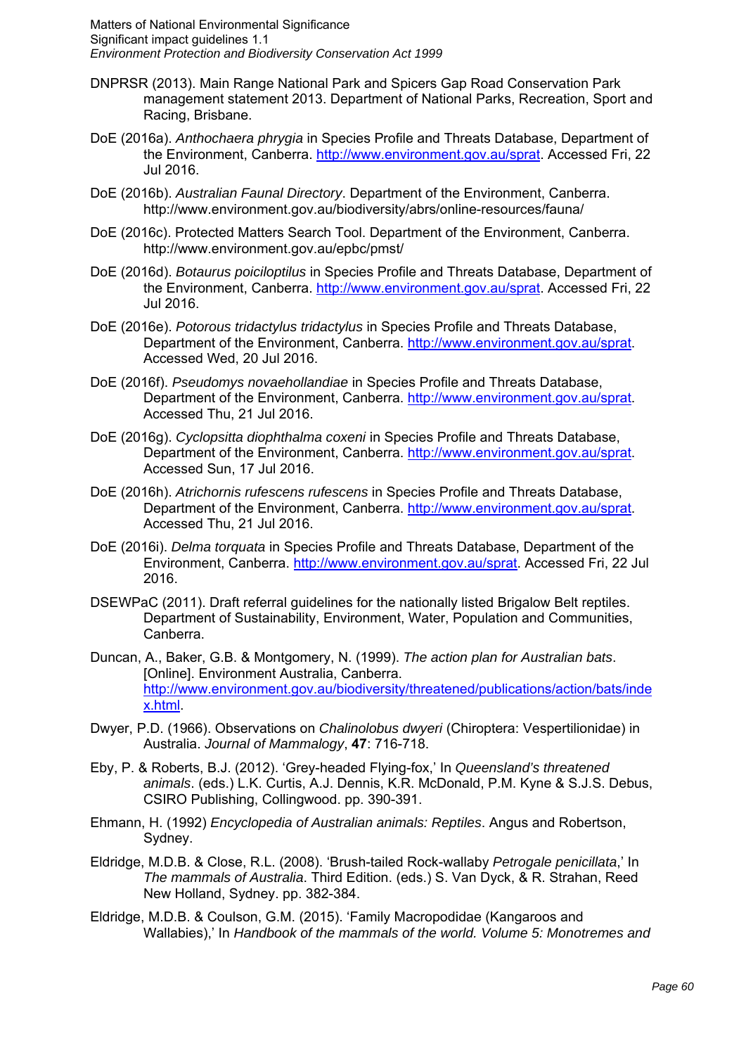DNPRSR (2013). Main Range National Park and Spicers Gap Road Conservation Park management statement 2013. Department of National Parks, Recreation, Sport and Racing, Brisbane.

DoE (2016a). *Anthochaera phrygia* in Species Profile and Threats Database, Department of the Environment, Canberra. http://www.environment.gov.au/sprat. Accessed Fri, 22 Jul 2016.

DoE (2016b). *Australian Faunal Directory*. Department of the Environment, Canberra. http://www.environment.gov.au/biodiversity/abrs/online-resources/fauna/

DoE (2016c). Protected Matters Search Tool. Department of the Environment, Canberra. http://www.environment.gov.au/epbc/pmst/

DoE (2016d). *Botaurus poiciloptilus* in Species Profile and Threats Database, Department of the Environment, Canberra. http://www.environment.gov.au/sprat. Accessed Fri, 22 Jul 2016.

DoE (2016e). *Potorous tridactylus tridactylus* in Species Profile and Threats Database, Department of the Environment, Canberra. http://www.environment.gov.au/sprat. Accessed Wed, 20 Jul 2016.

DoE (2016f). *Pseudomys novaehollandiae* in Species Profile and Threats Database, Department of the Environment, Canberra. http://www.environment.gov.au/sprat. Accessed Thu, 21 Jul 2016.

DoE (2016g). *Cyclopsitta diophthalma coxeni* in Species Profile and Threats Database, Department of the Environment, Canberra. http://www.environment.gov.au/sprat. Accessed Sun, 17 Jul 2016.

DoE (2016h). *Atrichornis rufescens rufescens* in Species Profile and Threats Database, Department of the Environment, Canberra. http://www.environment.gov.au/sprat. Accessed Thu, 21 Jul 2016.

DoE (2016i). *Delma torquata* in Species Profile and Threats Database, Department of the Environment, Canberra. http://www.environment.gov.au/sprat. Accessed Fri, 22 Jul 2016.

DSEWPaC (2011). Draft referral guidelines for the nationally listed Brigalow Belt reptiles. Department of Sustainability, Environment, Water, Population and Communities, Canberra.

Duncan, A., Baker, G.B. & Montgomery, N. (1999). *The action plan for Australian bats*. [Online]. Environment Australia, Canberra. http://www.environment.gov.au/biodiversity/threatened/publications/action/bats/index.html.

Dwyer, P.D. (1966). Observations on *Chalinolobus dwyeri* (Chiroptera: Vespertilionidae) in Australia. *Journal of Mammalogy*, **47**: 716-718.

Eby, P. & Roberts, B.J. (2012). 'Grey-headed Flying-fox,' In *Queensland's threatened animals*. (eds.) L.K. Curtis, A.J. Dennis, K.R. McDonald, P.M. Kyne & S.J.S. Debus, CSIRO Publishing, Collingwood. pp. 390-391.

Ehmann, H. (1992) *Encyclopedia of Australian animals: Reptiles*. Angus and Robertson, Sydney.

Eldridge, M.D.B. & Close, R.L. (2008). 'Brush-tailed Rock-wallaby *Petrogale penicillata*,' In *The mammals of Australia*. Third Edition. (eds.) S. Van Dyck, & R. Strahan, Reed New Holland, Sydney. pp. 382-384.

Eldridge, M.D.B. & Coulson, G.M. (2015). 'Family Macropodidae (Kangaroos and Wallabies),' In *Handbook of the mammals of the world. Volume 5: Monotremes and*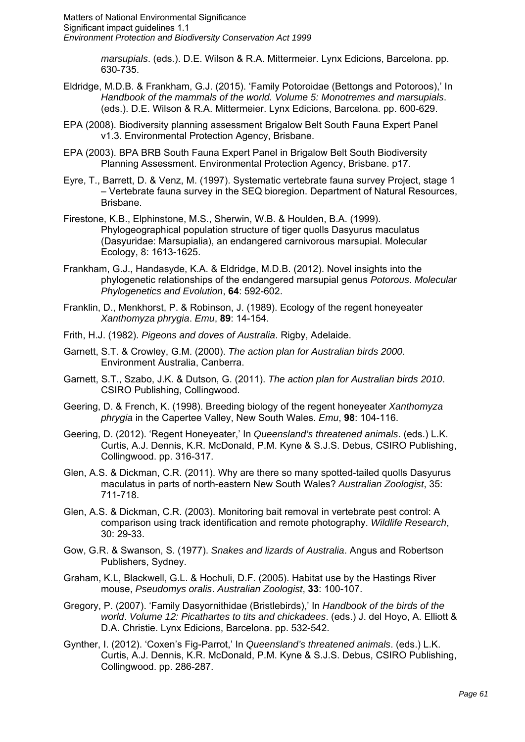*marsupials*. (eds.). D.E. Wilson & R.A. Mittermeier. Lynx Edicions, Barcelona. pp. 630-735.

Eldridge, M.D.B. & Frankham, G.J. (2015). 'Family Potoroidae (Bettongs and Potoroos),' In *Handbook of the mammals of the world. Volume 5: Monotremes and marsupials*. (eds.). D.E. Wilson & R.A. Mittermeier. Lynx Edicions, Barcelona. pp. 600-629.

EPA (2008). Biodiversity planning assessment Brigalow Belt South Fauna Expert Panel v1.3. Environmental Protection Agency, Brisbane.

EPA (2003). BPA BRB South Fauna Expert Panel in Brigalow Belt South Biodiversity Planning Assessment. Environmental Protection Agency, Brisbane. p17.

Eyre, T., Barrett, D. & Venz, M. (1997). Systematic vertebrate fauna survey Project, stage 1 – Vertebrate fauna survey in the SEQ bioregion. Department of Natural Resources, Brisbane.

Firestone, K.B., Elphinstone, M.S., Sherwin, W.B. & Houlden, B.A. (1999). Phylogeographical population structure of tiger quolls Dasyurus maculatus (Dasyuridae: Marsupialia), an endangered carnivorous marsupial. Molecular Ecology, 8: 1613-1625.

Frankham, G.J., Handasyde, K.A. & Eldridge, M.D.B. (2012). Novel insights into the phylogenetic relationships of the endangered marsupial genus *Potorous*. *Molecular Phylogenetics and Evolution*, **64**: 592-602.

Franklin, D., Menkhorst, P. & Robinson, J. (1989). Ecology of the regent honeyeater *Xanthomyza phrygia*. *Emu*, **89**: 14-154.

Frith, H.J. (1982). *Pigeons and doves of Australia*. Rigby, Adelaide.

Garnett, S.T. & Crowley, G.M. (2000). *The action plan for Australian birds 2000*. Environment Australia, Canberra.

Garnett, S.T., Szabo, J.K. & Dutson, G. (2011). *The action plan for Australian birds 2010*. CSIRO Publishing, Collingwood.

Geering, D. & French, K. (1998). Breeding biology of the regent honeyeater *Xanthomyza phrygia* in the Capertee Valley, New South Wales. *Emu*, **98**: 104-116.

Geering, D. (2012). 'Regent Honeyeater,' In *Queensland's threatened animals*. (eds.) L.K. Curtis, A.J. Dennis, K.R. McDonald, P.M. Kyne & S.J.S. Debus, CSIRO Publishing, Collingwood. pp. 316-317.

Glen, A.S. & Dickman, C.R. (2011). Why are there so many spotted-tailed quolls Dasyurus maculatus in parts of north-eastern New South Wales? *Australian Zoologist*, 35: 711-718.

Glen, A.S. & Dickman, C.R. (2003). Monitoring bait removal in vertebrate pest control: A comparison using track identification and remote photography. *Wildlife Research*, 30: 29-33.

Gow, G.R. & Swanson, S. (1977). *Snakes and lizards of Australia*. Angus and Robertson Publishers, Sydney.

Graham, K.L, Blackwell, G.L. & Hochuli, D.F. (2005). Habitat use by the Hastings River mouse, *Pseudomys oralis*. *Australian Zoologist*, **33**: 100-107.

Gregory, P. (2007). 'Family Dasyornithidae (Bristlebirds),' In *Handbook of the birds of the world*. *Volume 12: Picathartes to tits and chickadees*. (eds.) J. del Hoyo, A. Elliott & D.A. Christie. Lynx Edicions, Barcelona. pp. 532-542.

Gynther, I. (2012). 'Coxen's Fig-Parrot,' In *Queensland's threatened animals*. (eds.) L.K. Curtis, A.J. Dennis, K.R. McDonald, P.M. Kyne & S.J.S. Debus, CSIRO Publishing, Collingwood. pp. 286-287.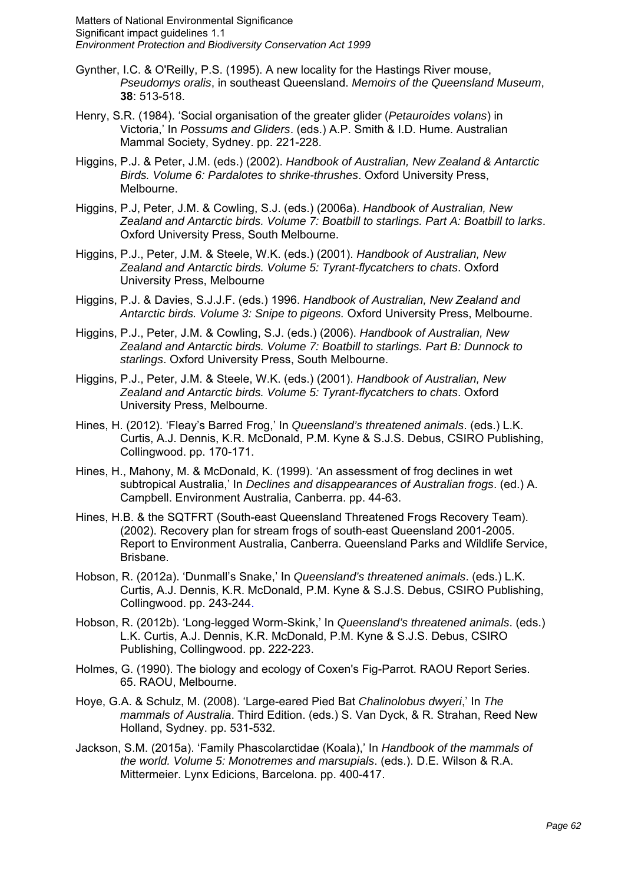Gynther, I.C. & O'Reilly, P.S. (1995). A new locality for the Hastings River mouse, *Pseudomys oralis*, in southeast Queensland. *Memoirs of the Queensland Museum*, **38**: 513-518.

Henry, S.R. (1984). 'Social organisation of the greater glider (*Petauroides volans*) in Victoria,' In *Possums and Gliders*. (eds.) A.P. Smith & I.D. Hume. Australian Mammal Society, Sydney. pp. 221-228.

Higgins, P.J. & Peter, J.M. (eds.) (2002). *Handbook of Australian, New Zealand & Antarctic Birds. Volume 6: Pardalotes to shrike-thrushes*. Oxford University Press, Melbourne.

Higgins, P.J, Peter, J.M. & Cowling, S.J. (eds.) (2006a). *Handbook of Australian, New Zealand and Antarctic birds. Volume 7: Boatbill to starlings. Part A: Boatbill to larks*. Oxford University Press, South Melbourne.

Higgins, P.J., Peter, J.M. & Steele, W.K. (eds.) (2001). *Handbook of Australian, New Zealand and Antarctic birds. Volume 5: Tyrant-flycatchers to chats*. Oxford University Press, Melbourne

Higgins, P.J. & Davies, S.J.J.F. (eds.) 1996. *Handbook of Australian, New Zealand and Antarctic birds. Volume 3: Snipe to pigeons.* Oxford University Press, Melbourne.

Higgins, P.J., Peter, J.M. & Cowling, S.J. (eds.) (2006). *Handbook of Australian, New Zealand and Antarctic birds. Volume 7: Boatbill to starlings. Part B: Dunnock to starlings*. Oxford University Press, South Melbourne.

Higgins, P.J., Peter, J.M. & Steele, W.K. (eds.) (2001). *Handbook of Australian, New Zealand and Antarctic birds. Volume 5: Tyrant-flycatchers to chats*. Oxford University Press, Melbourne.

Hines, H. (2012). 'Fleay's Barred Frog,' In *Queensland's threatened animals*. (eds.) L.K. Curtis, A.J. Dennis, K.R. McDonald, P.M. Kyne & S.J.S. Debus, CSIRO Publishing, Collingwood. pp. 170-171.

Hines, H., Mahony, M. & McDonald, K. (1999). 'An assessment of frog declines in wet subtropical Australia,' In *Declines and disappearances of Australian frogs*. (ed.) A. Campbell. Environment Australia, Canberra. pp. 44-63.

Hines, H.B. & the SQTFRT (South-east Queensland Threatened Frogs Recovery Team). (2002). Recovery plan for stream frogs of south-east Queensland 2001-2005. Report to Environment Australia, Canberra. Queensland Parks and Wildlife Service, Brisbane.

Hobson, R. (2012a). 'Dunmall's Snake,' In *Queensland's threatened animals*. (eds.) L.K. Curtis, A.J. Dennis, K.R. McDonald, P.M. Kyne & S.J.S. Debus, CSIRO Publishing, Collingwood. pp. 243-244.

Hobson, R. (2012b). 'Long-legged Worm-Skink,' In *Queensland's threatened animals*. (eds.) L.K. Curtis, A.J. Dennis, K.R. McDonald, P.M. Kyne & S.J.S. Debus, CSIRO Publishing, Collingwood. pp. 222-223.

Holmes, G. (1990). The biology and ecology of Coxen's Fig-Parrot. RAOU Report Series. 65. RAOU, Melbourne.

Hoye, G.A. & Schulz, M. (2008). 'Large-eared Pied Bat *Chalinolobus dwyeri*,' In *The mammals of Australia*. Third Edition. (eds.) S. Van Dyck, & R. Strahan, Reed New Holland, Sydney. pp. 531-532.

Jackson, S.M. (2015a). 'Family Phascolarctidae (Koala),' In *Handbook of the mammals of the world. Volume 5: Monotremes and marsupials*. (eds.). D.E. Wilson & R.A. Mittermeier. Lynx Edicions, Barcelona. pp. 400-417.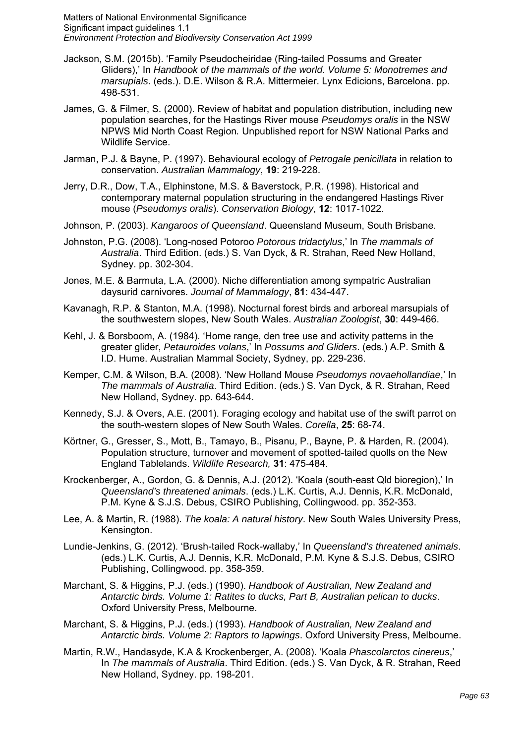Jackson, S.M. (2015b). 'Family Pseudocheiridae (Ring-tailed Possums and Greater Gliders),' In *Handbook of the mammals of the world. Volume 5: Monotremes and marsupials*. (eds.). D.E. Wilson & R.A. Mittermeier. Lynx Edicions, Barcelona. pp. 498-531.

James, G. & Filmer, S. (2000). Review of habitat and population distribution, including new population searches, for the Hastings River mouse *Pseudomys oralis* in the NSW NPWS Mid North Coast Region*.* Unpublished report for NSW National Parks and Wildlife Service.

Jarman, P.J. & Bayne, P. (1997). Behavioural ecology of *Petrogale penicillata* in relation to conservation. *Australian Mammalogy*, **19**: 219-228.

Jerry, D.R., Dow, T.A., Elphinstone, M.S. & Baverstock, P.R. (1998). Historical and contemporary maternal population structuring in the endangered Hastings River mouse (*Pseudomys oralis*). *Conservation Biology*, **12**: 1017-1022.

Johnson, P. (2003). *Kangaroos of Queensland*. Queensland Museum, South Brisbane.

Johnston, P.G. (2008). 'Long-nosed Potoroo *Potorous tridactylus*,' In *The mammals of Australia*. Third Edition. (eds.) S. Van Dyck, & R. Strahan, Reed New Holland, Sydney. pp. 302-304.

Jones, M.E. & Barmuta, L.A. (2000). Niche differentiation among sympatric Australian daysurid carnivores. *Journal of Mammalogy*, **81**: 434-447.

Kavanagh, R.P. & Stanton, M.A. (1998). Nocturnal forest birds and arboreal marsupials of the southwestern slopes, New South Wales. *Australian Zoologist*, **30**: 449-466.

Kehl, J. & Borsboom, A. (1984). 'Home range, den tree use and activity patterns in the greater glider, *Petauroides volans*,' In *Possums and Gliders*. (eds.) A.P. Smith & I.D. Hume. Australian Mammal Society, Sydney, pp. 229-236.

Kemper, C.M. & Wilson, B.A. (2008). 'New Holland Mouse *Pseudomys novaehollandiae*,' In *The mammals of Australia*. Third Edition. (eds.) S. Van Dyck, & R. Strahan, Reed New Holland, Sydney. pp. 643-644.

Kennedy, S.J. & Overs, A.E. (2001). Foraging ecology and habitat use of the swift parrot on the south-western slopes of New South Wales. *Corella*, **25**: 68-74.

Körtner, G., Gresser, S., Mott, B., Tamayo, B., Pisanu, P., Bayne, P. & Harden, R. (2004). Population structure, turnover and movement of spotted-tailed quolls on the New England Tablelands. *Wildlife Research,* **31**: 475-484.

Krockenberger, A., Gordon, G. & Dennis, A.J. (2012). 'Koala (south-east Qld bioregion),' In *Queensland's threatened animals*. (eds.) L.K. Curtis, A.J. Dennis, K.R. McDonald, P.M. Kyne & S.J.S. Debus, CSIRO Publishing, Collingwood. pp. 352-353.

Lee, A. & Martin, R. (1988). *The koala: A natural history*. New South Wales University Press, Kensington.

Lundie-Jenkins, G. (2012). 'Brush-tailed Rock-wallaby,' In *Queensland's threatened animals*. (eds.) L.K. Curtis, A.J. Dennis, K.R. McDonald, P.M. Kyne & S.J.S. Debus, CSIRO Publishing, Collingwood. pp. 358-359.

Marchant, S. & Higgins, P.J. (eds.) (1990). *Handbook of Australian, New Zealand and Antarctic birds. Volume 1: Ratites to ducks, Part B, Australian pelican to ducks*. Oxford University Press, Melbourne.

Marchant, S. & Higgins, P.J. (eds.) (1993). *Handbook of Australian, New Zealand and Antarctic birds. Volume 2: Raptors to lapwings*. Oxford University Press, Melbourne.

Martin, R.W., Handasyde, K.A & Krockenberger, A. (2008). 'Koala *Phascolarctos cinereus*,' In *The mammals of Australia*. Third Edition. (eds.) S. Van Dyck, & R. Strahan, Reed New Holland, Sydney. pp. 198-201.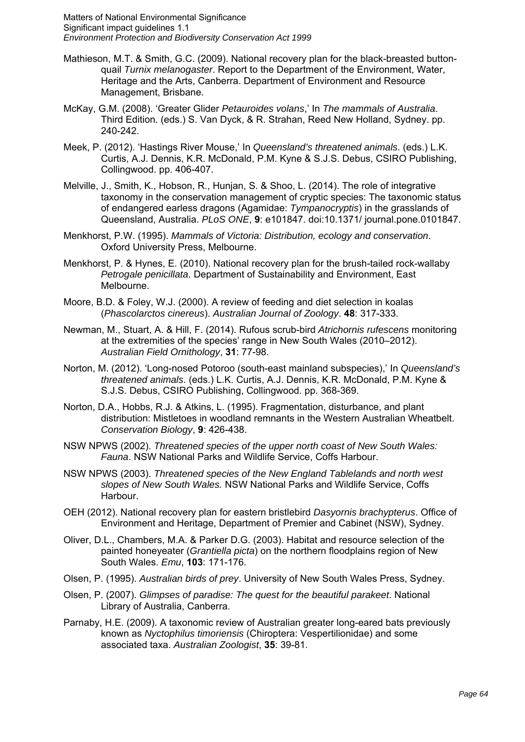Mathieson, M.T. & Smith, G.C. (2009). National recovery plan for the black-breasted button-quail *Turnix melanogaster*. Report to the Department of the Environment, Water, Heritage and the Arts, Canberra. Department of Environment and Resource Management, Brisbane.

McKay, G.M. (2008). 'Greater Glider *Petauroides volans*,' In *The mammals of Australia*. Third Edition. (eds.) S. Van Dyck, & R. Strahan, Reed New Holland, Sydney. pp. 240-242.

Meek, P. (2012). 'Hastings River Mouse,' In *Queensland's threatened animals*. (eds.) L.K. Curtis, A.J. Dennis, K.R. McDonald, P.M. Kyne & S.J.S. Debus, CSIRO Publishing, Collingwood. pp. 406-407.

Melville, J., Smith, K., Hobson, R., Hunjan, S. & Shoo, L. (2014). The role of integrative taxonomy in the conservation management of cryptic species: The taxonomic status of endangered earless dragons (Agamidae: *Tympanocryptis*) in the grasslands of Queensland, Australia. *PLoS ONE*, **9**: e101847. doi:10.1371/ journal.pone.0101847.

Menkhorst, P.W. (1995). *Mammals of Victoria: Distribution, ecology and conservation*. Oxford University Press, Melbourne.

Menkhorst, P. & Hynes, E. (2010). National recovery plan for the brush-tailed rock-wallaby *Petrogale penicillata*. Department of Sustainability and Environment, East Melbourne.

Moore, B.D. & Foley, W.J. (2000). A review of feeding and diet selection in koalas (*Phascolarctos cinereus*). *Australian Journal of Zoology*. **48**: 317-333.

Newman, M., Stuart, A. & Hill, F. (2014). Rufous scrub-bird *Atrichornis rufescens* monitoring at the extremities of the species' range in New South Wales (2010–2012). *Australian Field Ornithology*, **31**: 77-98.

Norton, M. (2012). 'Long-nosed Potoroo (south-east mainland subspecies),' In *Queensland's threatened animals*. (eds.) L.K. Curtis, A.J. Dennis, K.R. McDonald, P.M. Kyne & S.J.S. Debus, CSIRO Publishing, Collingwood. pp. 368-369.

Norton, D.A., Hobbs, R.J. & Atkins, L. (1995). Fragmentation, disturbance, and plant distribution: Mistletoes in woodland remnants in the Western Australian Wheatbelt. *Conservation Biology*, **9**: 426-438.

NSW NPWS (2002). *Threatened species of the upper north coast of New South Wales: Fauna*. NSW National Parks and Wildlife Service, Coffs Harbour.

NSW NPWS (2003). *Threatened species of the New England Tablelands and north west slopes of New South Wales.* NSW National Parks and Wildlife Service, Coffs Harbour.

OEH (2012). National recovery plan for eastern bristlebird *Dasyornis brachypterus*. Office of Environment and Heritage, Department of Premier and Cabinet (NSW), Sydney.

Oliver, D.L., Chambers, M.A. & Parker D.G. (2003). Habitat and resource selection of the painted honeyeater (*Grantiella picta*) on the northern floodplains region of New South Wales. *Emu*, **103**: 171-176.

Olsen, P. (1995). *Australian birds of prey*. University of New South Wales Press, Sydney.

Olsen, P. (2007). *Glimpses of paradise: The quest for the beautiful parakeet*. National Library of Australia, Canberra.

Parnaby, H.E. (2009). A taxonomic review of Australian greater long-eared bats previously known as *Nyctophilus timoriensis* (Chiroptera: Vespertilionidae) and some associated taxa. *Australian Zoologist*, **35**: 39-81.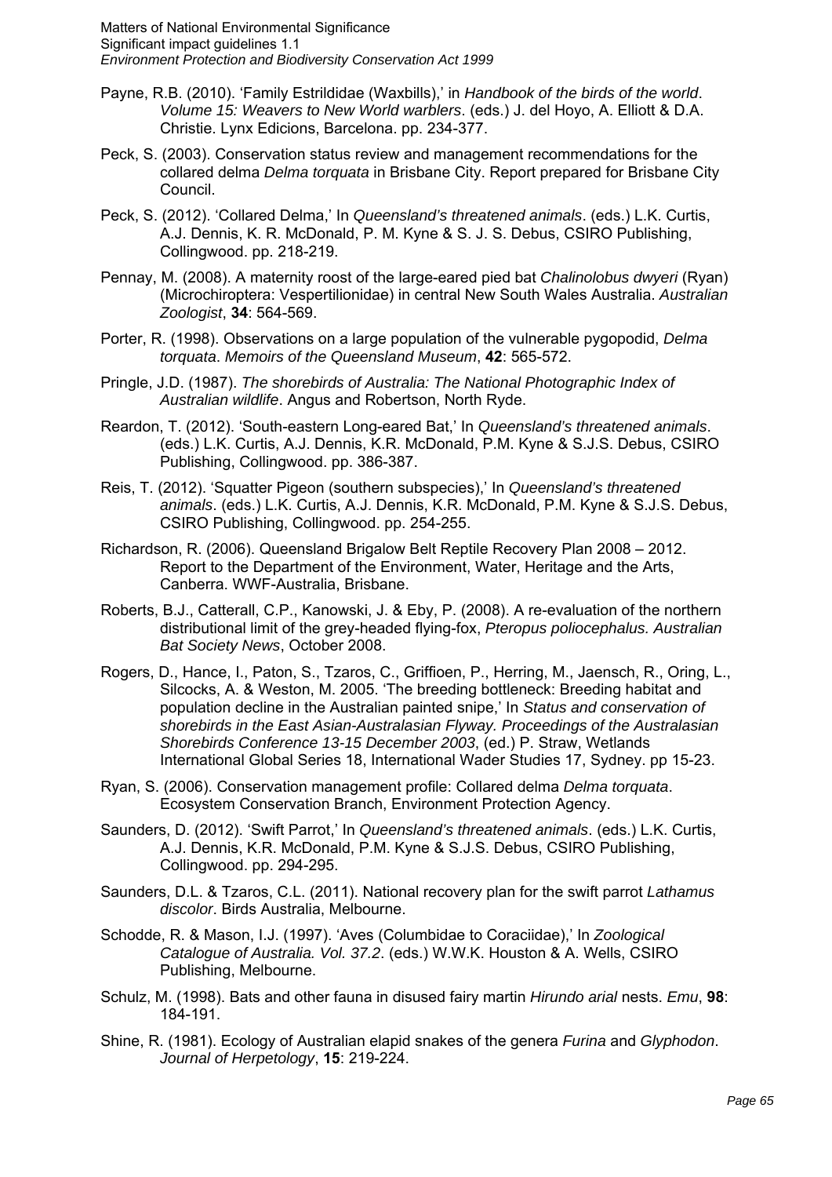Payne, R.B. (2010). 'Family Estrildidae (Waxbills),' in *Handbook of the birds of the world. Volume 15: Weavers to New World warblers*. (eds.) J. del Hoyo, A. Elliott & D.A. Christie. Lynx Edicions, Barcelona. pp. 234-377.

Peck, S. (2003). Conservation status review and management recommendations for the collared delma *Delma torquata* in Brisbane City. Report prepared for Brisbane City Council.

Peck, S. (2012). 'Collared Delma,' In *Queensland's threatened animals*. (eds.) L.K. Curtis, A.J. Dennis, K. R. McDonald, P. M. Kyne & S. J. S. Debus, CSIRO Publishing, Collingwood. pp. 218-219.

Pennay, M. (2008). A maternity roost of the large-eared pied bat *Chalinolobus dwyeri* (Ryan) (Microchiroptera: Vespertilionidae) in central New South Wales Australia. *Australian Zoologist*, **34**: 564-569.

Porter, R. (1998). Observations on a large population of the vulnerable pygopodid, *Delma torquata*. *Memoirs of the Queensland Museum*, **42**: 565-572.

Pringle, J.D. (1987). *The shorebirds of Australia: The National Photographic Index of Australian wildlife*. Angus and Robertson, North Ryde.

Reardon, T. (2012). 'South-eastern Long-eared Bat,' In *Queensland's threatened animals*. (eds.) L.K. Curtis, A.J. Dennis, K.R. McDonald, P.M. Kyne & S.J.S. Debus, CSIRO Publishing, Collingwood. pp. 386-387.

Reis, T. (2012). 'Squatter Pigeon (southern subspecies),' In *Queensland's threatened animals*. (eds.) L.K. Curtis, A.J. Dennis, K.R. McDonald, P.M. Kyne & S.J.S. Debus, CSIRO Publishing, Collingwood. pp. 254-255.

Richardson, R. (2006). Queensland Brigalow Belt Reptile Recovery Plan 2008 – 2012. Report to the Department of the Environment, Water, Heritage and the Arts, Canberra. WWF-Australia, Brisbane.

Roberts, B.J., Catterall, C.P., Kanowski, J. & Eby, P. (2008). A re-evaluation of the northern distributional limit of the grey-headed flying-fox, *Pteropus poliocephalus. Australian Bat Society News*, October 2008.

Rogers, D., Hance, I., Paton, S., Tzaros, C., Griffioen, P., Herring, M., Jaensch, R., Oring, L., Silcocks, A. & Weston, M. 2005. 'The breeding bottleneck: Breeding habitat and population decline in the Australian painted snipe,' In *Status and conservation of shorebirds in the East Asian-Australasian Flyway. Proceedings of the Australasian Shorebirds Conference 13-15 December 2003*, (ed.) P. Straw, Wetlands International Global Series 18, International Wader Studies 17, Sydney. pp 15-23.

Ryan, S. (2006). Conservation management profile: Collared delma *Delma torquata*. Ecosystem Conservation Branch, Environment Protection Agency.

Saunders, D. (2012). 'Swift Parrot,' In *Queensland's threatened animals*. (eds.) L.K. Curtis, A.J. Dennis, K.R. McDonald, P.M. Kyne & S.J.S. Debus, CSIRO Publishing, Collingwood. pp. 294-295.

Saunders, D.L. & Tzaros, C.L. (2011). National recovery plan for the swift parrot *Lathamus discolor*. Birds Australia, Melbourne.

Schodde, R. & Mason, I.J. (1997). 'Aves (Columbidae to Coraciidae),' In *Zoological Catalogue of Australia. Vol. 37.2*. (eds.) W.W.K. Houston & A. Wells, CSIRO Publishing, Melbourne.

Schulz, M. (1998). Bats and other fauna in disused fairy martin *Hirundo arial* nests. *Emu*, **98**: 184-191.

Shine, R. (1981). Ecology of Australian elapid snakes of the genera *Furina* and *Glyphodon*. *Journal of Herpetology*, **15**: 219-224.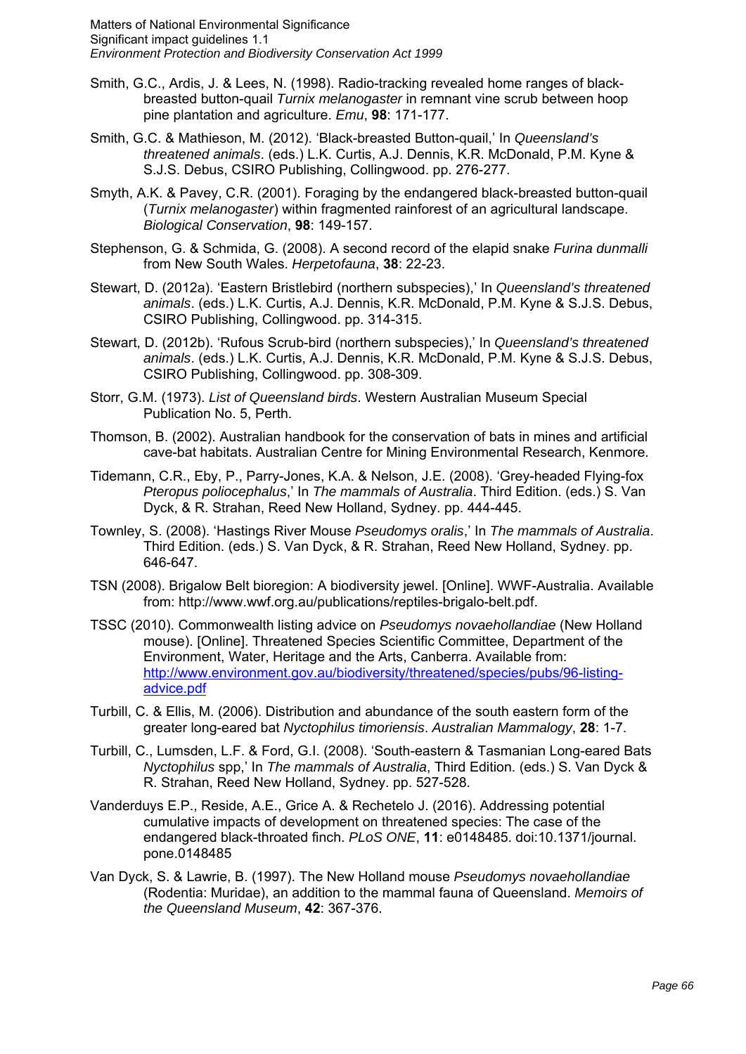Smith, G.C., Ardis, J. & Lees, N. (1998). Radio-tracking revealed home ranges of black-breasted button-quail *Turnix melanogaster* in remnant vine scrub between hoop pine plantation and agriculture. *Emu*, **98**: 171-177.

Smith, G.C. & Mathieson, M. (2012). 'Black-breasted Button-quail,' In *Queensland's threatened animals*. (eds.) L.K. Curtis, A.J. Dennis, K.R. McDonald, P.M. Kyne & S.J.S. Debus, CSIRO Publishing, Collingwood. pp. 276-277.

Smyth, A.K. & Pavey, C.R. (2001). Foraging by the endangered black-breasted button-quail (*Turnix melanogaster*) within fragmented rainforest of an agricultural landscape. *Biological Conservation*, **98**: 149-157.

Stephenson, G. & Schmida, G. (2008). A second record of the elapid snake *Furina dunmalli* from New South Wales. *Herpetofauna*, **38**: 22-23.

Stewart, D. (2012a). 'Eastern Bristlebird (northern subspecies),' In *Queensland's threatened animals*. (eds.) L.K. Curtis, A.J. Dennis, K.R. McDonald, P.M. Kyne & S.J.S. Debus, CSIRO Publishing, Collingwood. pp. 314-315.

Stewart, D. (2012b). 'Rufous Scrub-bird (northern subspecies),' In *Queensland's threatened animals*. (eds.) L.K. Curtis, A.J. Dennis, K.R. McDonald, P.M. Kyne & S.J.S. Debus, CSIRO Publishing, Collingwood. pp. 308-309.

Storr, G.M. (1973). *List of Queensland birds*. Western Australian Museum Special Publication No. 5, Perth.

Thomson, B. (2002). Australian handbook for the conservation of bats in mines and artificial cave-bat habitats. Australian Centre for Mining Environmental Research, Kenmore.

Tidemann, C.R., Eby, P., Parry-Jones, K.A. & Nelson, J.E. (2008). 'Grey-headed Flying-fox *Pteropus poliocephalus*,' In *The mammals of Australia*. Third Edition. (eds.) S. Van Dyck, & R. Strahan, Reed New Holland, Sydney. pp. 444-445.

Townley, S. (2008). 'Hastings River Mouse *Pseudomys oralis*,' In *The mammals of Australia*. Third Edition. (eds.) S. Van Dyck, & R. Strahan, Reed New Holland, Sydney. pp. 646-647.

TSN (2008). Brigalow Belt bioregion: A biodiversity jewel. [Online]. WWF-Australia. Available from: http://www.wwf.org.au/publications/reptiles-brigalo-belt.pdf.

TSSC (2010). Commonwealth listing advice on *Pseudomys novaehollandiae* (New Holland mouse). [Online]. Threatened Species Scientific Committee, Department of the Environment, Water, Heritage and the Arts, Canberra. Available from: http://www.environment.gov.au/biodiversity/threatened/species/pubs/96-listing-advice.pdf

Turbill, C. & Ellis, M. (2006). Distribution and abundance of the south eastern form of the greater long-eared bat *Nyctophilus timoriensis*. *Australian Mammalogy*, **28**: 1-7.

Turbill, C., Lumsden, L.F. & Ford, G.I. (2008). 'South-eastern & Tasmanian Long-eared Bats *Nyctophilus* spp,' In *The mammals of Australia*, Third Edition. (eds.) S. Van Dyck & R. Strahan, Reed New Holland, Sydney. pp. 527-528.

Vanderduys E.P., Reside, A.E., Grice A. & Rechetelo J. (2016). Addressing potential cumulative impacts of development on threatened species: The case of the endangered black-throated finch. *PLoS ONE*, **11**: e0148485. doi:10.1371/journal.pone.0148485

Van Dyck, S. & Lawrie, B. (1997). The New Holland mouse *Pseudomys novaehollandiae* (Rodentia: Muridae), an addition to the mammal fauna of Queensland. *Memoirs of the Queensland Museum*, **42**: 367-376.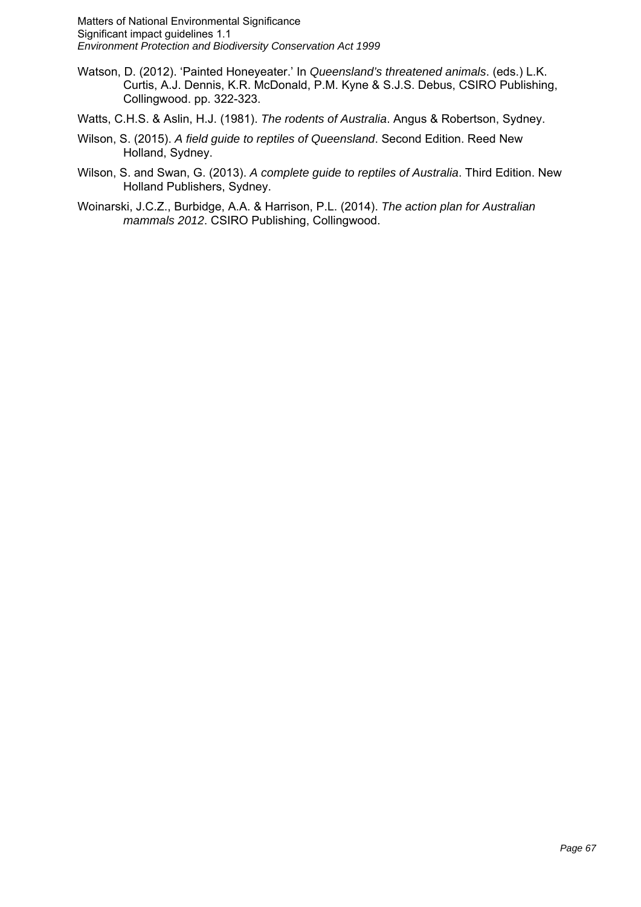Watson, D. (2012). 'Painted Honeyeater.' In *Queensland's threatened animals*. (eds.) L.K. Curtis, A.J. Dennis, K.R. McDonald, P.M. Kyne & S.J.S. Debus, CSIRO Publishing, Collingwood. pp. 322-323.

Watts, C.H.S. & Aslin, H.J. (1981). *The rodents of Australia*. Angus & Robertson, Sydney.

Wilson, S. (2015). *A field guide to reptiles of Queensland*. Second Edition. Reed New Holland, Sydney.

Wilson, S. and Swan, G. (2013). *A complete guide to reptiles of Australia*. Third Edition. New Holland Publishers, Sydney.

Woinarski, J.C.Z., Burbidge, A.A. & Harrison, P.L. (2014). *The action plan for Australian mammals 2012*. CSIRO Publishing, Collingwood.